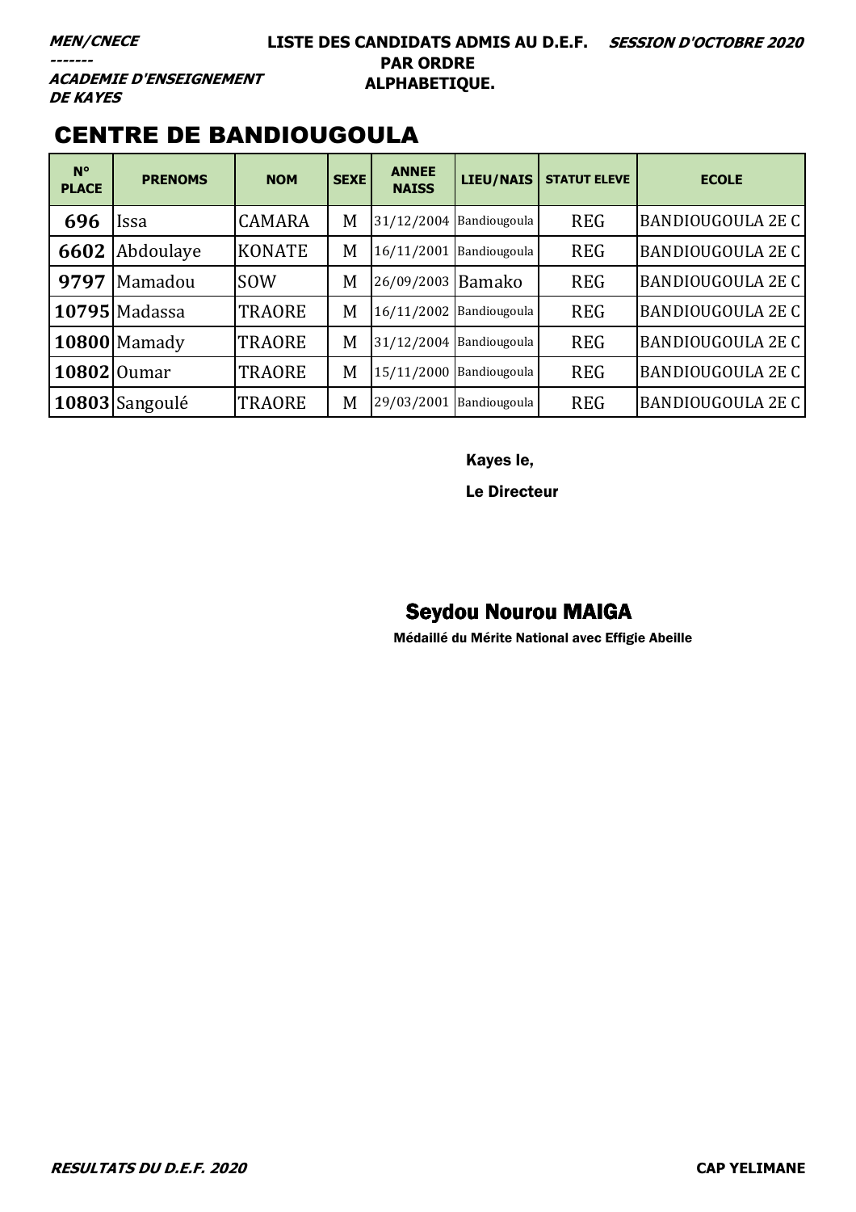**MEN/CNECE**
**-------**
**ACADEMIE D'ENSEIGNEMENT DE KAYES**

**LISTE DES CANDIDATS ADMIS AU D.E.F. PAR ORDRE ALPHABETIQUE.**

**SESSION D'OCTOBRE 2020**

# CENTRE DE BANDIOUGOULA

| N° PLACE | PRENOMS | NOM | SEXE | ANNEE NAISS | LIEU/NAIS | STATUT ELEVE | ECOLE |
|---|---|---|---|---|---|---|---|
| **696** | Issa | CAMARA | M | 31/12/2004 | Bandiougoula | REG | BANDIOUGOULA 2E C |
| **6602** | Abdoulaye | KONATE | M | 16/11/2001 | Bandiougoula | REG | BANDIOUGOULA 2E C |
| **9797** | Mamadou | SOW | M | 26/09/2003 | Bamako | REG | BANDIOUGOULA 2E C |
| **10795** | Madassa | TRAORE | M | 16/11/2002 | Bandiougoula | REG | BANDIOUGOULA 2E C |
| **10800** | Mamady | TRAORE | M | 31/12/2004 | Bandiougoula | REG | BANDIOUGOULA 2E C |
| **10802** | Oumar | TRAORE | M | 15/11/2000 | Bandiougoula | REG | BANDIOUGOULA 2E C |
| **10803** | Sangoulé | TRAORE | M | 29/03/2001 | Bandiougoula | REG | BANDIOUGOULA 2E C |

Kayes le,

Le Directeur

**Seydou Nourou MAIGA**

Médaillé du Mérite National avec Effigie Abeille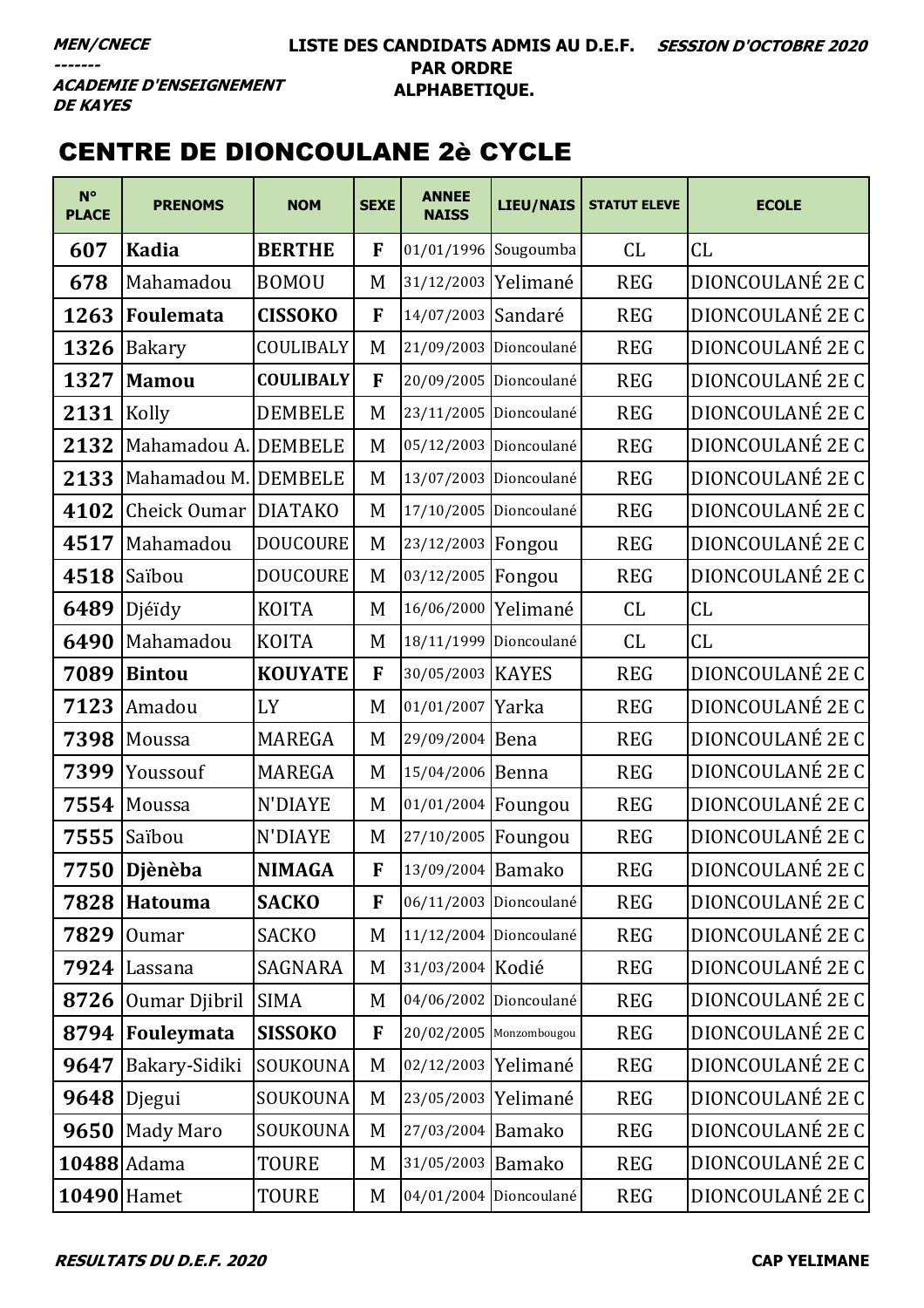**MEN/CNECE**
**-------**
**ACADEMIE D'ENSEIGNEMENT DE KAYES**

**LISTE DES CANDIDATS ADMIS AU D.E.F. PAR ORDRE ALPHABETIQUE.**

**SESSION D'OCTOBRE 2020**

## CENTRE DE DIONCOULANE 2è CYCLE

| N° PLACE | PRENOMS | NOM | SEXE | ANNEE NAISS | LIEU/NAIS | STATUT ELEVE | ECOLE |
|---|---|---|---|---|---|---|---|
| 607 | **Kadia** | **BERTHE** | **F** | 01/01/1996 | Sougoumba | CL | CL |
| 678 | Mahamadou | BOMOU | M | 31/12/2003 | Yelimané | REG | DIONCOULANÉ 2E C |
| 1263 | **Foulemata** | **CISSOKO** | **F** | 14/07/2003 | Sandaré | REG | DIONCOULANÉ 2E C |
| 1326 | Bakary | COULIBALY | M | 21/09/2003 | Dioncoulané | REG | DIONCOULANÉ 2E C |
| 1327 | **Mamou** | **COULIBALY** | **F** | 20/09/2005 | Dioncoulané | REG | DIONCOULANÉ 2E C |
| 2131 | Kolly | DEMBELE | M | 23/11/2005 | Dioncoulané | REG | DIONCOULANÉ 2E C |
| 2132 | Mahamadou A. | DEMBELE | M | 05/12/2003 | Dioncoulané | REG | DIONCOULANÉ 2E C |
| 2133 | Mahamadou M. | DEMBELE | M | 13/07/2003 | Dioncoulané | REG | DIONCOULANÉ 2E C |
| 4102 | Cheick Oumar | DIATAKO | M | 17/10/2005 | Dioncoulané | REG | DIONCOULANÉ 2E C |
| 4517 | Mahamadou | DOUCOURE | M | 23/12/2003 | Fongou | REG | DIONCOULANÉ 2E C |
| 4518 | Saïbou | DOUCOURE | M | 03/12/2005 | Fongou | REG | DIONCOULANÉ 2E C |
| 6489 | Djéïdy | KOITA | M | 16/06/2000 | Yelimané | CL | CL |
| 6490 | Mahamadou | KOITA | M | 18/11/1999 | Dioncoulané | CL | CL |
| 7089 | **Bintou** | **KOUYATE** | **F** | 30/05/2003 | KAYES | REG | DIONCOULANÉ 2E C |
| 7123 | Amadou | LY | M | 01/01/2007 | Yarka | REG | DIONCOULANÉ 2E C |
| 7398 | Moussa | MAREGA | M | 29/09/2004 | Bena | REG | DIONCOULANÉ 2E C |
| 7399 | Youssouf | MAREGA | M | 15/04/2006 | Benna | REG | DIONCOULANÉ 2E C |
| 7554 | Moussa | N'DIAYE | M | 01/01/2004 | Foungou | REG | DIONCOULANÉ 2E C |
| 7555 | Saïbou | N'DIAYE | M | 27/10/2005 | Foungou | REG | DIONCOULANÉ 2E C |
| 7750 | **Djènèba** | **NIMAGA** | **F** | 13/09/2004 | Bamako | REG | DIONCOULANÉ 2E C |
| 7828 | **Hatouma** | **SACKO** | **F** | 06/11/2003 | Dioncoulané | REG | DIONCOULANÉ 2E C |
| 7829 | Oumar | SACKO | M | 11/12/2004 | Dioncoulané | REG | DIONCOULANÉ 2E C |
| 7924 | Lassana | SAGNARA | M | 31/03/2004 | Kodié | REG | DIONCOULANÉ 2E C |
| 8726 | Oumar Djibril | SIMA | M | 04/06/2002 | Dioncoulané | REG | DIONCOULANÉ 2E C |
| 8794 | **Fouleymata** | **SISSOKO** | **F** | 20/02/2005 | Monzombougou | REG | DIONCOULANÉ 2E C |
| 9647 | Bakary-Sidiki | SOUKOUNA | M | 02/12/2003 | Yelimané | REG | DIONCOULANÉ 2E C |
| 9648 | Djegui | SOUKOUNA | M | 23/05/2003 | Yelimané | REG | DIONCOULANÉ 2E C |
| 9650 | Mady Maro | SOUKOUNA | M | 27/03/2004 | Bamako | REG | DIONCOULANÉ 2E C |
| 10488 | Adama | TOURE | M | 31/05/2003 | Bamako | REG | DIONCOULANÉ 2E C |
| 10490 | Hamet | TOURE | M | 04/01/2004 | Dioncoulané | REG | DIONCOULANÉ 2E C |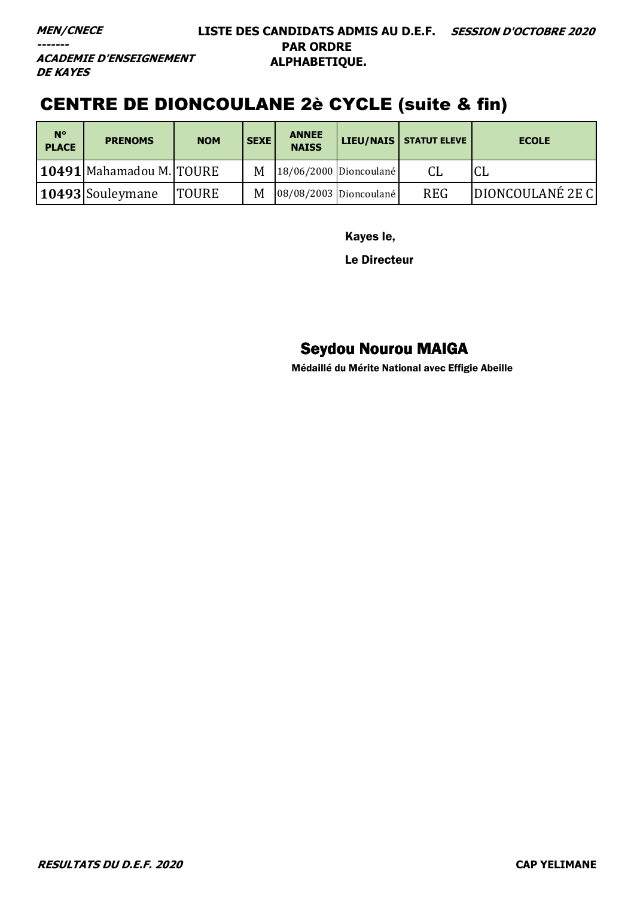**MEN/CNECE**
-------
**ACADEMIE D'ENSEIGNEMENT DE KAYES**

**LISTE DES CANDIDATS ADMIS AU D.E.F. PAR ORDRE ALPHABETIQUE.**

**SESSION D'OCTOBRE 2020**

# CENTRE DE DIONCOULANE 2è CYCLE (suite & fin)

| N° PLACE | PRENOMS | NOM | SEXE | ANNEE NAISS | LIEU/NAIS | STATUT ELEVE | ECOLE |
|---|---|---|---|---|---|---|---|
| **10491** | Mahamadou M. | TOURE | M | 18/06/2000 | Dioncoulané | CL | CL |
| **10493** | Souleymane | TOURE | M | 08/08/2003 | Dioncoulané | REG | DIONCOULANÉ 2E C |

Kayes le,

Le Directeur

**Seydou Nourou MAIGA**

Médaillé du Mérite National avec Effigie Abeille

*RESULTATS DU D.E.F. 2020*

**CAP YELIMANE**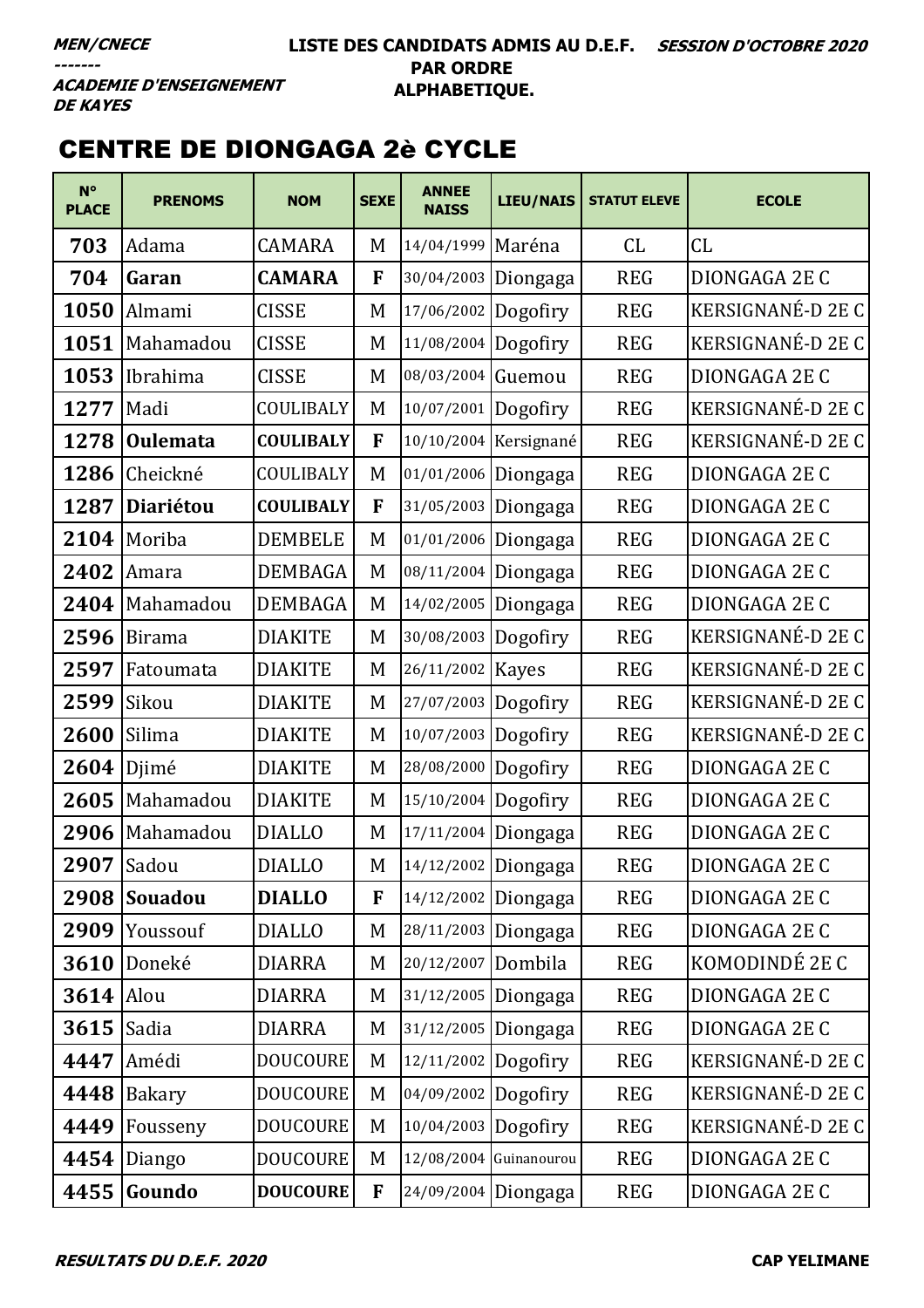***MEN/CNECE***
***-------***
***ACADEMIE D'ENSEIGNEMENT DE KAYES***

**LISTE DES CANDIDATS ADMIS AU D.E.F. PAR ORDRE ALPHABETIQUE.**

***SESSION D'OCTOBRE 2020***

## CENTRE DE DIONGAGA 2è CYCLE

| N° PLACE | PRENOMS | NOM | SEXE | ANNEE NAISS | LIEU/NAIS | STATUT ELEVE | ECOLE |
|---|---|---|---|---|---|---|---|
| **703** | Adama | CAMARA | M | 14/04/1999 | Maréna | CL | CL |
| **704** | **Garan** | **CAMARA** | **F** | 30/04/2003 | Diongaga | REG | DIONGAGA 2E C |
| **1050** | Almami | CISSE | M | 17/06/2002 | Dogofiry | REG | KERSIGNANÉ-D 2E C |
| **1051** | Mahamadou | CISSE | M | 11/08/2004 | Dogofiry | REG | KERSIGNANÉ-D 2E C |
| **1053** | Ibrahima | CISSE | M | 08/03/2004 | Guemou | REG | DIONGAGA 2E C |
| **1277** | Madi | COULIBALY | M | 10/07/2001 | Dogofiry | REG | KERSIGNANÉ-D 2E C |
| **1278** | **Oulemata** | **COULIBALY** | **F** | 10/10/2004 | Kersignané | REG | KERSIGNANÉ-D 2E C |
| **1286** | Cheickné | COULIBALY | M | 01/01/2006 | Diongaga | REG | DIONGAGA 2E C |
| **1287** | **Diariétou** | **COULIBALY** | **F** | 31/05/2003 | Diongaga | REG | DIONGAGA 2E C |
| **2104** | Moriba | DEMBELE | M | 01/01/2006 | Diongaga | REG | DIONGAGA 2E C |
| **2402** | Amara | DEMBAGA | M | 08/11/2004 | Diongaga | REG | DIONGAGA 2E C |
| **2404** | Mahamadou | DEMBAGA | M | 14/02/2005 | Diongaga | REG | DIONGAGA 2E C |
| **2596** | Birama | DIAKITE | M | 30/08/2003 | Dogofiry | REG | KERSIGNANÉ-D 2E C |
| **2597** | Fatoumata | DIAKITE | M | 26/11/2002 | Kayes | REG | KERSIGNANÉ-D 2E C |
| **2599** | Sikou | DIAKITE | M | 27/07/2003 | Dogofiry | REG | KERSIGNANÉ-D 2E C |
| **2600** | Silima | DIAKITE | M | 10/07/2003 | Dogofiry | REG | KERSIGNANÉ-D 2E C |
| **2604** | Djimé | DIAKITE | M | 28/08/2000 | Dogofiry | REG | DIONGAGA 2E C |
| **2605** | Mahamadou | DIAKITE | M | 15/10/2004 | Dogofiry | REG | DIONGAGA 2E C |
| **2906** | Mahamadou | DIALLO | M | 17/11/2004 | Diongaga | REG | DIONGAGA 2E C |
| **2907** | Sadou | DIALLO | M | 14/12/2002 | Diongaga | REG | DIONGAGA 2E C |
| **2908** | **Souadou** | **DIALLO** | **F** | 14/12/2002 | Diongaga | REG | DIONGAGA 2E C |
| **2909** | Youssouf | DIALLO | M | 28/11/2003 | Diongaga | REG | DIONGAGA 2E C |
| **3610** | Doneké | DIARRA | M | 20/12/2007 | Dombila | REG | KOMODINDÉ 2E C |
| **3614** | Alou | DIARRA | M | 31/12/2005 | Diongaga | REG | DIONGAGA 2E C |
| **3615** | Sadia | DIARRA | M | 31/12/2005 | Diongaga | REG | DIONGAGA 2E C |
| **4447** | Amédi | DOUCOURE | M | 12/11/2002 | Dogofiry | REG | KERSIGNANÉ-D 2E C |
| **4448** | Bakary | DOUCOURE | M | 04/09/2002 | Dogofiry | REG | KERSIGNANÉ-D 2E C |
| **4449** | Fousseny | DOUCOURE | M | 10/04/2003 | Dogofiry | REG | KERSIGNANÉ-D 2E C |
| **4454** | Diango | DOUCOURE | M | 12/08/2004 | Guinanourou | REG | DIONGAGA 2E C |
| **4455** | **Goundo** | **DOUCOURE** | **F** | 24/09/2004 | Diongaga | REG | DIONGAGA 2E C |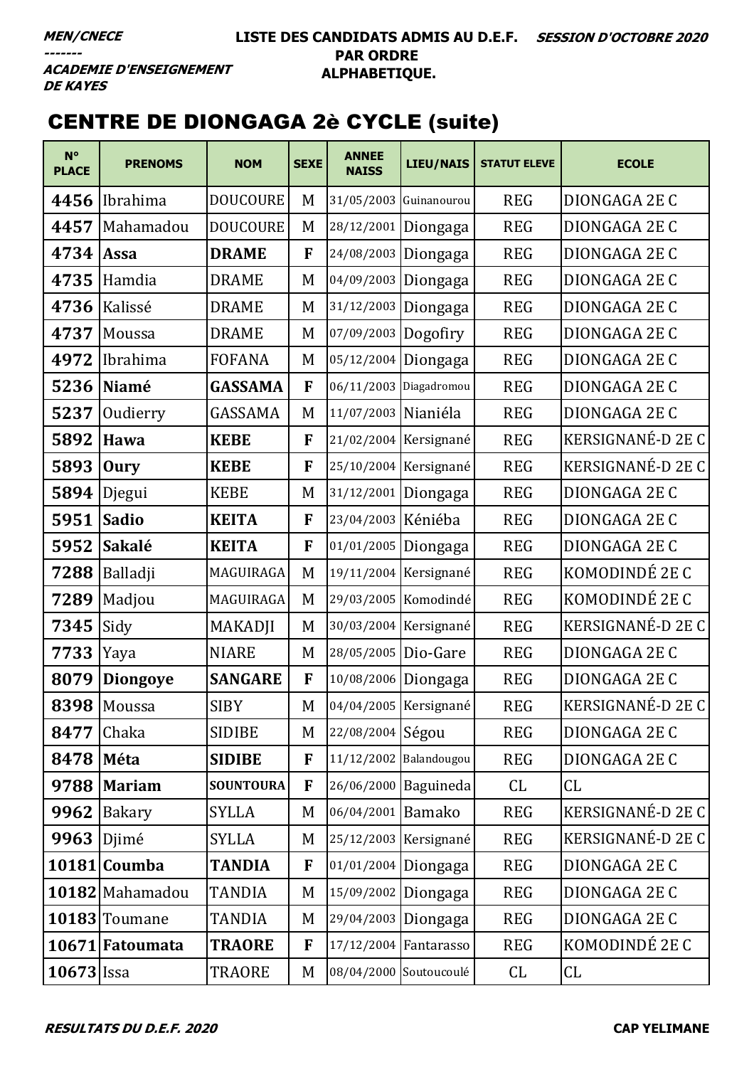**MEN/CNECE**
**-------**
**ACADEMIE D'ENSEIGNEMENT DE KAYES**

**LISTE DES CANDIDATS ADMIS AU D.E.F. PAR ORDRE ALPHABETIQUE.**

**SESSION D'OCTOBRE 2020**

## CENTRE DE DIONGAGA 2è CYCLE (suite)

| N° PLACE | PRENOMS | NOM | SEXE | ANNEE NAISS | LIEU/NAIS | STATUT ELEVE | ECOLE |
|---|---|---|---|---|---|---|---|
| 4456 | Ibrahima | DOUCOURE | M | 31/05/2003 | Guinanourou | REG | DIONGAGA 2E C |
| 4457 | Mahamadou | DOUCOURE | M | 28/12/2001 | Diongaga | REG | DIONGAGA 2E C |
| 4734 | **Assa** | **DRAME** | **F** | 24/08/2003 | Diongaga | REG | DIONGAGA 2E C |
| 4735 | Hamdia | DRAME | M | 04/09/2003 | Diongaga | REG | DIONGAGA 2E C |
| 4736 | Kalissé | DRAME | M | 31/12/2003 | Diongaga | REG | DIONGAGA 2E C |
| 4737 | Moussa | DRAME | M | 07/09/2003 | Dogofiry | REG | DIONGAGA 2E C |
| 4972 | Ibrahima | FOFANA | M | 05/12/2004 | Diongaga | REG | DIONGAGA 2E C |
| 5236 | **Niamé** | **GASSAMA** | **F** | 06/11/2003 | Diagadromou | REG | DIONGAGA 2E C |
| 5237 | Oudierry | GASSAMA | M | 11/07/2003 | Nianiéla | REG | DIONGAGA 2E C |
| 5892 | **Hawa** | **KEBE** | **F** | 21/02/2004 | Kersignané | REG | KERSIGNANÉ-D 2E C |
| 5893 | **Oury** | **KEBE** | **F** | 25/10/2004 | Kersignané | REG | KERSIGNANÉ-D 2E C |
| 5894 | Djegui | KEBE | M | 31/12/2001 | Diongaga | REG | DIONGAGA 2E C |
| 5951 | **Sadio** | **KEITA** | **F** | 23/04/2003 | Kéniéba | REG | DIONGAGA 2E C |
| 5952 | **Sakalé** | **KEITA** | **F** | 01/01/2005 | Diongaga | REG | DIONGAGA 2E C |
| 7288 | Balladji | MAGUIRAGA | M | 19/11/2004 | Kersignané | REG | KOMODINDÉ 2E C |
| 7289 | Madjou | MAGUIRAGA | M | 29/03/2005 | Komodindé | REG | KOMODINDÉ 2E C |
| 7345 | Sidy | MAKADJI | M | 30/03/2004 | Kersignané | REG | KERSIGNANÉ-D 2E C |
| 7733 | Yaya | NIARE | M | 28/05/2005 | Dio-Gare | REG | DIONGAGA 2E C |
| 8079 | **Diongoye** | **SANGARE** | **F** | 10/08/2006 | Diongaga | REG | DIONGAGA 2E C |
| 8398 | Moussa | SIBY | M | 04/04/2005 | Kersignané | REG | KERSIGNANÉ-D 2E C |
| 8477 | Chaka | SIDIBE | M | 22/08/2004 | Ségou | REG | DIONGAGA 2E C |
| 8478 | **Méta** | **SIDIBE** | **F** | 11/12/2002 | Balandougou | REG | DIONGAGA 2E C |
| 9788 | **Mariam** | **SOUNTOURA** | **F** | 26/06/2000 | Baguineda | CL | CL |
| 9962 | Bakary | SYLLA | M | 06/04/2001 | Bamako | REG | KERSIGNANÉ-D 2E C |
| 9963 | Djimé | SYLLA | M | 25/12/2003 | Kersignané | REG | KERSIGNANÉ-D 2E C |
| 10181 | **Coumba** | **TANDIA** | **F** | 01/01/2004 | Diongaga | REG | DIONGAGA 2E C |
| 10182 | Mahamadou | TANDIA | M | 15/09/2002 | Diongaga | REG | DIONGAGA 2E C |
| 10183 | Toumane | TANDIA | M | 29/04/2003 | Diongaga | REG | DIONGAGA 2E C |
| 10671 | **Fatoumata** | **TRAORE** | **F** | 17/12/2004 | Fantarasso | REG | KOMODINDÉ 2E C |
| 10673 | Issa | TRAORE | M | 08/04/2000 | Soutoucoulé | CL | CL |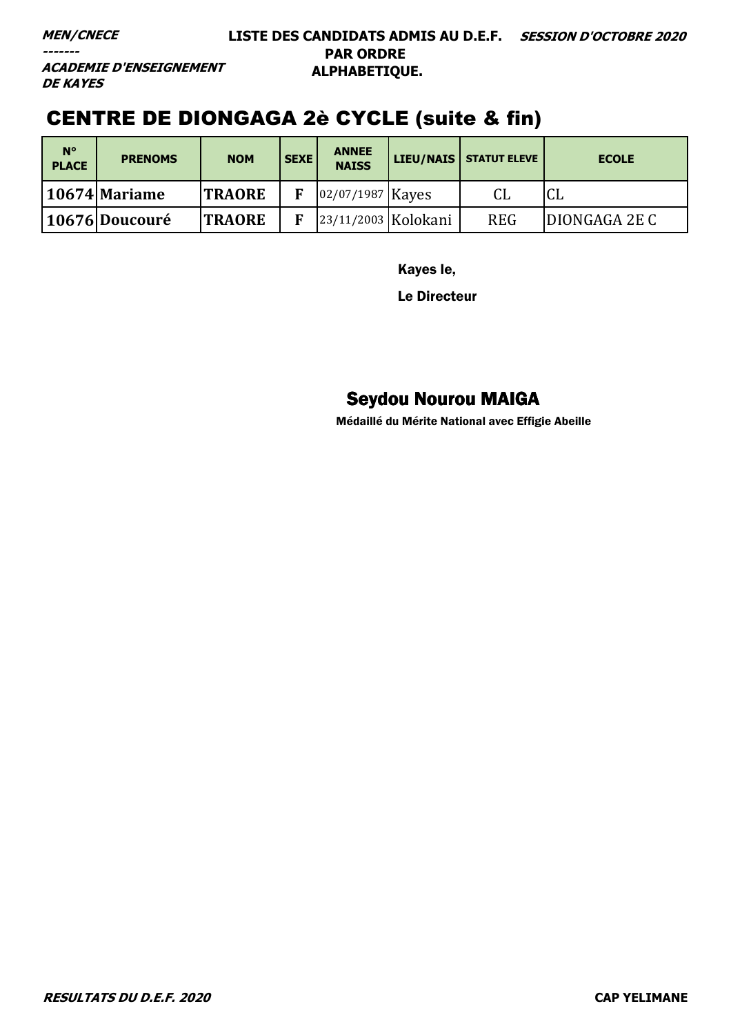***MEN/CNECE***
***-------***
***ACADEMIE D'ENSEIGNEMENT DE KAYES***

**LISTE DES CANDIDATS ADMIS AU D.E.F. PAR ORDRE ALPHABETIQUE.**

***SESSION D'OCTOBRE 2020***

# CENTRE DE DIONGAGA 2è CYCLE (suite & fin)

| N° PLACE | PRENOMS | NOM | SEXE | ANNEE NAISS | LIEU/NAIS | STATUT ELEVE | ECOLE |
|---|---|---|---|---|---|---|---|
| 10674 | Mariame | TRAORE | F | 02/07/1987 | Kayes | CL | CL |
| 10676 | Doucouré | TRAORE | F | 23/11/2003 | Kolokani | REG | DIONGAGA 2E C |

**Kayes le,**

**Le Directeur**

**Seydou Nourou MAIGA**

**Médaillé du Mérite National avec Effigie Abeille**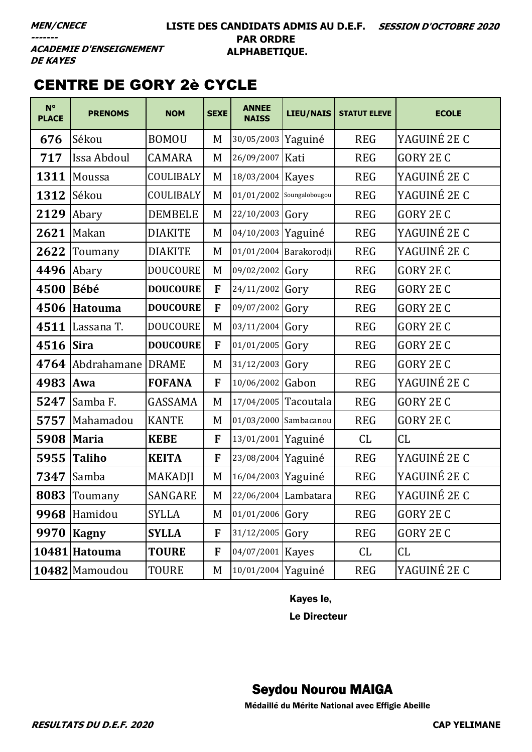***MEN/CNECE***
***-------***
***ACADEMIE D'ENSEIGNEMENT DE KAYES***

**LISTE DES CANDIDATS ADMIS AU D.E.F. PAR ORDRE ALPHABETIQUE.**

***SESSION D'OCTOBRE 2020***

## CENTRE DE GORY 2è CYCLE

| N° PLACE | PRENOMS | NOM | SEXE | ANNEE NAISS | LIEU/NAIS | STATUT ELEVE | ECOLE |
|---|---|---|---|---|---|---|---|
| **676** | Sékou | BOMOU | M | 30/05/2003 | Yaguiné | REG | YAGUINÉ 2E C |
| **717** | Issa Abdoul | CAMARA | M | 26/09/2007 | Kati | REG | GORY 2E C |
| **1311** | Moussa | COULIBALY | M | 18/03/2004 | Kayes | REG | YAGUINÉ 2E C |
| **1312** | Sékou | COULIBALY | M | 01/01/2002 | Soungalobougou | REG | YAGUINÉ 2E C |
| **2129** | Abary | DEMBELE | M | 22/10/2003 | Gory | REG | GORY 2E C |
| **2621** | Makan | DIAKITE | M | 04/10/2003 | Yaguiné | REG | YAGUINÉ 2E C |
| **2622** | Toumany | DIAKITE | M | 01/01/2004 | Barakorodji | REG | YAGUINÉ 2E C |
| **4496** | Abary | DOUCOURE | M | 09/02/2002 | Gory | REG | GORY 2E C |
| **4500** | **Bébé** | **DOUCOURE** | **F** | 24/11/2002 | Gory | REG | GORY 2E C |
| **4506** | **Hatouma** | **DOUCOURE** | **F** | 09/07/2002 | Gory | REG | GORY 2E C |
| **4511** | Lassana T. | DOUCOURE | M | 03/11/2004 | Gory | REG | GORY 2E C |
| **4516** | **Sira** | **DOUCOURE** | **F** | 01/01/2005 | Gory | REG | GORY 2E C |
| **4764** | Abdrahamane | DRAME | M | 31/12/2003 | Gory | REG | GORY 2E C |
| **4983** | **Awa** | **FOFANA** | **F** | 10/06/2002 | Gabon | REG | YAGUINÉ 2E C |
| **5247** | Samba F. | GASSAMA | M | 17/04/2005 | Tacoutala | REG | GORY 2E C |
| **5757** | Mahamadou | KANTE | M | 01/03/2000 | Sambacanou | REG | GORY 2E C |
| **5908** | **Maria** | **KEBE** | **F** | 13/01/2001 | Yaguiné | CL | CL |
| **5955** | **Taliho** | **KEITA** | **F** | 23/08/2004 | Yaguiné | REG | YAGUINÉ 2E C |
| **7347** | Samba | MAKADJI | M | 16/04/2003 | Yaguiné | REG | YAGUINÉ 2E C |
| **8083** | Toumany | SANGARE | M | 22/06/2004 | Lambatara | REG | YAGUINÉ 2E C |
| **9968** | Hamidou | SYLLA | M | 01/01/2006 | Gory | REG | GORY 2E C |
| **9970** | **Kagny** | **SYLLA** | **F** | 31/12/2005 | Gory | REG | GORY 2E C |
| **10481** | **Hatouma** | **TOURE** | **F** | 04/07/2001 | Kayes | CL | CL |
| **10482** | Mamoudou | TOURE | M | 10/01/2004 | Yaguiné | REG | YAGUINÉ 2E C |

Kayes le,

Le Directeur

**Seydou Nourou MAIGA**

Médaillé du Mérite National avec Effigie Abeille

***RESULTATS DU D.E.F. 2020*** **CAP YELIMANE**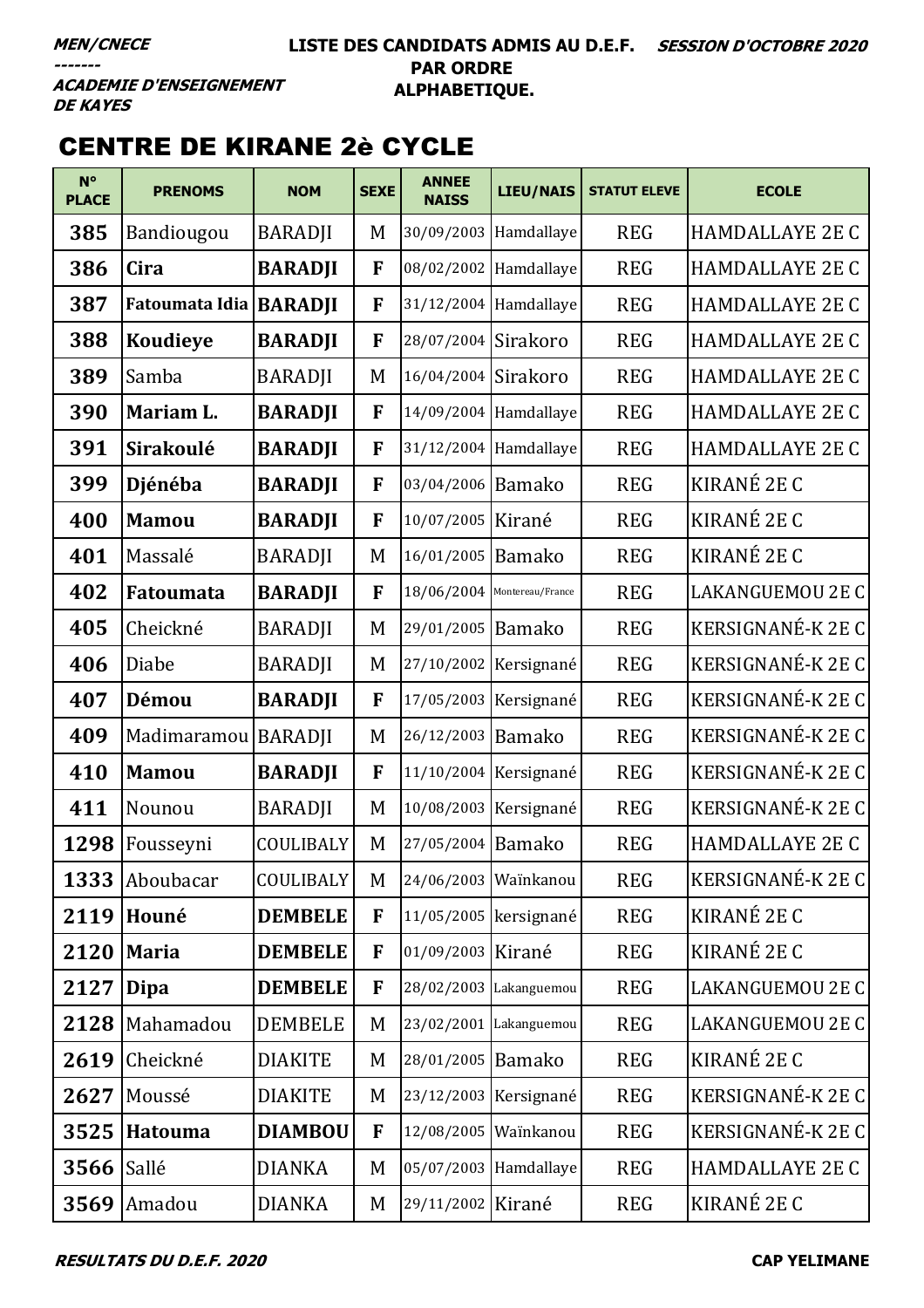**MEN/CNECE**
**-------**
**ACADEMIE D'ENSEIGNEMENT DE KAYES**

**LISTE DES CANDIDATS ADMIS AU D.E.F. PAR ORDRE ALPHABETIQUE.**

**SESSION D'OCTOBRE 2020**

# CENTRE DE KIRANE 2è CYCLE

| N° PLACE | PRENOMS | NOM | SEXE | ANNEE NAISS | LIEU/NAIS | STATUT ELEVE | ECOLE |
|---|---|---|---|---|---|---|---|
| 385 | Bandiougou | BARADJI | M | 30/09/2003 | Hamdallaye | REG | HAMDALLAYE 2E C |
| 386 | **Cira** | **BARADJI** | **F** | 08/02/2002 | Hamdallaye | REG | HAMDALLAYE 2E C |
| 387 | **Fatoumata Idia** | **BARADJI** | **F** | 31/12/2004 | Hamdallaye | REG | HAMDALLAYE 2E C |
| 388 | **Koudieye** | **BARADJI** | **F** | 28/07/2004 | Sirakoro | REG | HAMDALLAYE 2E C |
| 389 | Samba | BARADJI | M | 16/04/2004 | Sirakoro | REG | HAMDALLAYE 2E C |
| 390 | **Mariam L.** | **BARADJI** | **F** | 14/09/2004 | Hamdallaye | REG | HAMDALLAYE 2E C |
| 391 | **Sirakoulé** | **BARADJI** | **F** | 31/12/2004 | Hamdallaye | REG | HAMDALLAYE 2E C |
| 399 | **Djénéba** | **BARADJI** | **F** | 03/04/2006 | Bamako | REG | KIRANÉ 2E C |
| 400 | **Mamou** | **BARADJI** | **F** | 10/07/2005 | Kirané | REG | KIRANÉ 2E C |
| 401 | Massalé | BARADJI | M | 16/01/2005 | Bamako | REG | KIRANÉ 2E C |
| 402 | **Fatoumata** | **BARADJI** | **F** | 18/06/2004 | Montereau/France | REG | LAKANGUEMOU 2E C |
| 405 | Cheickné | BARADJI | M | 29/01/2005 | Bamako | REG | KERSIGNANÉ-K 2E C |
| 406 | Diabe | BARADJI | M | 27/10/2002 | Kersignané | REG | KERSIGNANÉ-K 2E C |
| 407 | **Démou** | **BARADJI** | **F** | 17/05/2003 | Kersignané | REG | KERSIGNANÉ-K 2E C |
| 409 | Madimaramou | BARADJI | M | 26/12/2003 | Bamako | REG | KERSIGNANÉ-K 2E C |
| 410 | **Mamou** | **BARADJI** | **F** | 11/10/2004 | Kersignané | REG | KERSIGNANÉ-K 2E C |
| 411 | Nounou | BARADJI | M | 10/08/2003 | Kersignané | REG | KERSIGNANÉ-K 2E C |
| 1298 | Fousseyni | COULIBALY | M | 27/05/2004 | Bamako | REG | HAMDALLAYE 2E C |
| 1333 | Aboubacar | COULIBALY | M | 24/06/2003 | Waïnkanou | REG | KERSIGNANÉ-K 2E C |
| 2119 | **Houné** | **DEMBELE** | **F** | 11/05/2005 | kersignané | REG | KIRANÉ 2E C |
| 2120 | **Maria** | **DEMBELE** | **F** | 01/09/2003 | Kirané | REG | KIRANÉ 2E C |
| 2127 | **Dipa** | **DEMBELE** | **F** | 28/02/2003 | Lakanguemou | REG | LAKANGUEMOU 2E C |
| 2128 | Mahamadou | DEMBELE | M | 23/02/2001 | Lakanguemou | REG | LAKANGUEMOU 2E C |
| 2619 | Cheickné | DIAKITE | M | 28/01/2005 | Bamako | REG | KIRANÉ 2E C |
| 2627 | Moussé | DIAKITE | M | 23/12/2003 | Kersignané | REG | KERSIGNANÉ-K 2E C |
| 3525 | **Hatouma** | **DIAMBOU** | **F** | 12/08/2005 | Waïnkanou | REG | KERSIGNANÉ-K 2E C |
| 3566 | Sallé | DIANKA | M | 05/07/2003 | Hamdallaye | REG | HAMDALLAYE 2E C |
| 3569 | Amadou | DIANKA | M | 29/11/2002 | Kirané | REG | KIRANÉ 2E C |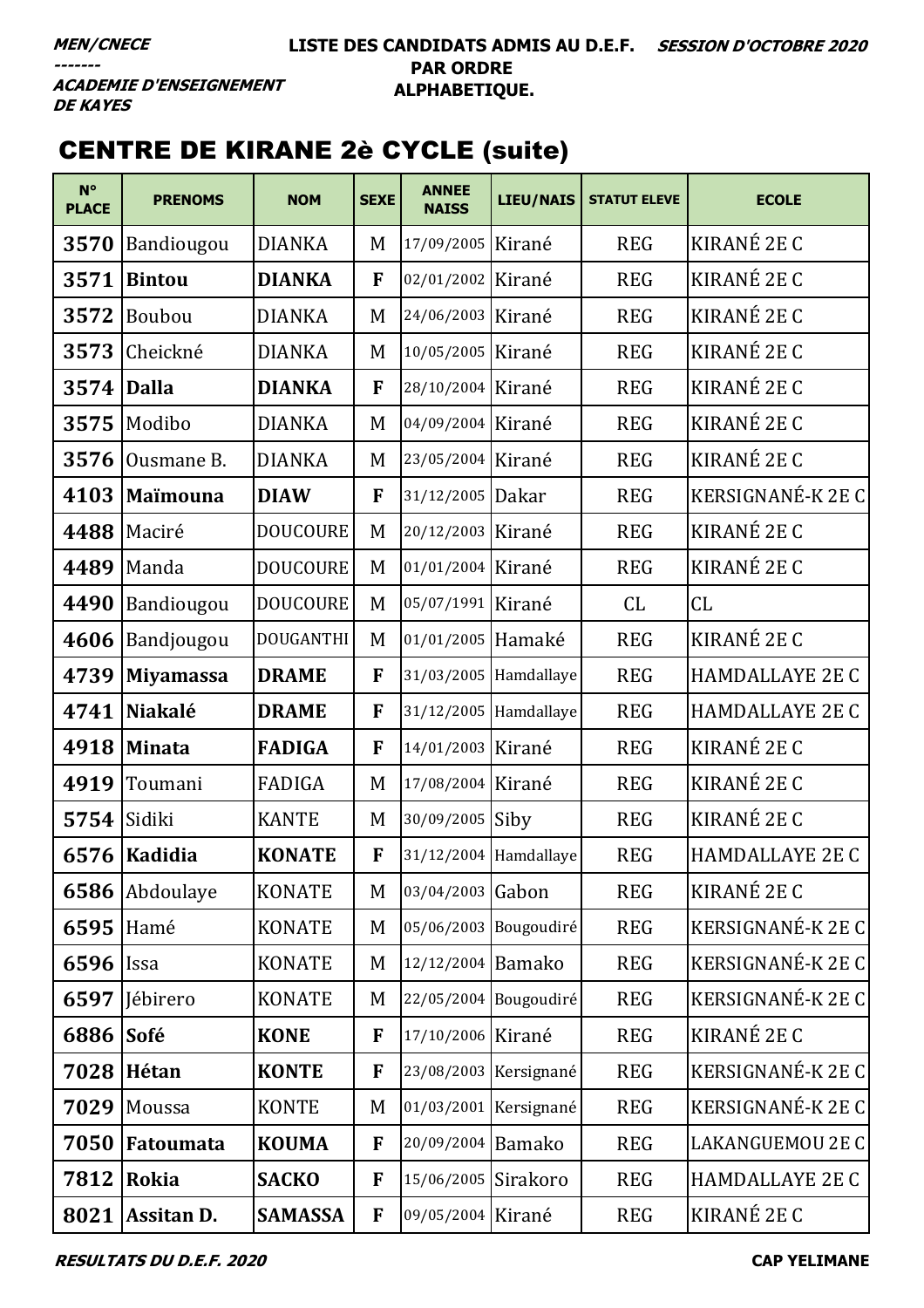*MEN/CNECE*
*-------*
*ACADEMIE D'ENSEIGNEMENT DE KAYES*

**LISTE DES CANDIDATS ADMIS AU D.E.F. PAR ORDRE ALPHABETIQUE.**

*SESSION D'OCTOBRE 2020*

## CENTRE DE KIRANE 2è CYCLE (suite)

| N° PLACE | PRENOMS | NOM | SEXE | ANNEE NAISS | LIEU/NAIS | STATUT ELEVE | ECOLE |
|---|---|---|---|---|---|---|---|
| 3570 | Bandiougou | DIANKA | M | 17/09/2005 | Kirané | REG | KIRANÉ 2E C |
| 3571 | **Bintou** | **DIANKA** | **F** | 02/01/2002 | Kirané | REG | KIRANÉ 2E C |
| 3572 | Boubou | DIANKA | M | 24/06/2003 | Kirané | REG | KIRANÉ 2E C |
| 3573 | Cheickné | DIANKA | M | 10/05/2005 | Kirané | REG | KIRANÉ 2E C |
| 3574 | **Dalla** | **DIANKA** | **F** | 28/10/2004 | Kirané | REG | KIRANÉ 2E C |
| 3575 | Modibo | DIANKA | M | 04/09/2004 | Kirané | REG | KIRANÉ 2E C |
| 3576 | Ousmane B. | DIANKA | M | 23/05/2004 | Kirané | REG | KIRANÉ 2E C |
| 4103 | **Maïmouna** | **DIAW** | **F** | 31/12/2005 | Dakar | REG | KERSIGNANÉ-K 2E C |
| 4488 | Maciré | DOUCOURE | M | 20/12/2003 | Kirané | REG | KIRANÉ 2E C |
| 4489 | Manda | DOUCOURE | M | 01/01/2004 | Kirané | REG | KIRANÉ 2E C |
| 4490 | Bandiougou | DOUCOURE | M | 05/07/1991 | Kirané | CL | CL |
| 4606 | Bandjougou | DOUGANTHI | M | 01/01/2005 | Hamaké | REG | KIRANÉ 2E C |
| 4739 | **Miyamassa** | **DRAME** | **F** | 31/03/2005 | Hamdallaye | REG | HAMDALLAYE 2E C |
| 4741 | **Niakalé** | **DRAME** | **F** | 31/12/2005 | Hamdallaye | REG | HAMDALLAYE 2E C |
| 4918 | **Minata** | **FADIGA** | **F** | 14/01/2003 | Kirané | REG | KIRANÉ 2E C |
| 4919 | Toumani | FADIGA | M | 17/08/2004 | Kirané | REG | KIRANÉ 2E C |
| 5754 | Sidiki | KANTE | M | 30/09/2005 | Siby | REG | KIRANÉ 2E C |
| 6576 | **Kadidia** | **KONATE** | **F** | 31/12/2004 | Hamdallaye | REG | HAMDALLAYE 2E C |
| 6586 | Abdoulaye | KONATE | M | 03/04/2003 | Gabon | REG | KIRANÉ 2E C |
| 6595 | Hamé | KONATE | M | 05/06/2003 | Bougoudiré | REG | KERSIGNANÉ-K 2E C |
| 6596 | Issa | KONATE | M | 12/12/2004 | Bamako | REG | KERSIGNANÉ-K 2E C |
| 6597 | Jébirero | KONATE | M | 22/05/2004 | Bougoudiré | REG | KERSIGNANÉ-K 2E C |
| 6886 | **Sofé** | **KONE** | **F** | 17/10/2006 | Kirané | REG | KIRANÉ 2E C |
| 7028 | **Hétan** | **KONTE** | **F** | 23/08/2003 | Kersignané | REG | KERSIGNANÉ-K 2E C |
| 7029 | Moussa | KONTE | M | 01/03/2001 | Kersignané | REG | KERSIGNANÉ-K 2E C |
| 7050 | **Fatoumata** | **KOUMA** | **F** | 20/09/2004 | Bamako | REG | LAKANGUEMOU 2E C |
| 7812 | **Rokia** | **SACKO** | **F** | 15/06/2005 | Sirakoro | REG | HAMDALLAYE 2E C |
| 8021 | **Assitan D.** | **SAMASSA** | **F** | 09/05/2004 | Kirané | REG | KIRANÉ 2E C |

*RESULTATS DU D.E.F. 2020* **CAP YELIMANE**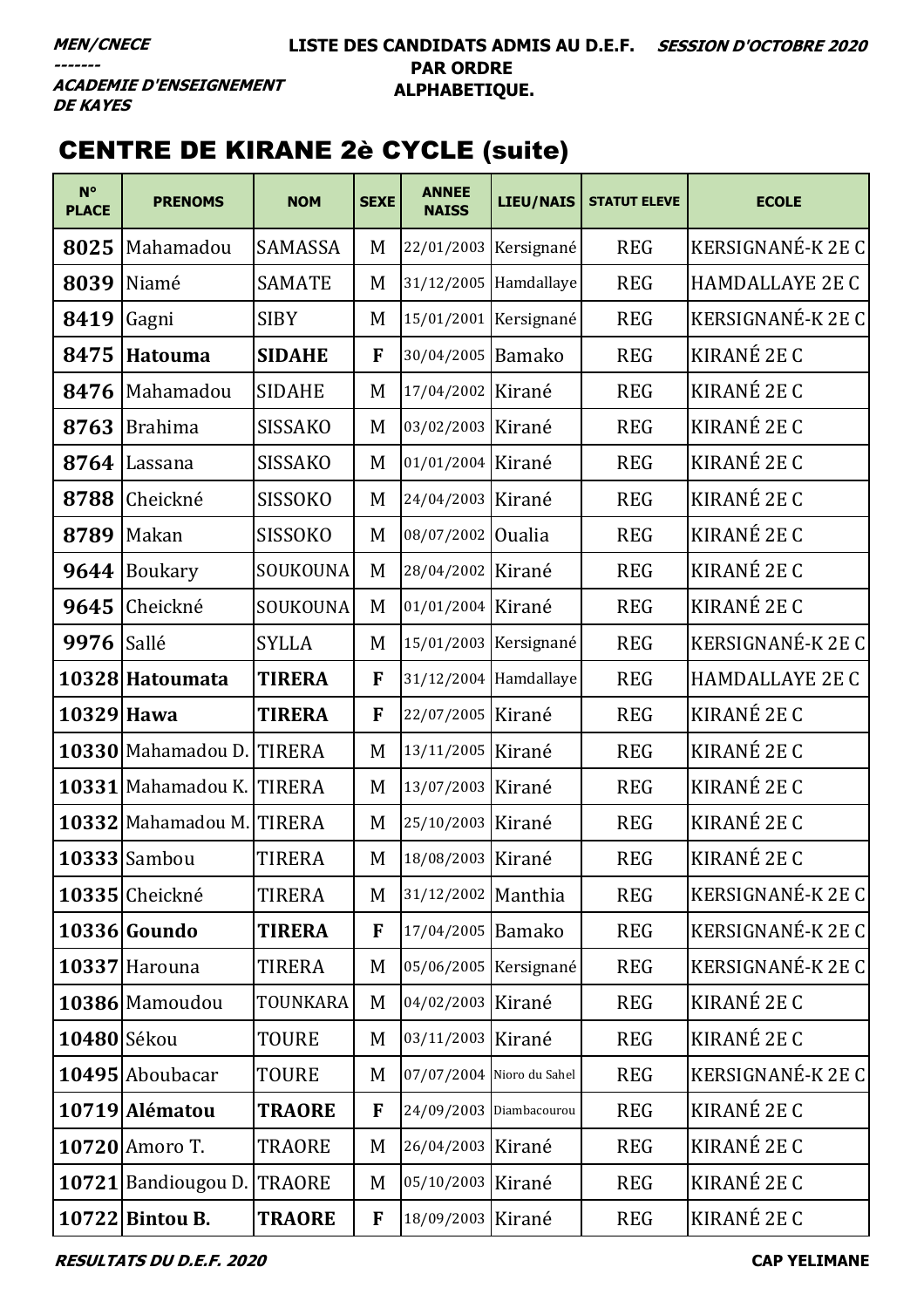**MEN/CNECE**
**-------**
**ACADEMIE D'ENSEIGNEMENT DE KAYES**

**LISTE DES CANDIDATS ADMIS AU D.E.F. PAR ORDRE ALPHABETIQUE.**

**SESSION D'OCTOBRE 2020**

## CENTRE DE KIRANE 2è CYCLE (suite)

| N° PLACE | PRENOMS | NOM | SEXE | ANNEE NAISS | LIEU/NAIS | STATUT ELEVE | ECOLE |
|---|---|---|---|---|---|---|---|
| **8025** | Mahamadou | SAMASSA | M | 22/01/2003 | Kersignané | REG | KERSIGNANÉ-K 2E C |
| **8039** | Niamé | SAMATE | M | 31/12/2005 | Hamdallaye | REG | HAMDALLAYE 2E C |
| **8419** | Gagni | SIBY | M | 15/01/2001 | Kersignané | REG | KERSIGNANÉ-K 2E C |
| **8475** | **Hatouma** | **SIDAHE** | **F** | 30/04/2005 | Bamako | REG | KIRANÉ 2E C |
| **8476** | Mahamadou | SIDAHE | M | 17/04/2002 | Kirané | REG | KIRANÉ 2E C |
| **8763** | Brahima | SISSAKO | M | 03/02/2003 | Kirané | REG | KIRANÉ 2E C |
| **8764** | Lassana | SISSAKO | M | 01/01/2004 | Kirané | REG | KIRANÉ 2E C |
| **8788** | Cheickné | SISSOKO | M | 24/04/2003 | Kirané | REG | KIRANÉ 2E C |
| **8789** | Makan | SISSOKO | M | 08/07/2002 | Oualia | REG | KIRANÉ 2E C |
| **9644** | Boukary | SOUKOUNA | M | 28/04/2002 | Kirané | REG | KIRANÉ 2E C |
| **9645** | Cheickné | SOUKOUNA | M | 01/01/2004 | Kirané | REG | KIRANÉ 2E C |
| **9976** | Sallé | SYLLA | M | 15/01/2003 | Kersignané | REG | KERSIGNANÉ-K 2E C |
| **10328** | **Hatoumata** | **TIRERA** | **F** | 31/12/2004 | Hamdallaye | REG | HAMDALLAYE 2E C |
| **10329** | **Hawa** | **TIRERA** | **F** | 22/07/2005 | Kirané | REG | KIRANÉ 2E C |
| **10330** | Mahamadou D. | TIRERA | M | 13/11/2005 | Kirané | REG | KIRANÉ 2E C |
| **10331** | Mahamadou K. | TIRERA | M | 13/07/2003 | Kirané | REG | KIRANÉ 2E C |
| **10332** | Mahamadou M. | TIRERA | M | 25/10/2003 | Kirané | REG | KIRANÉ 2E C |
| **10333** | Sambou | TIRERA | M | 18/08/2003 | Kirané | REG | KIRANÉ 2E C |
| **10335** | Cheickné | TIRERA | M | 31/12/2002 | Manthia | REG | KERSIGNANÉ-K 2E C |
| **10336** | **Goundo** | **TIRERA** | **F** | 17/04/2005 | Bamako | REG | KERSIGNANÉ-K 2E C |
| **10337** | Harouna | TIRERA | M | 05/06/2005 | Kersignané | REG | KERSIGNANÉ-K 2E C |
| **10386** | Mamoudou | TOUNKARA | M | 04/02/2003 | Kirané | REG | KIRANÉ 2E C |
| **10480** | Sékou | TOURE | M | 03/11/2003 | Kirané | REG | KIRANÉ 2E C |
| **10495** | Aboubacar | TOURE | M | 07/07/2004 | Nioro du Sahel | REG | KERSIGNANÉ-K 2E C |
| **10719** | **Alématou** | **TRAORE** | **F** | 24/09/2003 | Diambacourou | REG | KIRANÉ 2E C |
| **10720** | Amoro T. | TRAORE | M | 26/04/2003 | Kirané | REG | KIRANÉ 2E C |
| **10721** | Bandiougou D. | TRAORE | M | 05/10/2003 | Kirané | REG | KIRANÉ 2E C |
| **10722** | **Bintou B.** | **TRAORE** | **F** | 18/09/2003 | Kirané | REG | KIRANÉ 2E C |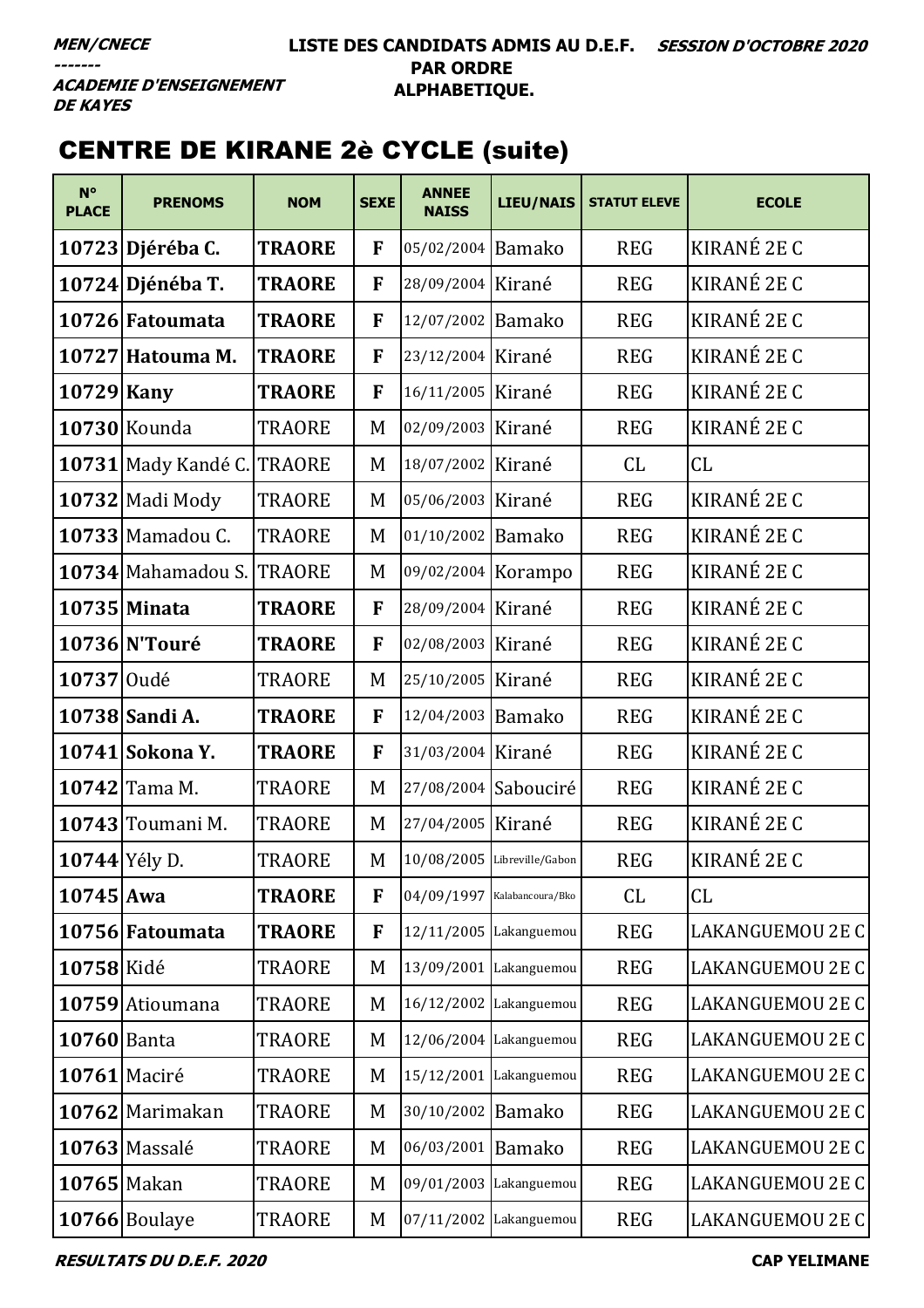**MEN/CNECE**
**-------**
**ACADEMIE D'ENSEIGNEMENT DE KAYES**

**LISTE DES CANDIDATS ADMIS AU D.E.F. PAR ORDRE ALPHABETIQUE.**

**SESSION D'OCTOBRE 2020**

## CENTRE DE KIRANE 2è CYCLE (suite)

| N° PLACE | PRENOMS | NOM | SEXE | ANNEE NAISS | LIEU/NAIS | STATUT ELEVE | ECOLE |
|---|---|---|---|---|---|---|---|
| **10723** | **Djéréba C.** | **TRAORE** | **F** | 05/02/2004 | Bamako | REG | KIRANÉ 2E C |
| **10724** | **Djénéba T.** | **TRAORE** | **F** | 28/09/2004 | Kirané | REG | KIRANÉ 2E C |
| **10726** | **Fatoumata** | **TRAORE** | **F** | 12/07/2002 | Bamako | REG | KIRANÉ 2E C |
| **10727** | **Hatouma M.** | **TRAORE** | **F** | 23/12/2004 | Kirané | REG | KIRANÉ 2E C |
| **10729** | **Kany** | **TRAORE** | **F** | 16/11/2005 | Kirané | REG | KIRANÉ 2E C |
| **10730** | Kounda | TRAORE | M | 02/09/2003 | Kirané | REG | KIRANÉ 2E C |
| **10731** | Mady Kandé C. | TRAORE | M | 18/07/2002 | Kirané | CL | CL |
| **10732** | Madi Mody | TRAORE | M | 05/06/2003 | Kirané | REG | KIRANÉ 2E C |
| **10733** | Mamadou C. | TRAORE | M | 01/10/2002 | Bamako | REG | KIRANÉ 2E C |
| **10734** | Mahamadou S. | TRAORE | M | 09/02/2004 | Korampo | REG | KIRANÉ 2E C |
| **10735** | **Minata** | **TRAORE** | **F** | 28/09/2004 | Kirané | REG | KIRANÉ 2E C |
| **10736** | **N'Touré** | **TRAORE** | **F** | 02/08/2003 | Kirané | REG | KIRANÉ 2E C |
| **10737** | Oudé | TRAORE | M | 25/10/2005 | Kirané | REG | KIRANÉ 2E C |
| **10738** | **Sandi A.** | **TRAORE** | **F** | 12/04/2003 | Bamako | REG | KIRANÉ 2E C |
| **10741** | **Sokona Y.** | **TRAORE** | **F** | 31/03/2004 | Kirané | REG | KIRANÉ 2E C |
| **10742** | Tama M. | TRAORE | M | 27/08/2004 | Sabouciré | REG | KIRANÉ 2E C |
| **10743** | Toumani M. | TRAORE | M | 27/04/2005 | Kirané | REG | KIRANÉ 2E C |
| **10744** | Yély D. | TRAORE | M | 10/08/2005 | Libreville/Gabon | REG | KIRANÉ 2E C |
| **10745** | **Awa** | **TRAORE** | **F** | 04/09/1997 | Kalabancoura/Bko | CL | CL |
| **10756** | **Fatoumata** | **TRAORE** | **F** | 12/11/2005 | Lakanguemou | REG | LAKANGUEMOU 2E C |
| **10758** | Kidé | TRAORE | M | 13/09/2001 | Lakanguemou | REG | LAKANGUEMOU 2E C |
| **10759** | Atioumana | TRAORE | M | 16/12/2002 | Lakanguemou | REG | LAKANGUEMOU 2E C |
| **10760** | Banta | TRAORE | M | 12/06/2004 | Lakanguemou | REG | LAKANGUEMOU 2E C |
| **10761** | Maciré | TRAORE | M | 15/12/2001 | Lakanguemou | REG | LAKANGUEMOU 2E C |
| **10762** | Marimakan | TRAORE | M | 30/10/2002 | Bamako | REG | LAKANGUEMOU 2E C |
| **10763** | Massalé | TRAORE | M | 06/03/2001 | Bamako | REG | LAKANGUEMOU 2E C |
| **10765** | Makan | TRAORE | M | 09/01/2003 | Lakanguemou | REG | LAKANGUEMOU 2E C |
| **10766** | Boulaye | TRAORE | M | 07/11/2002 | Lakanguemou | REG | LAKANGUEMOU 2E C |

**RESULTATS DU D.E.F. 2020** — **CAP YELIMANE**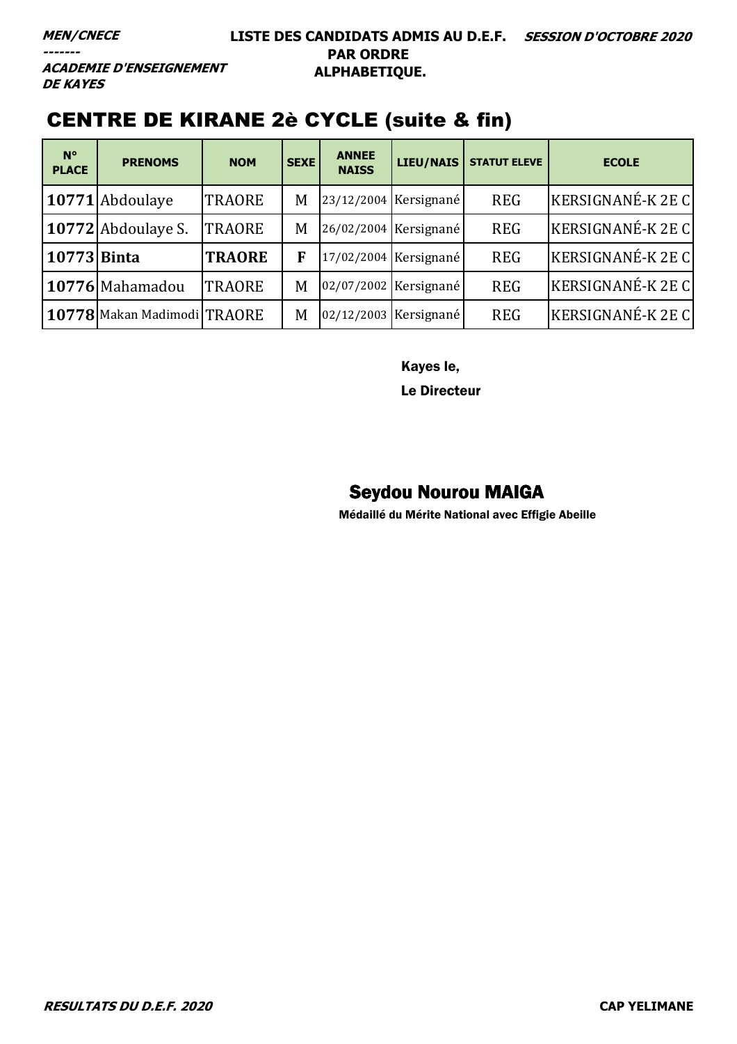***MEN/CNECE***
***-------***
***ACADEMIE D'ENSEIGNEMENT DE KAYES***

**LISTE DES CANDIDATS ADMIS AU D.E.F. PAR ORDRE ALPHABETIQUE.**

***SESSION D'OCTOBRE 2020***

## CENTRE DE KIRANE 2è CYCLE (suite & fin)

| N° PLACE | PRENOMS | NOM | SEXE | ANNEE NAISS | LIEU/NAIS | STATUT ELEVE | ECOLE |
|---|---|---|---|---|---|---|---|
| **10771** | Abdoulaye | TRAORE | M | 23/12/2004 | Kersignané | REG | KERSIGNANÉ-K 2E C |
| **10772** | Abdoulaye S. | TRAORE | M | 26/02/2004 | Kersignané | REG | KERSIGNANÉ-K 2E C |
| **10773** | **Binta** | **TRAORE** | **F** | 17/02/2004 | Kersignané | REG | KERSIGNANÉ-K 2E C |
| **10776** | Mahamadou | TRAORE | M | 02/07/2002 | Kersignané | REG | KERSIGNANÉ-K 2E C |
| **10778** | Makan Madimodi | TRAORE | M | 02/12/2003 | Kersignané | REG | KERSIGNANÉ-K 2E C |

Kayes le,

Le Directeur

**Seydou Nourou MAIGA**

**Médaillé du Mérite National avec Effigie Abeille**

***RESULTATS DU D.E.F. 2020*** **CAP YELIMANE**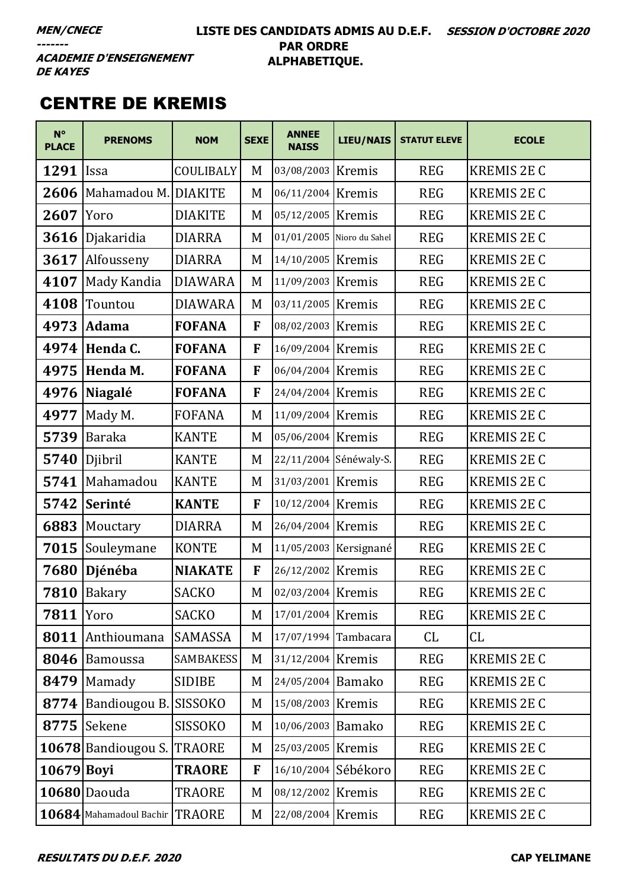***MEN/CNECE***
***-------***
***ACADEMIE D'ENSEIGNEMENT DE KAYES***

**LISTE DES CANDIDATS ADMIS AU D.E.F. PAR ORDRE ALPHABETIQUE.**

***SESSION D'OCTOBRE 2020***

# CENTRE DE KREMIS

| N° PLACE | PRENOMS | NOM | SEXE | ANNEE NAISS | LIEU/NAIS | STATUT ELEVE | ECOLE |
|---|---|---|---|---|---|---|---|
| **1291** | Issa | COULIBALY | M | 03/08/2003 | Kremis | REG | KREMIS 2E C |
| **2606** | Mahamadou M. | DIAKITE | M | 06/11/2004 | Kremis | REG | KREMIS 2E C |
| **2607** | Yoro | DIAKITE | M | 05/12/2005 | Kremis | REG | KREMIS 2E C |
| **3616** | Djakaridia | DIARRA | M | 01/01/2005 | Nioro du Sahel | REG | KREMIS 2E C |
| **3617** | Alfousseny | DIARRA | M | 14/10/2005 | Kremis | REG | KREMIS 2E C |
| **4107** | Mady Kandia | DIAWARA | M | 11/09/2003 | Kremis | REG | KREMIS 2E C |
| **4108** | Tountou | DIAWARA | M | 03/11/2005 | Kremis | REG | KREMIS 2E C |
| **4973** | **Adama** | **FOFANA** | **F** | 08/02/2003 | Kremis | REG | KREMIS 2E C |
| **4974** | **Henda C.** | **FOFANA** | **F** | 16/09/2004 | Kremis | REG | KREMIS 2E C |
| **4975** | **Henda M.** | **FOFANA** | **F** | 06/04/2004 | Kremis | REG | KREMIS 2E C |
| **4976** | **Niagalé** | **FOFANA** | **F** | 24/04/2004 | Kremis | REG | KREMIS 2E C |
| **4977** | Mady M. | FOFANA | M | 11/09/2004 | Kremis | REG | KREMIS 2E C |
| **5739** | Baraka | KANTE | M | 05/06/2004 | Kremis | REG | KREMIS 2E C |
| **5740** | Djibril | KANTE | M | 22/11/2004 | Sénéwaly-S. | REG | KREMIS 2E C |
| **5741** | Mahamadou | KANTE | M | 31/03/2001 | Kremis | REG | KREMIS 2E C |
| **5742** | **Serinté** | **KANTE** | **F** | 10/12/2004 | Kremis | REG | KREMIS 2E C |
| **6883** | Mouctary | DIARRA | M | 26/04/2004 | Kremis | REG | KREMIS 2E C |
| **7015** | Souleymane | KONTE | M | 11/05/2003 | Kersignané | REG | KREMIS 2E C |
| **7680** | **Djénéba** | **NIAKATE** | **F** | 26/12/2002 | Kremis | REG | KREMIS 2E C |
| **7810** | Bakary | SACKO | M | 02/03/2004 | Kremis | REG | KREMIS 2E C |
| **7811** | Yoro | SACKO | M | 17/01/2004 | Kremis | REG | KREMIS 2E C |
| **8011** | Anthioumana | SAMASSA | M | 17/07/1994 | Tambacara | CL | CL |
| **8046** | Bamoussa | SAMBAKESS | M | 31/12/2004 | Kremis | REG | KREMIS 2E C |
| **8479** | Mamady | SIDIBE | M | 24/05/2004 | Bamako | REG | KREMIS 2E C |
| **8774** | Bandiougou B. | SISSOKO | M | 15/08/2003 | Kremis | REG | KREMIS 2E C |
| **8775** | Sekene | SISSOKO | M | 10/06/2003 | Bamako | REG | KREMIS 2E C |
| **10678** | Bandiougou S. | TRAORE | M | 25/03/2005 | Kremis | REG | KREMIS 2E C |
| **10679** | **Boyi** | **TRAORE** | **F** | 16/10/2004 | Sébékoro | REG | KREMIS 2E C |
| **10680** | Daouda | TRAORE | M | 08/12/2002 | Kremis | REG | KREMIS 2E C |
| **10684** | Mahamadoul Bachir | TRAORE | M | 22/08/2004 | Kremis | REG | KREMIS 2E C |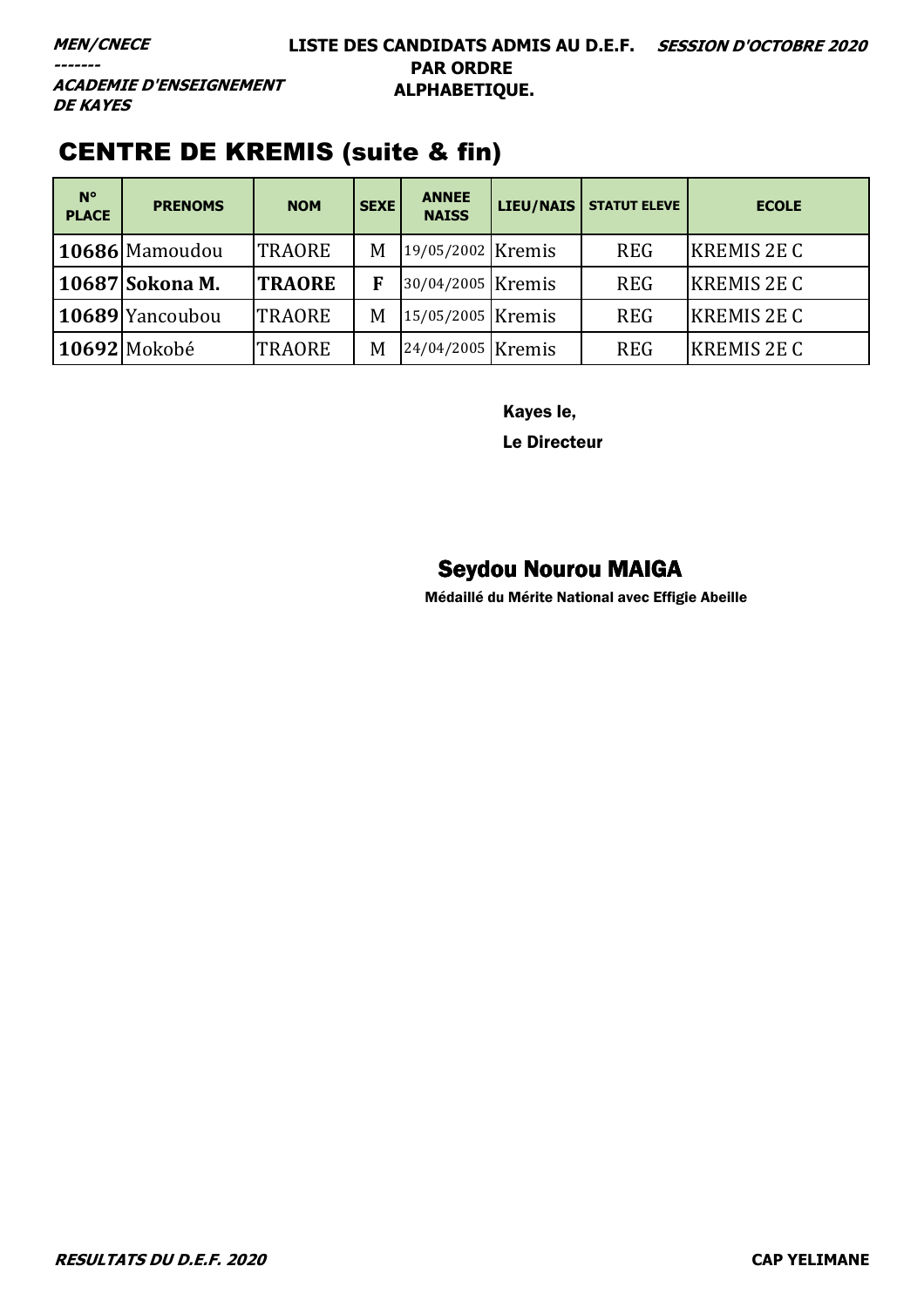***MEN/CNECE***
***-------***
***ACADEMIE D'ENSEIGNEMENT DE KAYES***

**LISTE DES CANDIDATS ADMIS AU D.E.F. PAR ORDRE ALPHABETIQUE.**

***SESSION D'OCTOBRE 2020***

## CENTRE DE KREMIS (suite & fin)

| N° PLACE | PRENOMS | NOM | SEXE | ANNEE NAISS | LIEU/NAIS | STATUT ELEVE | ECOLE |
|---|---|---|---|---|---|---|---|
| **10686** | Mamoudou | TRAORE | M | 19/05/2002 | Kremis | REG | KREMIS 2E C |
| **10687** | **Sokona M.** | **TRAORE** | **F** | 30/04/2005 | Kremis | REG | KREMIS 2E C |
| **10689** | Yancoubou | TRAORE | M | 15/05/2005 | Kremis | REG | KREMIS 2E C |
| **10692** | Mokobé | TRAORE | M | 24/04/2005 | Kremis | REG | KREMIS 2E C |

Kayes le,

Le Directeur

**Seydou Nourou MAIGA**

Médaillé du Mérite National avec Effigie Abeille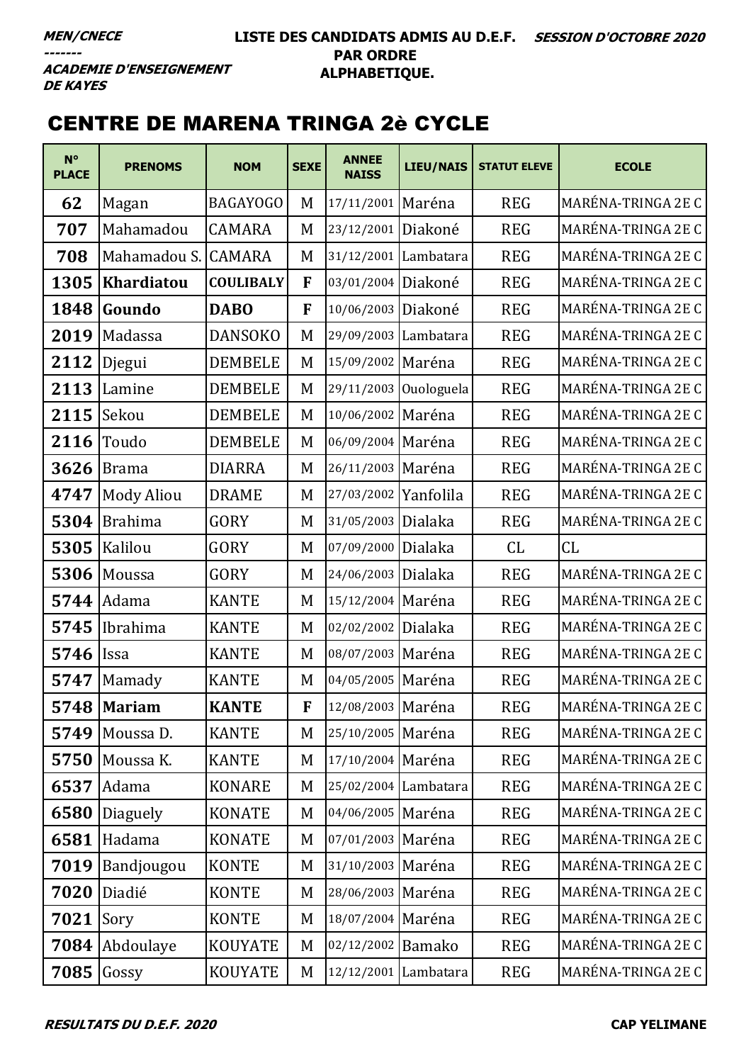***MEN/CNECE***
***-------***
***ACADEMIE D'ENSEIGNEMENT DE KAYES***

**LISTE DES CANDIDATS ADMIS AU D.E.F. PAR ORDRE ALPHABETIQUE.**

***SESSION D'OCTOBRE 2020***

## CENTRE DE MARENA TRINGA 2è CYCLE

| N° PLACE | PRENOMS | NOM | SEXE | ANNEE NAISS | LIEU/NAIS | STATUT ELEVE | ECOLE |
|---|---|---|---|---|---|---|---|
| **62** | Magan | BAGAYOGO | M | 17/11/2001 | Maréna | REG | MARÉNA-TRINGA 2E C |
| **707** | Mahamadou | CAMARA | M | 23/12/2001 | Diakoné | REG | MARÉNA-TRINGA 2E C |
| **708** | Mahamadou S. | CAMARA | M | 31/12/2001 | Lambatara | REG | MARÉNA-TRINGA 2E C |
| **1305** | **Khardiatou** | **COULIBALY** | **F** | 03/01/2004 | Diakoné | REG | MARÉNA-TRINGA 2E C |
| **1848** | **Goundo** | **DABO** | **F** | 10/06/2003 | Diakoné | REG | MARÉNA-TRINGA 2E C |
| **2019** | Madassa | DANSOKO | M | 29/09/2003 | Lambatara | REG | MARÉNA-TRINGA 2E C |
| **2112** | Djegui | DEMBELE | M | 15/09/2002 | Maréna | REG | MARÉNA-TRINGA 2E C |
| **2113** | Lamine | DEMBELE | M | 29/11/2003 | Ouologuela | REG | MARÉNA-TRINGA 2E C |
| **2115** | Sekou | DEMBELE | M | 10/06/2002 | Maréna | REG | MARÉNA-TRINGA 2E C |
| **2116** | Toudo | DEMBELE | M | 06/09/2004 | Maréna | REG | MARÉNA-TRINGA 2E C |
| **3626** | Brama | DIARRA | M | 26/11/2003 | Maréna | REG | MARÉNA-TRINGA 2E C |
| **4747** | Mody Aliou | DRAME | M | 27/03/2002 | Yanfolila | REG | MARÉNA-TRINGA 2E C |
| **5304** | Brahima | GORY | M | 31/05/2003 | Dialaka | REG | MARÉNA-TRINGA 2E C |
| **5305** | Kalilou | GORY | M | 07/09/2000 | Dialaka | CL | CL |
| **5306** | Moussa | GORY | M | 24/06/2003 | Dialaka | REG | MARÉNA-TRINGA 2E C |
| **5744** | Adama | KANTE | M | 15/12/2004 | Maréna | REG | MARÉNA-TRINGA 2E C |
| **5745** | Ibrahima | KANTE | M | 02/02/2002 | Dialaka | REG | MARÉNA-TRINGA 2E C |
| **5746** | Issa | KANTE | M | 08/07/2003 | Maréna | REG | MARÉNA-TRINGA 2E C |
| **5747** | Mamady | KANTE | M | 04/05/2005 | Maréna | REG | MARÉNA-TRINGA 2E C |
| **5748** | **Mariam** | **KANTE** | **F** | 12/08/2003 | Maréna | REG | MARÉNA-TRINGA 2E C |
| **5749** | Moussa D. | KANTE | M | 25/10/2005 | Maréna | REG | MARÉNA-TRINGA 2E C |
| **5750** | Moussa K. | KANTE | M | 17/10/2004 | Maréna | REG | MARÉNA-TRINGA 2E C |
| **6537** | Adama | KONARE | M | 25/02/2004 | Lambatara | REG | MARÉNA-TRINGA 2E C |
| **6580** | Diaguely | KONATE | M | 04/06/2005 | Maréna | REG | MARÉNA-TRINGA 2E C |
| **6581** | Hadama | KONATE | M | 07/01/2003 | Maréna | REG | MARÉNA-TRINGA 2E C |
| **7019** | Bandjougou | KONTE | M | 31/10/2003 | Maréna | REG | MARÉNA-TRINGA 2E C |
| **7020** | Diadié | KONTE | M | 28/06/2003 | Maréna | REG | MARÉNA-TRINGA 2E C |
| **7021** | Sory | KONTE | M | 18/07/2004 | Maréna | REG | MARÉNA-TRINGA 2E C |
| **7084** | Abdoulaye | KOUYATE | M | 02/12/2002 | Bamako | REG | MARÉNA-TRINGA 2E C |
| **7085** | Gossy | KOUYATE | M | 12/12/2001 | Lambatara | REG | MARÉNA-TRINGA 2E C |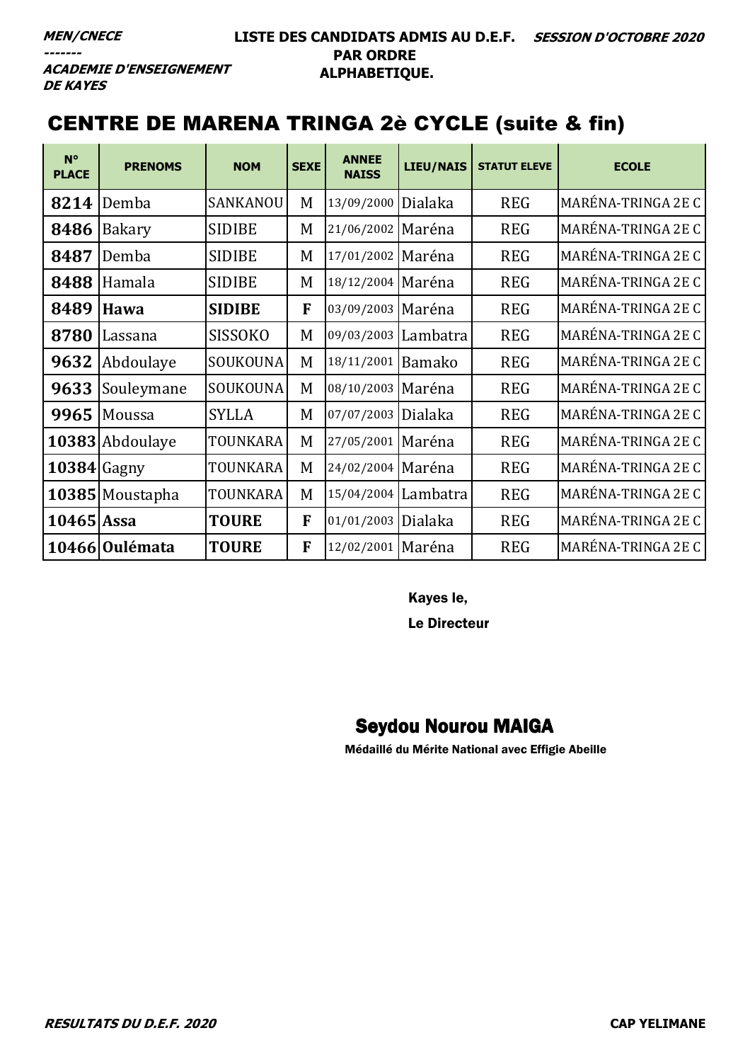***MEN/CNECE***
***-------***
***ACADEMIE D'ENSEIGNEMENT DE KAYES***

**LISTE DES CANDIDATS ADMIS AU D.E.F. PAR ORDRE ALPHABETIQUE.**

***SESSION D'OCTOBRE 2020***

# CENTRE DE MARENA TRINGA 2è CYCLE (suite & fin)

| N° PLACE | PRENOMS | NOM | SEXE | ANNEE NAISS | LIEU/NAIS | STATUT ELEVE | ECOLE |
|---|---|---|---|---|---|---|---|
| **8214** | Demba | SANKANOU | M | 13/09/2000 | Dialaka | REG | MARÉNA-TRINGA 2E C |
| **8486** | Bakary | SIDIBE | M | 21/06/2002 | Maréna | REG | MARÉNA-TRINGA 2E C |
| **8487** | Demba | SIDIBE | M | 17/01/2002 | Maréna | REG | MARÉNA-TRINGA 2E C |
| **8488** | Hamala | SIDIBE | M | 18/12/2004 | Maréna | REG | MARÉNA-TRINGA 2E C |
| **8489** | **Hawa** | **SIDIBE** | **F** | 03/09/2003 | Maréna | REG | MARÉNA-TRINGA 2E C |
| **8780** | Lassana | SISSOKO | M | 09/03/2003 | Lambatra | REG | MARÉNA-TRINGA 2E C |
| **9632** | Abdoulaye | SOUKOUNA | M | 18/11/2001 | Bamako | REG | MARÉNA-TRINGA 2E C |
| **9633** | Souleymane | SOUKOUNA | M | 08/10/2003 | Maréna | REG | MARÉNA-TRINGA 2E C |
| **9965** | Moussa | SYLLA | M | 07/07/2003 | Dialaka | REG | MARÉNA-TRINGA 2E C |
| **10383** | Abdoulaye | TOUNKARA | M | 27/05/2001 | Maréna | REG | MARÉNA-TRINGA 2E C |
| **10384** | Gagny | TOUNKARA | M | 24/02/2004 | Maréna | REG | MARÉNA-TRINGA 2E C |
| **10385** | Moustapha | TOUNKARA | M | 15/04/2004 | Lambatra | REG | MARÉNA-TRINGA 2E C |
| **10465** | **Assa** | **TOURE** | **F** | 01/01/2003 | Dialaka | REG | MARÉNA-TRINGA 2E C |
| **10466** | **Oulémata** | **TOURE** | **F** | 12/02/2001 | Maréna | REG | MARÉNA-TRINGA 2E C |

**Kayes le,**

**Le Directeur**

**Seydou Nourou MAIGA**

**Médaillé du Mérite National avec Effigie Abeille**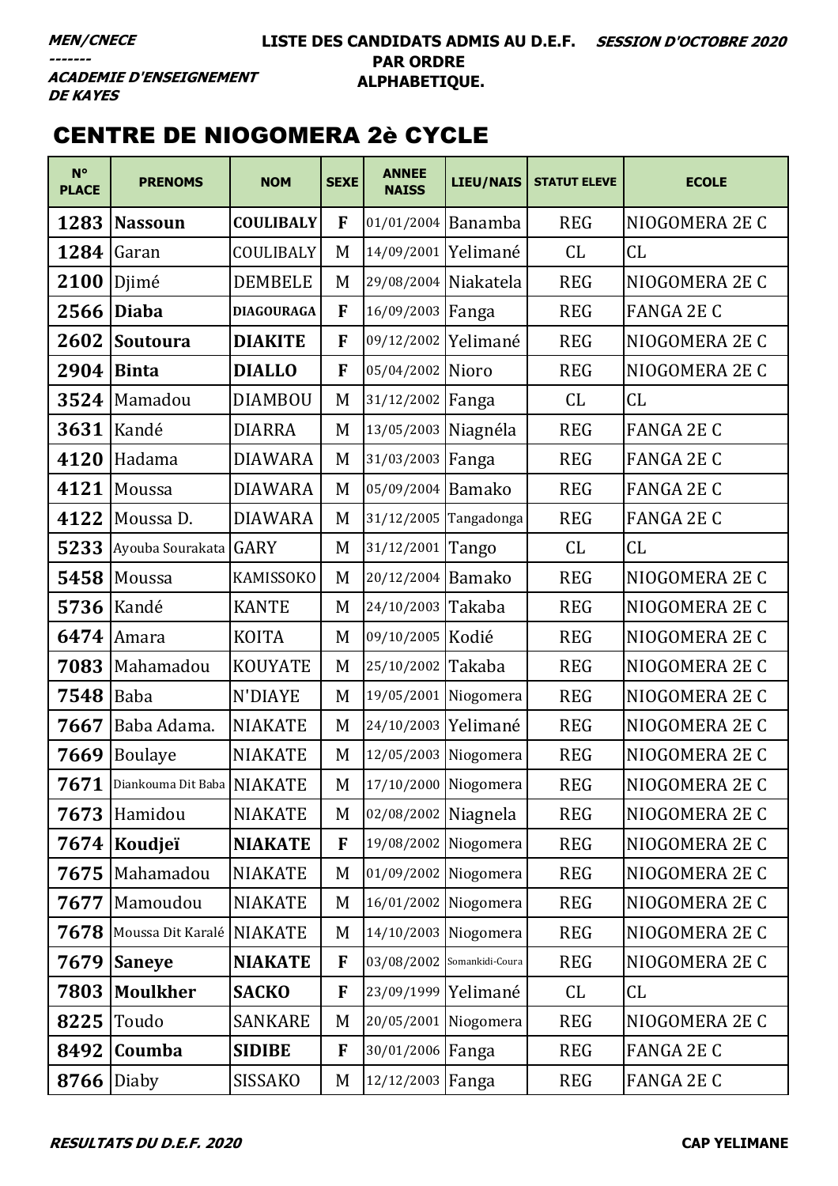MEN/CNECE
-------
ACADEMIE D'ENSEIGNEMENT DE KAYES

LISTE DES CANDIDATS ADMIS AU D.E.F. PAR ORDRE ALPHABETIQUE.

SESSION D'OCTOBRE 2020

## CENTRE DE NIOGOMERA 2è CYCLE

| N° PLACE | PRENOMS | NOM | SEXE | ANNEE NAISS | LIEU/NAIS | STATUT ELEVE | ECOLE |
|---|---|---|---|---|---|---|---|
| 1283 | **Nassoun** | **COULIBALY** | **F** | 01/01/2004 | Banamba | REG | NIOGOMERA 2E C |
| 1284 | Garan | COULIBALY | M | 14/09/2001 | Yelimané | CL | CL |
| 2100 | Djimé | DEMBELE | M | 29/08/2004 | Niakatela | REG | NIOGOMERA 2E C |
| 2566 | **Diaba** | **DIAGOURAGA** | **F** | 16/09/2003 | Fanga | REG | FANGA 2E C |
| 2602 | **Soutoura** | **DIAKITE** | **F** | 09/12/2002 | Yelimané | REG | NIOGOMERA 2E C |
| 2904 | **Binta** | **DIALLO** | **F** | 05/04/2002 | Nioro | REG | NIOGOMERA 2E C |
| 3524 | Mamadou | DIAMBOU | M | 31/12/2002 | Fanga | CL | CL |
| 3631 | Kandé | DIARRA | M | 13/05/2003 | Niagnéla | REG | FANGA 2E C |
| 4120 | Hadama | DIAWARA | M | 31/03/2003 | Fanga | REG | FANGA 2E C |
| 4121 | Moussa | DIAWARA | M | 05/09/2004 | Bamako | REG | FANGA 2E C |
| 4122 | Moussa D. | DIAWARA | M | 31/12/2005 | Tangadonga | REG | FANGA 2E C |
| 5233 | Ayouba Sourakata | GARY | M | 31/12/2001 | Tango | CL | CL |
| 5458 | Moussa | KAMISSOKO | M | 20/12/2004 | Bamako | REG | NIOGOMERA 2E C |
| 5736 | Kandé | KANTE | M | 24/10/2003 | Takaba | REG | NIOGOMERA 2E C |
| 6474 | Amara | KOITA | M | 09/10/2005 | Kodié | REG | NIOGOMERA 2E C |
| 7083 | Mahamadou | KOUYATE | M | 25/10/2002 | Takaba | REG | NIOGOMERA 2E C |
| 7548 | Baba | N'DIAYE | M | 19/05/2001 | Niogomera | REG | NIOGOMERA 2E C |
| 7667 | Baba Adama. | NIAKATE | M | 24/10/2003 | Yelimané | REG | NIOGOMERA 2E C |
| 7669 | Boulaye | NIAKATE | M | 12/05/2003 | Niogomera | REG | NIOGOMERA 2E C |
| 7671 | Diankouma Dit Baba | NIAKATE | M | 17/10/2000 | Niogomera | REG | NIOGOMERA 2E C |
| 7673 | Hamidou | NIAKATE | M | 02/08/2002 | Niagnela | REG | NIOGOMERA 2E C |
| 7674 | **Koudjeï** | **NIAKATE** | **F** | 19/08/2002 | Niogomera | REG | NIOGOMERA 2E C |
| 7675 | Mahamadou | NIAKATE | M | 01/09/2002 | Niogomera | REG | NIOGOMERA 2E C |
| 7677 | Mamoudou | NIAKATE | M | 16/01/2002 | Niogomera | REG | NIOGOMERA 2E C |
| 7678 | Moussa Dit Karalé | NIAKATE | M | 14/10/2003 | Niogomera | REG | NIOGOMERA 2E C |
| 7679 | **Saneye** | **NIAKATE** | **F** | 03/08/2002 | Somankidi-Coura | REG | NIOGOMERA 2E C |
| 7803 | **Moulkher** | **SACKO** | **F** | 23/09/1999 | Yelimané | CL | CL |
| 8225 | Toudo | SANKARE | M | 20/05/2001 | Niogomera | REG | NIOGOMERA 2E C |
| 8492 | **Coumba** | **SIDIBE** | **F** | 30/01/2006 | Fanga | REG | FANGA 2E C |
| 8766 | Diaby | SISSAKO | M | 12/12/2003 | Fanga | REG | FANGA 2E C |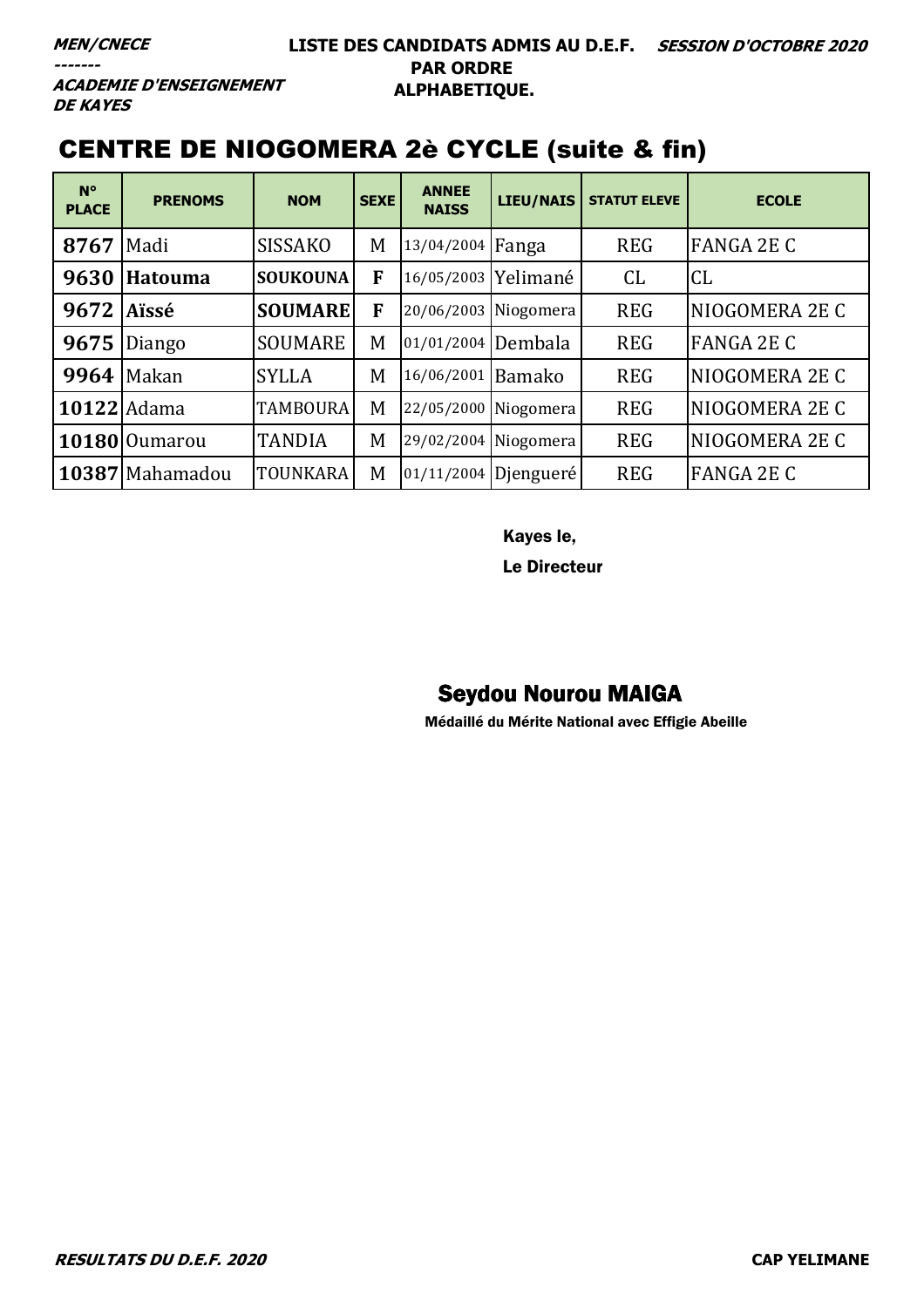*MEN/CNECE*
*-------*
*ACADEMIE D'ENSEIGNEMENT DE KAYES*

**LISTE DES CANDIDATS ADMIS AU D.E.F. PAR ORDRE ALPHABETIQUE.**

***SESSION D'OCTOBRE 2020***

## CENTRE DE NIOGOMERA 2è CYCLE (suite & fin)

| N° PLACE | PRENOMS | NOM | SEXE | ANNEE NAISS | LIEU/NAIS | STATUT ELEVE | ECOLE |
|---|---|---|---|---|---|---|---|
| 8767 | Madi | SISSAKO | M | 13/04/2004 | Fanga | REG | FANGA 2E C |
| 9630 | **Hatouma** | **SOUKOUNA** | **F** | 16/05/2003 | Yelimané | CL | CL |
| 9672 | **Aïssé** | **SOUMARE** | **F** | 20/06/2003 | Niogomera | REG | NIOGOMERA 2E C |
| 9675 | Diango | SOUMARE | M | 01/01/2004 | Dembala | REG | FANGA 2E C |
| 9964 | Makan | SYLLA | M | 16/06/2001 | Bamako | REG | NIOGOMERA 2E C |
| 10122 | Adama | TAMBOURA | M | 22/05/2000 | Niogomera | REG | NIOGOMERA 2E C |
| 10180 | Oumarou | TANDIA | M | 29/02/2004 | Niogomera | REG | NIOGOMERA 2E C |
| 10387 | Mahamadou | TOUNKARA | M | 01/11/2004 | Djengueré | REG | FANGA 2E C |

**Kayes le,**

**Le Directeur**

**Seydou Nourou MAIGA**

**Médaillé du Mérite National avec Effigie Abeille**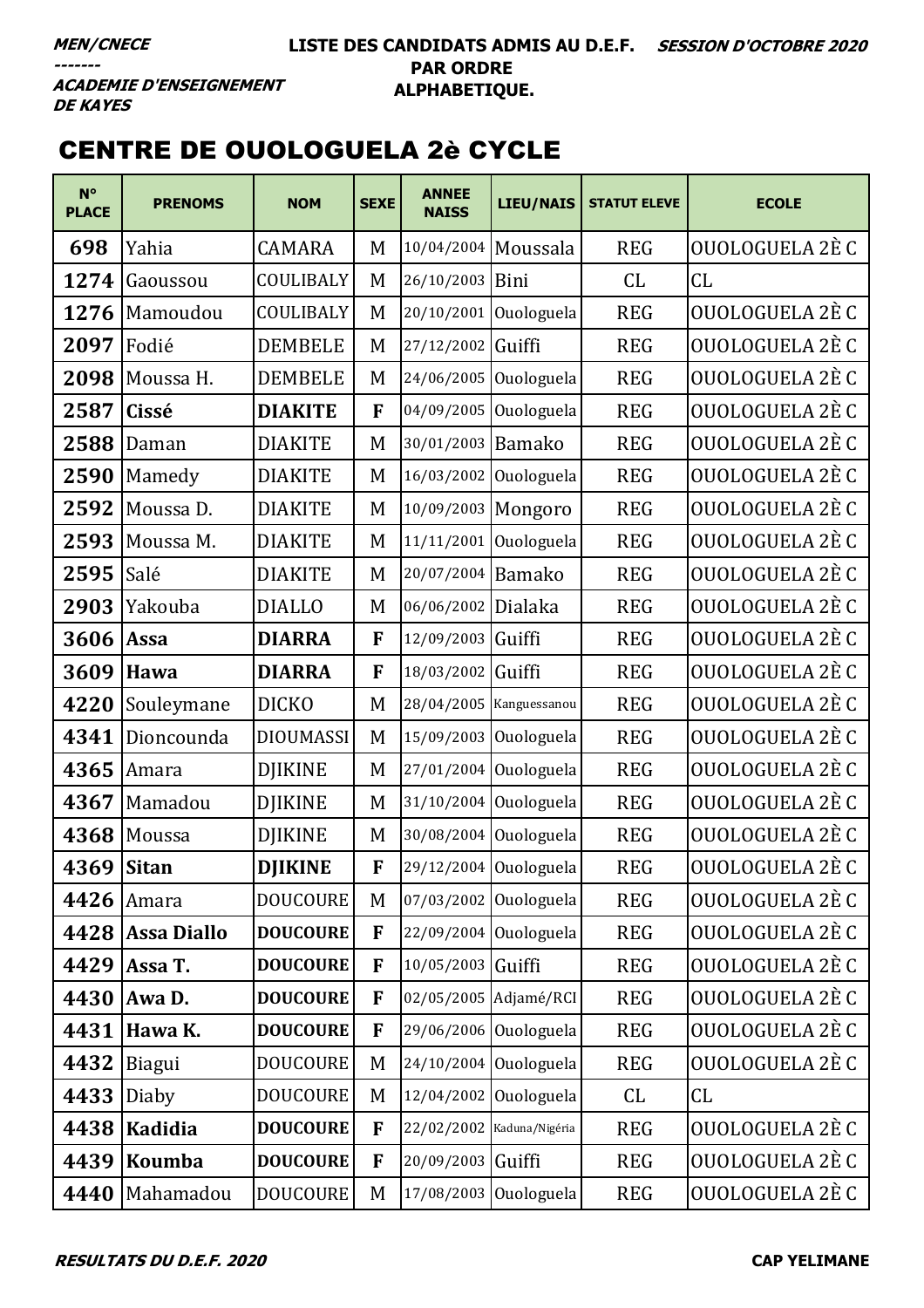*MEN/CNECE*
*-------*
*ACADEMIE D'ENSEIGNEMENT DE KAYES*

**LISTE DES CANDIDATS ADMIS AU D.E.F. PAR ORDRE ALPHABETIQUE.**

*SESSION D'OCTOBRE 2020*

## CENTRE DE OUOLOGUELA 2è CYCLE

| N° PLACE | PRENOMS | NOM | SEXE | ANNEE NAISS | LIEU/NAIS | STATUT ELEVE | ECOLE |
|---|---|---|---|---|---|---|---|
| 698 | Yahia | CAMARA | M | 10/04/2004 | Moussala | REG | OUOLOGUELA 2È C |
| 1274 | Gaoussou | COULIBALY | M | 26/10/2003 | Bini | CL | CL |
| 1276 | Mamoudou | COULIBALY | M | 20/10/2001 | Ouologuela | REG | OUOLOGUELA 2È C |
| 2097 | Fodié | DEMBELE | M | 27/12/2002 | Guiffi | REG | OUOLOGUELA 2È C |
| 2098 | Moussa H. | DEMBELE | M | 24/06/2005 | Ouologuela | REG | OUOLOGUELA 2È C |
| 2587 | **Cissé** | **DIAKITE** | **F** | 04/09/2005 | Ouologuela | REG | OUOLOGUELA 2È C |
| 2588 | Daman | DIAKITE | M | 30/01/2003 | Bamako | REG | OUOLOGUELA 2È C |
| 2590 | Mamedy | DIAKITE | M | 16/03/2002 | Ouologuela | REG | OUOLOGUELA 2È C |
| 2592 | Moussa D. | DIAKITE | M | 10/09/2003 | Mongoro | REG | OUOLOGUELA 2È C |
| 2593 | Moussa M. | DIAKITE | M | 11/11/2001 | Ouologuela | REG | OUOLOGUELA 2È C |
| 2595 | Salé | DIAKITE | M | 20/07/2004 | Bamako | REG | OUOLOGUELA 2È C |
| 2903 | Yakouba | DIALLO | M | 06/06/2002 | Dialaka | REG | OUOLOGUELA 2È C |
| 3606 | **Assa** | **DIARRA** | **F** | 12/09/2003 | Guiffi | REG | OUOLOGUELA 2È C |
| 3609 | **Hawa** | **DIARRA** | **F** | 18/03/2002 | Guiffi | REG | OUOLOGUELA 2È C |
| 4220 | Souleymane | DICKO | M | 28/04/2005 | Kanguessanou | REG | OUOLOGUELA 2È C |
| 4341 | Dioncounda | DIOUMASSI | M | 15/09/2003 | Ouologuela | REG | OUOLOGUELA 2È C |
| 4365 | Amara | DJIKINE | M | 27/01/2004 | Ouologuela | REG | OUOLOGUELA 2È C |
| 4367 | Mamadou | DJIKINE | M | 31/10/2004 | Ouologuela | REG | OUOLOGUELA 2È C |
| 4368 | Moussa | DJIKINE | M | 30/08/2004 | Ouologuela | REG | OUOLOGUELA 2È C |
| 4369 | **Sitan** | **DJIKINE** | **F** | 29/12/2004 | Ouologuela | REG | OUOLOGUELA 2È C |
| 4426 | Amara | DOUCOURE | M | 07/03/2002 | Ouologuela | REG | OUOLOGUELA 2È C |
| 4428 | **Assa Diallo** | **DOUCOURE** | **F** | 22/09/2004 | Ouologuela | REG | OUOLOGUELA 2È C |
| 4429 | **Assa T.** | **DOUCOURE** | **F** | 10/05/2003 | Guiffi | REG | OUOLOGUELA 2È C |
| 4430 | **Awa D.** | **DOUCOURE** | **F** | 02/05/2005 | Adjamé/RCI | REG | OUOLOGUELA 2È C |
| 4431 | **Hawa K.** | **DOUCOURE** | **F** | 29/06/2006 | Ouologuela | REG | OUOLOGUELA 2È C |
| 4432 | Biagui | DOUCOURE | M | 24/10/2004 | Ouologuela | REG | OUOLOGUELA 2È C |
| 4433 | Diaby | DOUCOURE | M | 12/04/2002 | Ouologuela | CL | CL |
| 4438 | **Kadidia** | **DOUCOURE** | **F** | 22/02/2002 | Kaduna/Nigéria | REG | OUOLOGUELA 2È C |
| 4439 | **Koumba** | **DOUCOURE** | **F** | 20/09/2003 | Guiffi | REG | OUOLOGUELA 2È C |
| 4440 | Mahamadou | DOUCOURE | M | 17/08/2003 | Ouologuela | REG | OUOLOGUELA 2È C |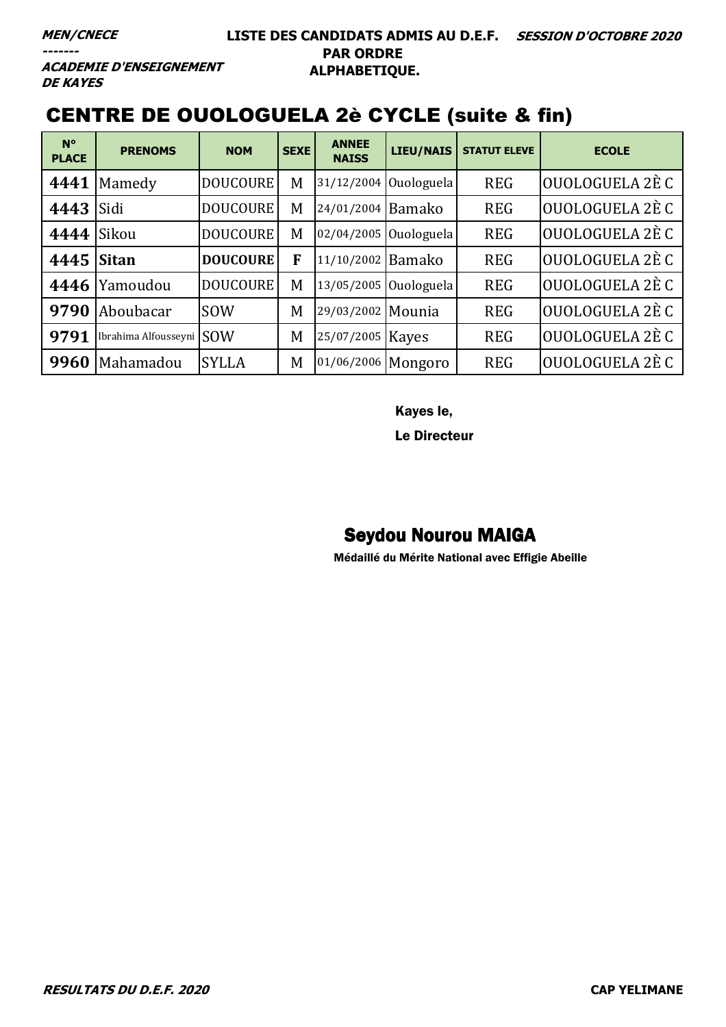***MEN/CNECE***

***-------***

***ACADEMIE D'ENSEIGNEMENT DE KAYES***

**LISTE DES CANDIDATS ADMIS AU D.E.F. PAR ORDRE ALPHABETIQUE.**

***SESSION D'OCTOBRE 2020***

## CENTRE DE OUOLOGUELA 2è CYCLE (suite & fin)

| N° PLACE | PRENOMS | NOM | SEXE | ANNEE NAISS | LIEU/NAIS | STATUT ELEVE | ECOLE |
|---|---|---|---|---|---|---|---|
| **4441** | Mamedy | DOUCOURE | M | 31/12/2004 | Ouologuela | REG | OUOLOGUELA 2È C |
| **4443** | Sidi | DOUCOURE | M | 24/01/2004 | Bamako | REG | OUOLOGUELA 2È C |
| **4444** | Sikou | DOUCOURE | M | 02/04/2005 | Ouologuela | REG | OUOLOGUELA 2È C |
| **4445** | **Sitan** | **DOUCOURE** | **F** | 11/10/2002 | Bamako | REG | OUOLOGUELA 2È C |
| **4446** | Yamoudou | DOUCOURE | M | 13/05/2005 | Ouologuela | REG | OUOLOGUELA 2È C |
| **9790** | Aboubacar | SOW | M | 29/03/2002 | Mounia | REG | OUOLOGUELA 2È C |
| **9791** | Ibrahima Alfousseyni | SOW | M | 25/07/2005 | Kayes | REG | OUOLOGUELA 2È C |
| **9960** | Mahamadou | SYLLA | M | 01/06/2006 | Mongoro | REG | OUOLOGUELA 2È C |

**Kayes le,**

**Le Directeur**

**Seydou Nourou MAIGA**

**Médaillé du Mérite National avec Effigie Abeille**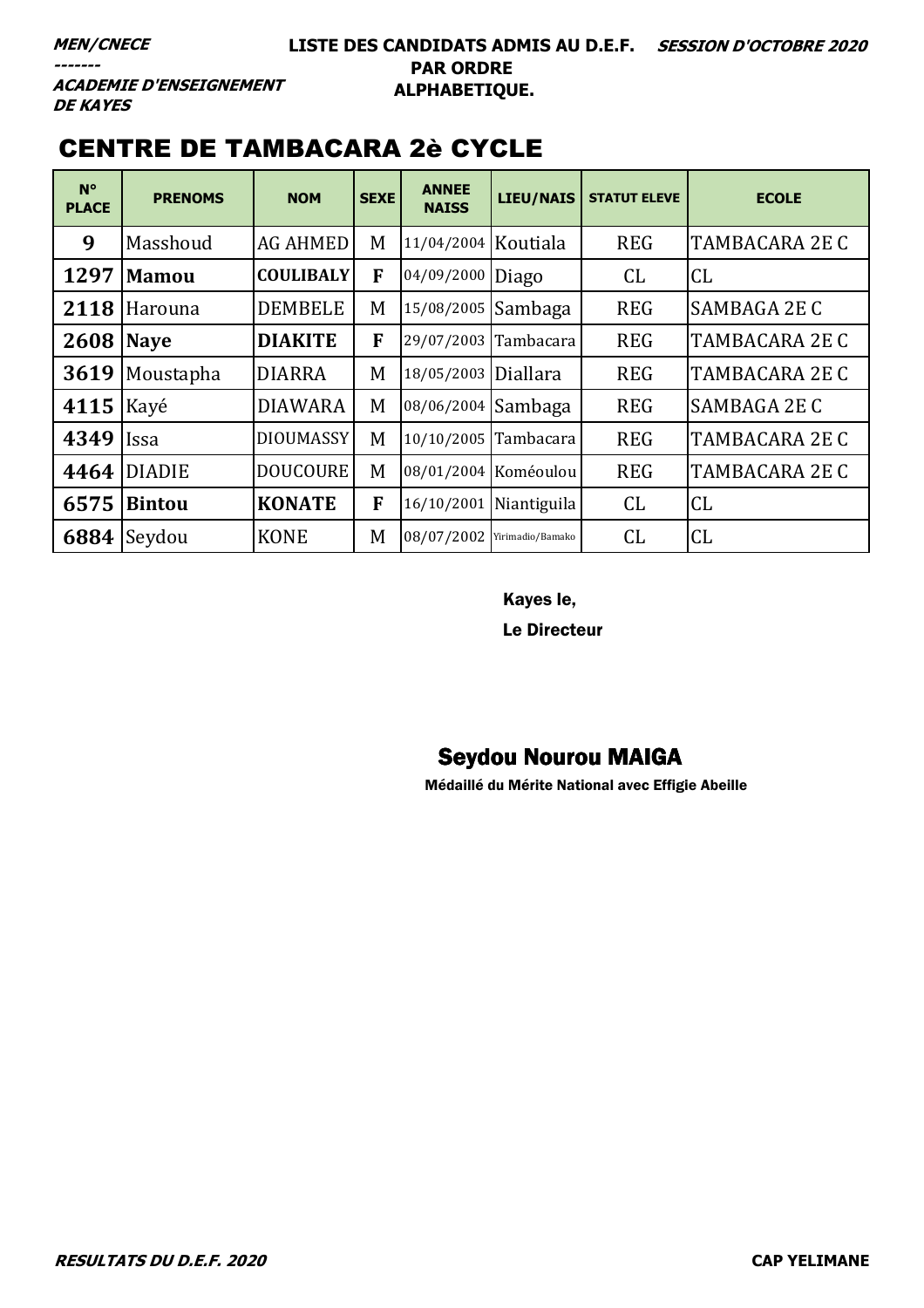***MEN/CNECE***
***-------***
***ACADEMIE D'ENSEIGNEMENT DE KAYES***

**LISTE DES CANDIDATS ADMIS AU D.E.F. PAR ORDRE ALPHABETIQUE.**

***SESSION D'OCTOBRE 2020***

## CENTRE DE TAMBACARA 2è CYCLE

| N° PLACE | PRENOMS | NOM | SEXE | ANNEE NAISS | LIEU/NAIS | STATUT ELEVE | ECOLE |
|---|---|---|---|---|---|---|---|
| **9** | Masshoud | AG AHMED | M | 11/04/2004 | Koutiala | REG | TAMBACARA 2E C |
| **1297** | **Mamou** | **COULIBALY** | **F** | 04/09/2000 | Diago | CL | CL |
| **2118** | Harouna | DEMBELE | M | 15/08/2005 | Sambaga | REG | SAMBAGA 2E C |
| **2608** | **Naye** | **DIAKITE** | **F** | 29/07/2003 | Tambacara | REG | TAMBACARA 2E C |
| **3619** | Moustapha | DIARRA | M | 18/05/2003 | Diallara | REG | TAMBACARA 2E C |
| **4115** | Kayé | DIAWARA | M | 08/06/2004 | Sambaga | REG | SAMBAGA 2E C |
| **4349** | Issa | DIOUMASSY | M | 10/10/2005 | Tambacara | REG | TAMBACARA 2E C |
| **4464** | DIADIE | DOUCOURE | M | 08/01/2004 | Koméoulou | REG | TAMBACARA 2E C |
| **6575** | **Bintou** | **KONATE** | **F** | 16/10/2001 | Niantiguila | CL | CL |
| **6884** | Seydou | KONE | M | 08/07/2002 | Yirimadio/Bamako | CL | CL |

Kayes le,

Le Directeur

**Seydou Nourou MAIGA**

Médaillé du Mérite National avec Effigie Abeille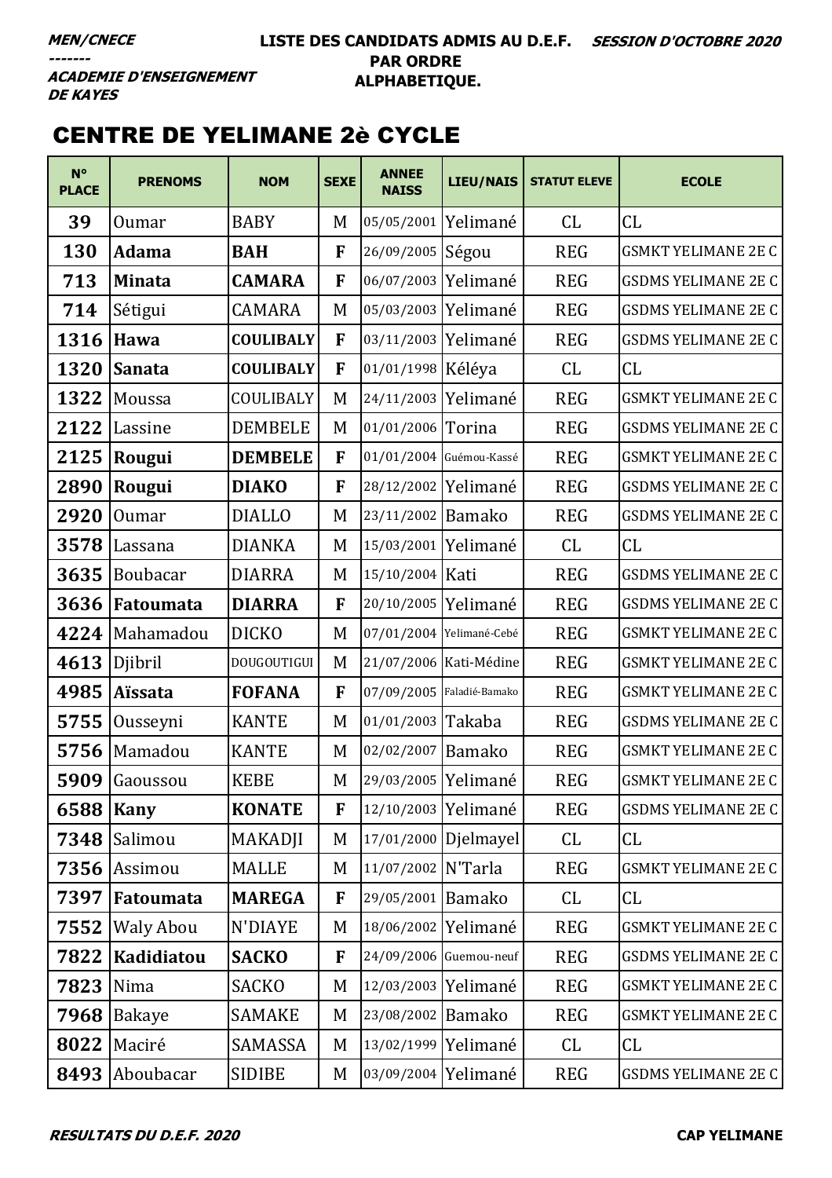*MEN/CNECE*
*-------*
*ACADEMIE D'ENSEIGNEMENT DE KAYES*

**LISTE DES CANDIDATS ADMIS AU D.E.F. PAR ORDRE ALPHABETIQUE.**

***SESSION D'OCTOBRE 2020***

# CENTRE DE YELIMANE 2è CYCLE

| N° PLACE | PRENOMS | NOM | SEXE | ANNEE NAISS | LIEU/NAIS | STATUT ELEVE | ECOLE |
|---|---|---|---|---|---|---|---|
| 39 | Oumar | BABY | M | 05/05/2001 | Yelimané | CL | CL |
| 130 | **Adama** | **BAH** | **F** | 26/09/2005 | Ségou | REG | GSMKT YELIMANE 2E C |
| 713 | **Minata** | **CAMARA** | **F** | 06/07/2003 | Yelimané | REG | GSDMS YELIMANE 2E C |
| 714 | Sétigui | CAMARA | M | 05/03/2003 | Yelimané | REG | GSDMS YELIMANE 2E C |
| 1316 | **Hawa** | **COULIBALY** | **F** | 03/11/2003 | Yelimané | REG | GSDMS YELIMANE 2E C |
| 1320 | **Sanata** | **COULIBALY** | **F** | 01/01/1998 | Kéléya | CL | CL |
| 1322 | Moussa | COULIBALY | M | 24/11/2003 | Yelimané | REG | GSMKT YELIMANE 2E C |
| 2122 | Lassine | DEMBELE | M | 01/01/2006 | Torina | REG | GSDMS YELIMANE 2E C |
| 2125 | **Rougui** | **DEMBELE** | **F** | 01/01/2004 | Guémou-Kassé | REG | GSMKT YELIMANE 2E C |
| 2890 | **Rougui** | **DIAKO** | **F** | 28/12/2002 | Yelimané | REG | GSDMS YELIMANE 2E C |
| 2920 | Oumar | DIALLO | M | 23/11/2002 | Bamako | REG | GSDMS YELIMANE 2E C |
| 3578 | Lassana | DIANKA | M | 15/03/2001 | Yelimané | CL | CL |
| 3635 | Boubacar | DIARRA | M | 15/10/2004 | Kati | REG | GSDMS YELIMANE 2E C |
| 3636 | **Fatoumata** | **DIARRA** | **F** | 20/10/2005 | Yelimané | REG | GSDMS YELIMANE 2E C |
| 4224 | Mahamadou | DICKO | M | 07/01/2004 | Yelimané-Cebé | REG | GSMKT YELIMANE 2E C |
| 4613 | Djibril | DOUGOUTIGUI | M | 21/07/2006 | Kati-Médine | REG | GSMKT YELIMANE 2E C |
| 4985 | **Aïssata** | **FOFANA** | **F** | 07/09/2005 | Faladié-Bamako | REG | GSMKT YELIMANE 2E C |
| 5755 | Ousseyni | KANTE | M | 01/01/2003 | Takaba | REG | GSDMS YELIMANE 2E C |
| 5756 | Mamadou | KANTE | M | 02/02/2007 | Bamako | REG | GSMKT YELIMANE 2E C |
| 5909 | Gaoussou | KEBE | M | 29/03/2005 | Yelimané | REG | GSMKT YELIMANE 2E C |
| 6588 | **Kany** | **KONATE** | **F** | 12/10/2003 | Yelimané | REG | GSDMS YELIMANE 2E C |
| 7348 | Salimou | MAKADJI | M | 17/01/2000 | Djelmayel | CL | CL |
| 7356 | Assimou | MALLE | M | 11/07/2002 | N'Tarla | REG | GSMKT YELIMANE 2E C |
| 7397 | **Fatoumata** | **MAREGA** | **F** | 29/05/2001 | Bamako | CL | CL |
| 7552 | Waly Abou | N'DIAYE | M | 18/06/2002 | Yelimané | REG | GSMKT YELIMANE 2E C |
| 7822 | **Kadidiatou** | **SACKO** | **F** | 24/09/2006 | Guemou-neuf | REG | GSDMS YELIMANE 2E C |
| 7823 | Nima | SACKO | M | 12/03/2003 | Yelimané | REG | GSMKT YELIMANE 2E C |
| 7968 | Bakaye | SAMAKE | M | 23/08/2002 | Bamako | REG | GSMKT YELIMANE 2E C |
| 8022 | Maciré | SAMASSA | M | 13/02/1999 | Yelimané | CL | CL |
| 8493 | Aboubacar | SIDIBE | M | 03/09/2004 | Yelimané | REG | GSDMS YELIMANE 2E C |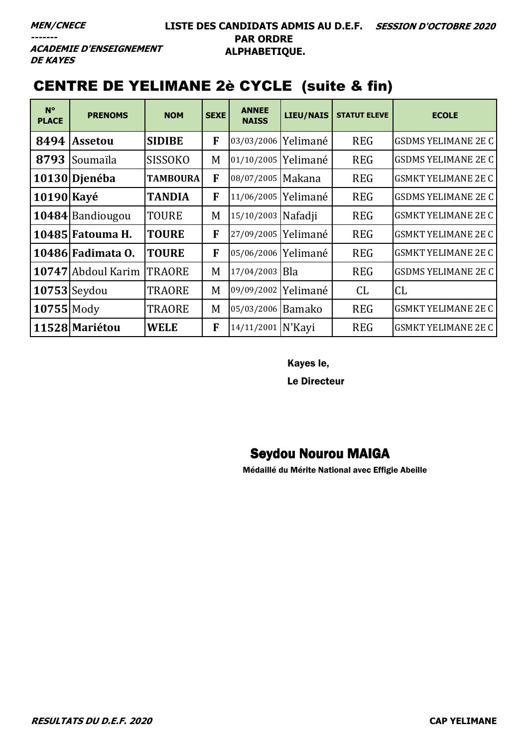***MEN/CNECE***
***-------***
***ACADEMIE D'ENSEIGNEMENT DE KAYES***

**LISTE DES CANDIDATS ADMIS AU D.E.F. PAR ORDRE ALPHABETIQUE.**

***SESSION D'OCTOBRE 2020***

# CENTRE DE YELIMANE 2è CYCLE (suite & fin)

| N° PLACE | PRENOMS | NOM | SEXE | ANNEE NAISS | LIEU/NAIS | STATUT ELEVE | ECOLE |
|---|---|---|---|---|---|---|---|
| **8494** | **Assetou** | **SIDIBE** | **F** | 03/03/2006 | Yelimané | REG | GSDMS YELIMANE 2E C |
| **8793** | Soumaïla | SISSOKO | M | 01/10/2005 | Yelimané | REG | GSDMS YELIMANE 2E C |
| **10130** | **Djenéba** | **TAMBOURA** | **F** | 08/07/2005 | Makana | REG | GSMKT YELIMANE 2E C |
| **10190** | **Kayé** | **TANDIA** | **F** | 11/06/2005 | Yelimané | REG | GSDMS YELIMANE 2E C |
| **10484** | Bandiougou | TOURE | M | 15/10/2003 | Nafadji | REG | GSMKT YELIMANE 2E C |
| **10485** | **Fatouma H.** | **TOURE** | **F** | 27/09/2005 | Yelimané | REG | GSMKT YELIMANE 2E C |
| **10486** | **Fadimata O.** | **TOURE** | **F** | 05/06/2006 | Yelimané | REG | GSMKT YELIMANE 2E C |
| **10747** | Abdoul Karim | TRAORE | M | 17/04/2003 | Bla | REG | GSDMS YELIMANE 2E C |
| **10753** | Seydou | TRAORE | M | 09/09/2002 | Yelimané | CL | CL |
| **10755** | Mody | TRAORE | M | 05/03/2006 | Bamako | REG | GSMKT YELIMANE 2E C |
| **11528** | **Mariétou** | **WELE** | **F** | 14/11/2001 | N'Kayi | REG | GSMKT YELIMANE 2E C |

**Kayes le,**

**Le Directeur**

**Seydou Nourou MAIGA**

**Médaillé du Mérite National avec Effigie Abeille**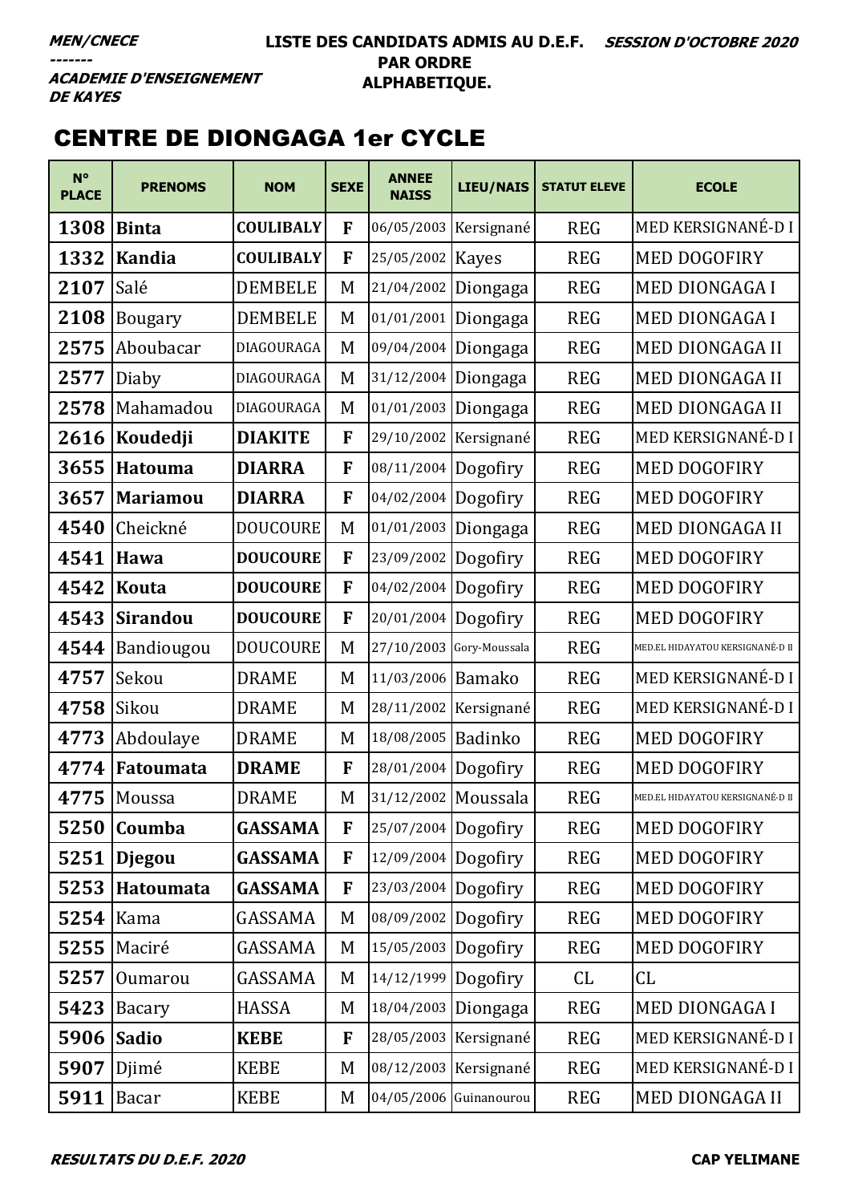MEN/CNECE
-------
ACADEMIE D'ENSEIGNEMENT DE KAYES

**LISTE DES CANDIDATS ADMIS AU D.E.F. PAR ORDRE ALPHABETIQUE.**

**SESSION D'OCTOBRE 2020**

## CENTRE DE DIONGAGA 1er CYCLE

| N° PLACE | PRENOMS | NOM | SEXE | ANNEE NAISS | LIEU/NAIS | STATUT ELEVE | ECOLE |
|---|---|---|---|---|---|---|---|
| **1308** | **Binta** | **COULIBALY** | **F** | 06/05/2003 | Kersignané | REG | MED KERSIGNANÉ-D I |
| **1332** | **Kandia** | **COULIBALY** | **F** | 25/05/2002 | Kayes | REG | MED DOGOFIRY |
| **2107** | Salé | DEMBELE | M | 21/04/2002 | Diongaga | REG | MED DIONGAGA I |
| **2108** | Bougary | DEMBELE | M | 01/01/2001 | Diongaga | REG | MED DIONGAGA I |
| **2575** | Aboubacar | DIAGOURAGA | M | 09/04/2004 | Diongaga | REG | MED DIONGAGA II |
| **2577** | Diaby | DIAGOURAGA | M | 31/12/2004 | Diongaga | REG | MED DIONGAGA II |
| **2578** | Mahamadou | DIAGOURAGA | M | 01/01/2003 | Diongaga | REG | MED DIONGAGA II |
| **2616** | **Koudedji** | **DIAKITE** | **F** | 29/10/2002 | Kersignané | REG | MED KERSIGNANÉ-D I |
| **3655** | **Hatouma** | **DIARRA** | **F** | 08/11/2004 | Dogofiry | REG | MED DOGOFIRY |
| **3657** | **Mariamou** | **DIARRA** | **F** | 04/02/2004 | Dogofiry | REG | MED DOGOFIRY |
| **4540** | Cheickné | DOUCOURE | M | 01/01/2003 | Diongaga | REG | MED DIONGAGA II |
| **4541** | **Hawa** | **DOUCOURE** | **F** | 23/09/2002 | Dogofiry | REG | MED DOGOFIRY |
| **4542** | **Kouta** | **DOUCOURE** | **F** | 04/02/2004 | Dogofiry | REG | MED DOGOFIRY |
| **4543** | **Sirandou** | **DOUCOURE** | **F** | 20/01/2004 | Dogofiry | REG | MED DOGOFIRY |
| **4544** | Bandiougou | DOUCOURE | M | 27/10/2003 | Gory-Moussala | REG | MED.EL HIDAYATOU KERSIGNANÉ-D II |
| **4757** | Sekou | DRAME | M | 11/03/2006 | Bamako | REG | MED KERSIGNANÉ-D I |
| **4758** | Sikou | DRAME | M | 28/11/2002 | Kersignané | REG | MED KERSIGNANÉ-D I |
| **4773** | Abdoulaye | DRAME | M | 18/08/2005 | Badinko | REG | MED DOGOFIRY |
| **4774** | **Fatoumata** | **DRAME** | **F** | 28/01/2004 | Dogofiry | REG | MED DOGOFIRY |
| **4775** | Moussa | DRAME | M | 31/12/2002 | Moussala | REG | MED.EL HIDAYATOU KERSIGNANÉ-D II |
| **5250** | **Coumba** | **GASSAMA** | **F** | 25/07/2004 | Dogofiry | REG | MED DOGOFIRY |
| **5251** | **Djegou** | **GASSAMA** | **F** | 12/09/2004 | Dogofiry | REG | MED DOGOFIRY |
| **5253** | **Hatoumata** | **GASSAMA** | **F** | 23/03/2004 | Dogofiry | REG | MED DOGOFIRY |
| **5254** | Kama | GASSAMA | M | 08/09/2002 | Dogofiry | REG | MED DOGOFIRY |
| **5255** | Maciré | GASSAMA | M | 15/05/2003 | Dogofiry | REG | MED DOGOFIRY |
| **5257** | Oumarou | GASSAMA | M | 14/12/1999 | Dogofiry | CL | CL |
| **5423** | Bacary | HASSA | M | 18/04/2003 | Diongaga | REG | MED DIONGAGA I |
| **5906** | **Sadio** | **KEBE** | **F** | 28/05/2003 | Kersignané | REG | MED KERSIGNANÉ-D I |
| **5907** | Djimé | KEBE | M | 08/12/2003 | Kersignané | REG | MED KERSIGNANÉ-D I |
| **5911** | Bacar | KEBE | M | 04/05/2006 | Guinanourou | REG | MED DIONGAGA II |

RESULTATS DU D.E.F. 2020 — CAP YELIMANE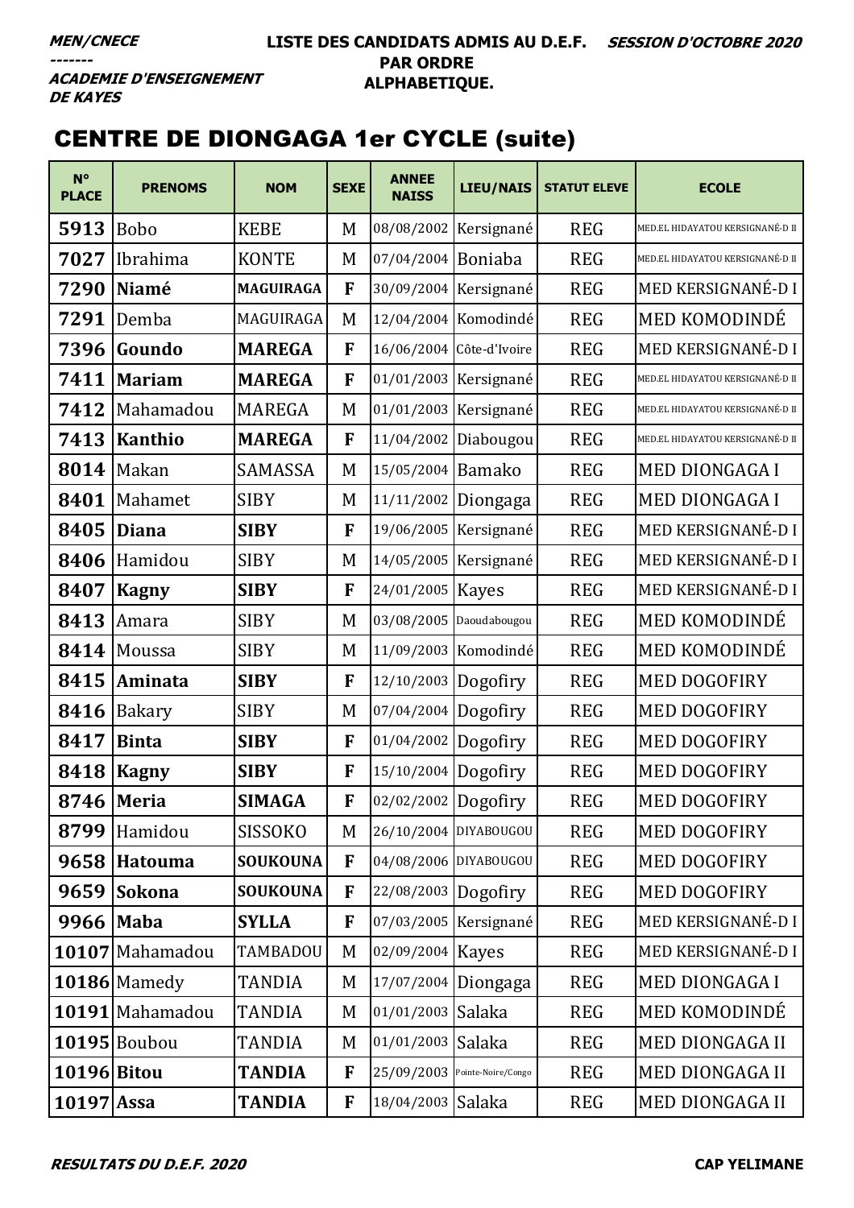**MEN/CNECE**
**-------**
**ACADEMIE D'ENSEIGNEMENT DE KAYES**

**LISTE DES CANDIDATS ADMIS AU D.E.F. PAR ORDRE ALPHABETIQUE.**

**SESSION D'OCTOBRE 2020**

# CENTRE DE DIONGAGA 1er CYCLE (suite)

| N° PLACE | PRENOMS | NOM | SEXE | ANNEE NAISS | LIEU/NAIS | STATUT ELEVE | ECOLE |
|---|---|---|---|---|---|---|---|
| 5913 | Bobo | KEBE | M | 08/08/2002 | Kersignané | REG | MED.EL HIDAYATOU KERSIGNANÉ-D II |
| 7027 | Ibrahima | KONTE | M | 07/04/2004 | Boniaba | REG | MED.EL HIDAYATOU KERSIGNANÉ-D II |
| 7290 | **Niamé** | **MAGUIRAGA** | **F** | 30/09/2004 | Kersignané | REG | MED KERSIGNANÉ-D I |
| 7291 | Demba | MAGUIRAGA | M | 12/04/2004 | Komodindé | REG | MED KOMODINDÉ |
| 7396 | **Goundo** | **MAREGA** | **F** | 16/06/2004 | Côte-d'Ivoire | REG | MED KERSIGNANÉ-D I |
| 7411 | **Mariam** | **MAREGA** | **F** | 01/01/2003 | Kersignané | REG | MED.EL HIDAYATOU KERSIGNANÉ-D II |
| 7412 | Mahamadou | MAREGA | M | 01/01/2003 | Kersignané | REG | MED.EL HIDAYATOU KERSIGNANÉ-D II |
| 7413 | **Kanthio** | **MAREGA** | **F** | 11/04/2002 | Diabougou | REG | MED.EL HIDAYATOU KERSIGNANÉ-D II |
| 8014 | Makan | SAMASSA | M | 15/05/2004 | Bamako | REG | MED DIONGAGA I |
| 8401 | Mahamet | SIBY | M | 11/11/2002 | Diongaga | REG | MED DIONGAGA I |
| 8405 | **Diana** | **SIBY** | **F** | 19/06/2005 | Kersignané | REG | MED KERSIGNANÉ-D I |
| 8406 | Hamidou | SIBY | M | 14/05/2005 | Kersignané | REG | MED KERSIGNANÉ-D I |
| 8407 | **Kagny** | **SIBY** | **F** | 24/01/2005 | Kayes | REG | MED KERSIGNANÉ-D I |
| 8413 | Amara | SIBY | M | 03/08/2005 | Daoudabougou | REG | MED KOMODINDÉ |
| 8414 | Moussa | SIBY | M | 11/09/2003 | Komodindé | REG | MED KOMODINDÉ |
| 8415 | **Aminata** | **SIBY** | **F** | 12/10/2003 | Dogofiry | REG | MED DOGOFIRY |
| 8416 | Bakary | SIBY | M | 07/04/2004 | Dogofiry | REG | MED DOGOFIRY |
| 8417 | **Binta** | **SIBY** | **F** | 01/04/2002 | Dogofiry | REG | MED DOGOFIRY |
| 8418 | **Kagny** | **SIBY** | **F** | 15/10/2004 | Dogofiry | REG | MED DOGOFIRY |
| 8746 | **Meria** | **SIMAGA** | **F** | 02/02/2002 | Dogofiry | REG | MED DOGOFIRY |
| 8799 | Hamidou | SISSOKO | M | 26/10/2004 | DIYABOUGOU | REG | MED DOGOFIRY |
| 9658 | **Hatouma** | **SOUKOUNA** | **F** | 04/08/2006 | DIYABOUGOU | REG | MED DOGOFIRY |
| 9659 | **Sokona** | **SOUKOUNA** | **F** | 22/08/2003 | Dogofiry | REG | MED DOGOFIRY |
| 9966 | **Maba** | **SYLLA** | **F** | 07/03/2005 | Kersignané | REG | MED KERSIGNANÉ-D I |
| 10107 | Mahamadou | TAMBADOU | M | 02/09/2004 | Kayes | REG | MED KERSIGNANÉ-D I |
| 10186 | Mamedy | TANDIA | M | 17/07/2004 | Diongaga | REG | MED DIONGAGA I |
| 10191 | Mahamadou | TANDIA | M | 01/01/2003 | Salaka | REG | MED KOMODINDÉ |
| 10195 | Boubou | TANDIA | M | 01/01/2003 | Salaka | REG | MED DIONGAGA II |
| 10196 | **Bitou** | **TANDIA** | **F** | 25/09/2003 | Pointe-Noire/Congo | REG | MED DIONGAGA II |
| 10197 | **Assa** | **TANDIA** | **F** | 18/04/2003 | Salaka | REG | MED DIONGAGA II |

**RESULTATS DU D.E.F. 2020** — **CAP YELIMANE**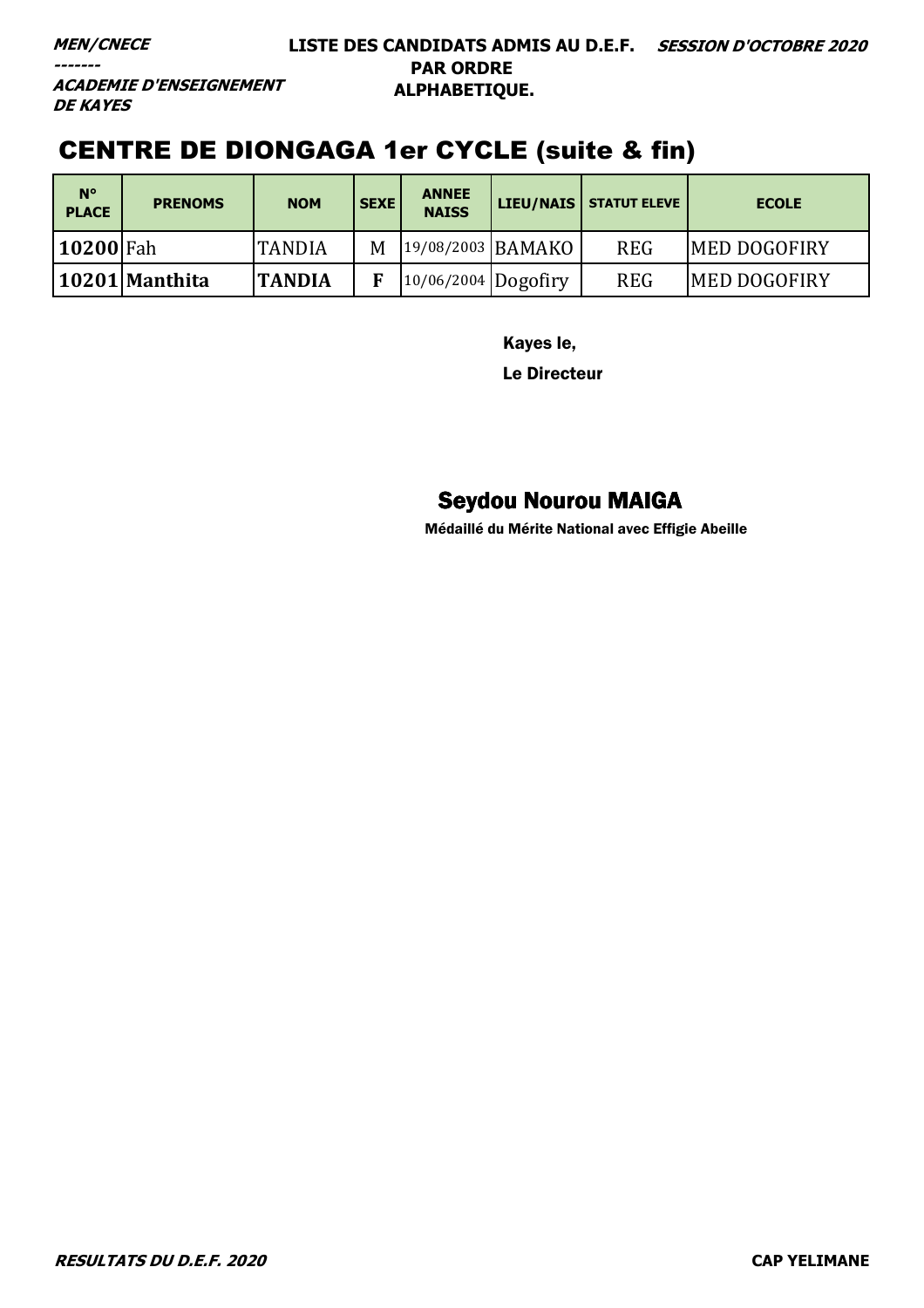***MEN/CNECE***
***-------***
***ACADEMIE D'ENSEIGNEMENT DE KAYES***

**LISTE DES CANDIDATS ADMIS AU D.E.F. PAR ORDRE ALPHABETIQUE.**

***SESSION D'OCTOBRE 2020***

## CENTRE DE DIONGAGA 1er CYCLE (suite & fin)

| N° PLACE | PRENOMS | NOM | SEXE | ANNEE NAISS | LIEU/NAIS | STATUT ELEVE | ECOLE |
|---|---|---|---|---|---|---|---|
| **10200** | Fah | TANDIA | M | 19/08/2003 | BAMAKO | REG | MED DOGOFIRY |
| **10201** | **Manthita** | **TANDIA** | **F** | 10/06/2004 | Dogofiry | REG | MED DOGOFIRY |

**Kayes le,**

**Le Directeur**

**Seydou Nourou MAIGA**

**Médaillé du Mérite National avec Effigie Abeille**

***RESULTATS DU D.E.F. 2020***

**CAP YELIMANE**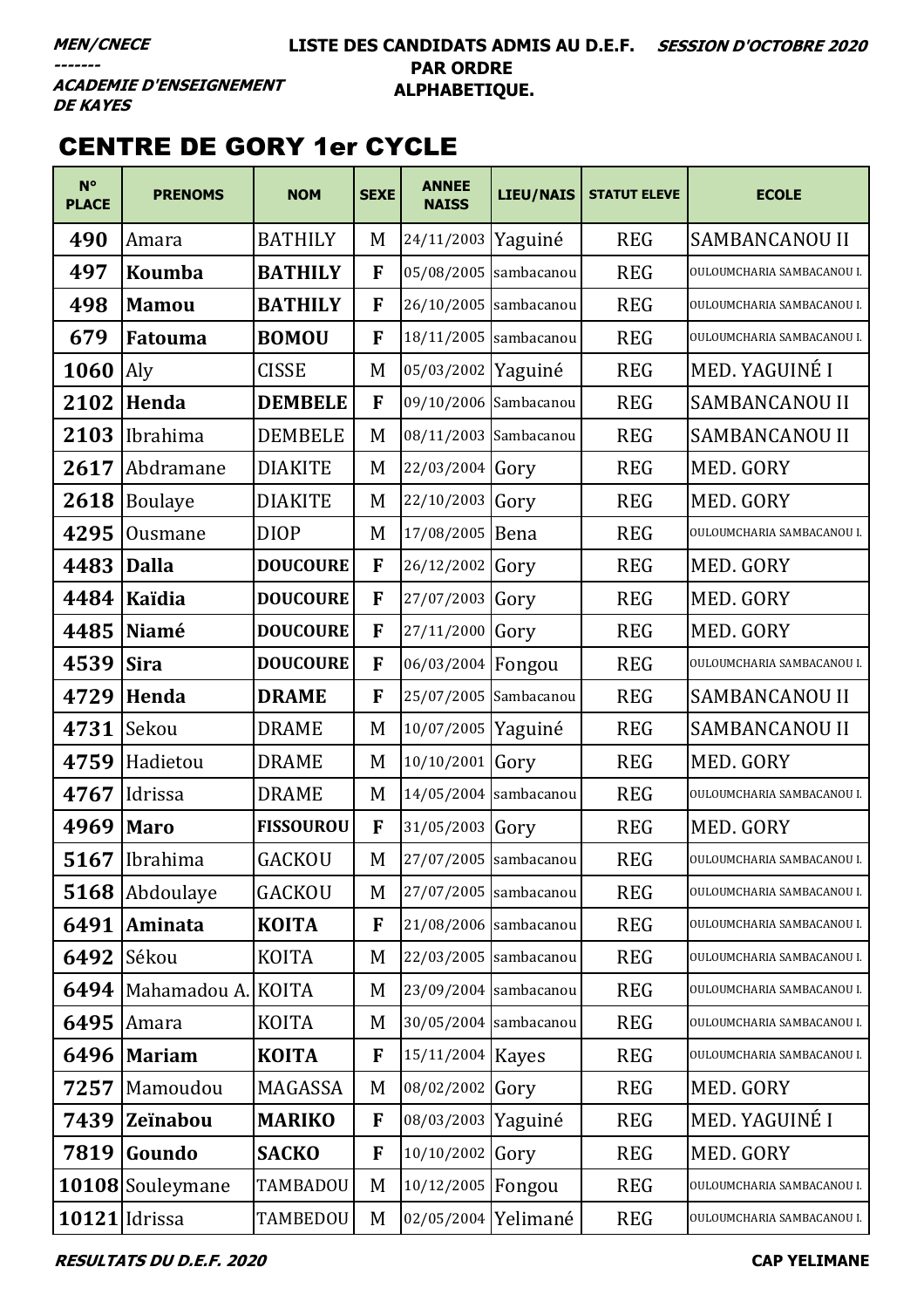**MEN/CNECE**
**-------**
**ACADEMIE D'ENSEIGNEMENT DE KAYES**

**LISTE DES CANDIDATS ADMIS AU D.E.F. PAR ORDRE ALPHABETIQUE.**

**SESSION D'OCTOBRE 2020**

# CENTRE DE GORY 1er CYCLE

| N° PLACE | PRENOMS | NOM | SEXE | ANNEE NAISS | LIEU/NAIS | STATUT ELEVE | ECOLE |
|---|---|---|---|---|---|---|---|
| 490 | Amara | BATHILY | M | 24/11/2003 | Yaguiné | REG | SAMBANCANOU II |
| 497 | **Koumba** | **BATHILY** | **F** | 05/08/2005 | sambacanou | REG | OULOUMCHARIA SAMBACANOU I. |
| 498 | **Mamou** | **BATHILY** | **F** | 26/10/2005 | sambacanou | REG | OULOUMCHARIA SAMBACANOU I. |
| 679 | **Fatouma** | **BOMOU** | **F** | 18/11/2005 | sambacanou | REG | OULOUMCHARIA SAMBACANOU I. |
| 1060 | Aly | CISSE | M | 05/03/2002 | Yaguiné | REG | MED. YAGUINÉ I |
| 2102 | **Henda** | **DEMBELE** | **F** | 09/10/2006 | Sambacanou | REG | SAMBANCANOU II |
| 2103 | Ibrahima | DEMBELE | M | 08/11/2003 | Sambacanou | REG | SAMBANCANOU II |
| 2617 | Abdramane | DIAKITE | M | 22/03/2004 | Gory | REG | MED. GORY |
| 2618 | Boulaye | DIAKITE | M | 22/10/2003 | Gory | REG | MED. GORY |
| 4295 | Ousmane | DIOP | M | 17/08/2005 | Bena | REG | OULOUMCHARIA SAMBACANOU I. |
| 4483 | **Dalla** | **DOUCOURE** | **F** | 26/12/2002 | Gory | REG | MED. GORY |
| 4484 | **Kaïdia** | **DOUCOURE** | **F** | 27/07/2003 | Gory | REG | MED. GORY |
| 4485 | **Niamé** | **DOUCOURE** | **F** | 27/11/2000 | Gory | REG | MED. GORY |
| 4539 | **Sira** | **DOUCOURE** | **F** | 06/03/2004 | Fongou | REG | OULOUMCHARIA SAMBACANOU I. |
| 4729 | **Henda** | **DRAME** | **F** | 25/07/2005 | Sambacanou | REG | SAMBANCANOU II |
| 4731 | Sekou | DRAME | M | 10/07/2005 | Yaguiné | REG | SAMBANCANOU II |
| 4759 | Hadietou | DRAME | M | 10/10/2001 | Gory | REG | MED. GORY |
| 4767 | Idrissa | DRAME | M | 14/05/2004 | sambacanou | REG | OULOUMCHARIA SAMBACANOU I. |
| 4969 | **Maro** | **FISSOUROU** | **F** | 31/05/2003 | Gory | REG | MED. GORY |
| 5167 | Ibrahima | GACKOU | M | 27/07/2005 | sambacanou | REG | OULOUMCHARIA SAMBACANOU I. |
| 5168 | Abdoulaye | GACKOU | M | 27/07/2005 | sambacanou | REG | OULOUMCHARIA SAMBACANOU I. |
| 6491 | **Aminata** | **KOITA** | **F** | 21/08/2006 | sambacanou | REG | OULOUMCHARIA SAMBACANOU I. |
| 6492 | Sékou | KOITA | M | 22/03/2005 | sambacanou | REG | OULOUMCHARIA SAMBACANOU I. |
| 6494 | Mahamadou A. | KOITA | M | 23/09/2004 | sambacanou | REG | OULOUMCHARIA SAMBACANOU I. |
| 6495 | Amara | KOITA | M | 30/05/2004 | sambacanou | REG | OULOUMCHARIA SAMBACANOU I. |
| 6496 | **Mariam** | **KOITA** | **F** | 15/11/2004 | Kayes | REG | OULOUMCHARIA SAMBACANOU I. |
| 7257 | Mamoudou | MAGASSA | M | 08/02/2002 | Gory | REG | MED. GORY |
| 7439 | **Zeïnabou** | **MARIKO** | **F** | 08/03/2003 | Yaguiné | REG | MED. YAGUINÉ I |
| 7819 | **Goundo** | **SACKO** | **F** | 10/10/2002 | Gory | REG | MED. GORY |
| 10108 | Souleymane | TAMBADOU | M | 10/12/2005 | Fongou | REG | OULOUMCHARIA SAMBACANOU I. |
| 10121 | Idrissa | TAMBEDOU | M | 02/05/2004 | Yelimané | REG | OULOUMCHARIA SAMBACANOU I. |

**RESULTATS DU D.E.F. 2020** — **CAP YELIMANE**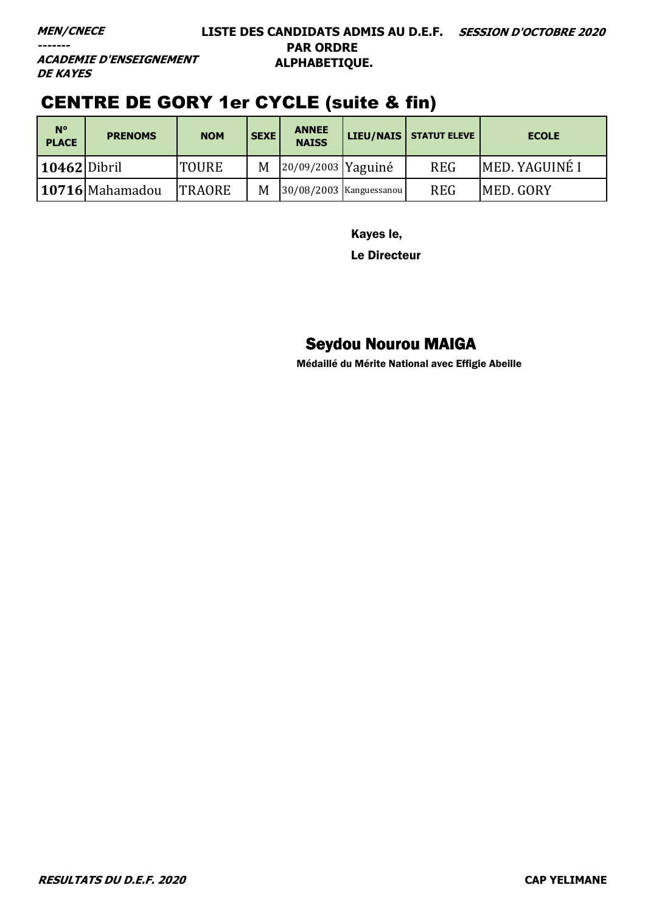**MEN/CNECE**

-------

**ACADEMIE D'ENSEIGNEMENT DE KAYES**

**LISTE DES CANDIDATS ADMIS AU D.E.F. PAR ORDRE ALPHABETIQUE.**

**SESSION D'OCTOBRE 2020**

# CENTRE DE GORY 1er CYCLE (suite & fin)

| N° PLACE | PRENOMS | NOM | SEXE | ANNEE NAISS | LIEU/NAIS | STATUT ELEVE | ECOLE |
|---|---|---|---|---|---|---|---|
| **10462** | Dibril | TOURE | M | 20/09/2003 | Yaguiné | REG | MED. YAGUINÉ I |
| **10716** | Mahamadou | TRAORE | M | 30/08/2003 | Kanguessanou | REG | MED. GORY |

Kayes le,

Le Directeur

**Seydou Nourou MAIGA**

**Médaillé du Mérite National avec Effigie Abeille**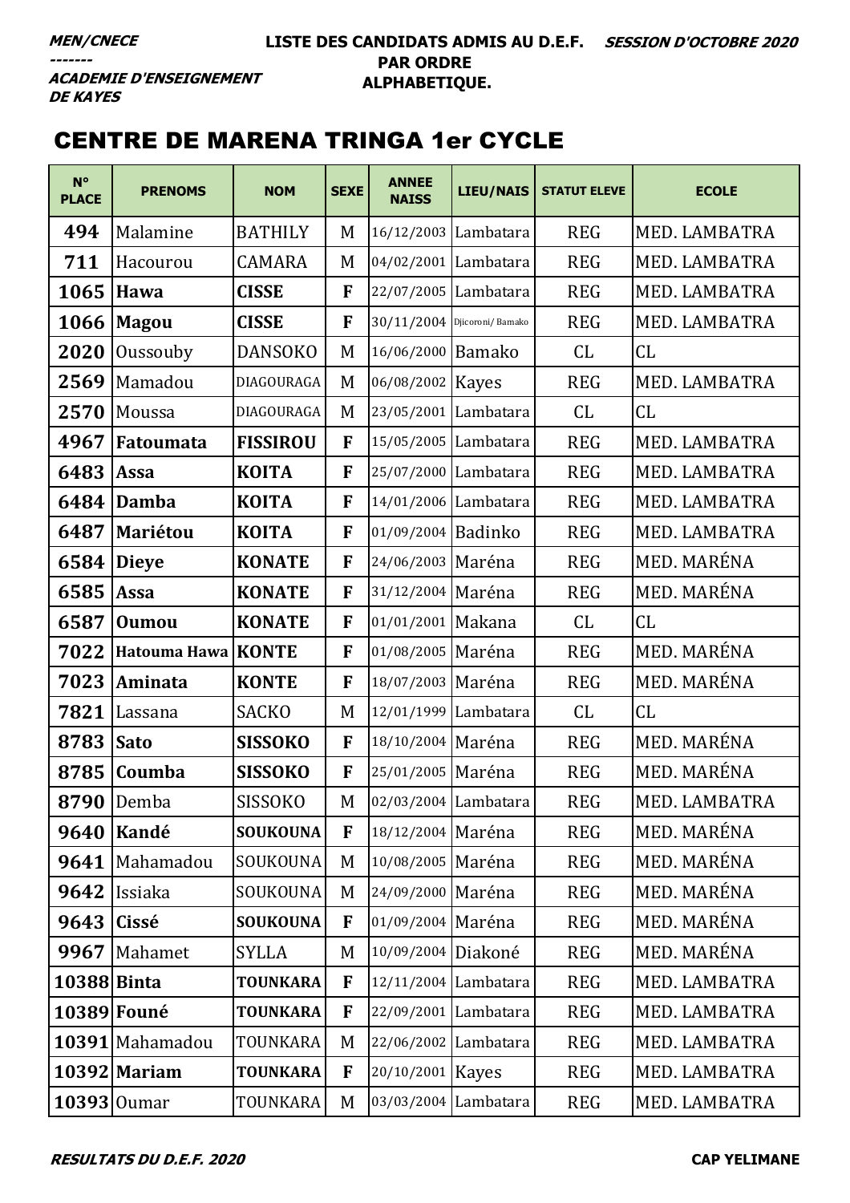***MEN/CNECE***
***-------***
***ACADEMIE D'ENSEIGNEMENT DE KAYES***

**LISTE DES CANDIDATS ADMIS AU D.E.F. PAR ORDRE ALPHABETIQUE.**

***SESSION D'OCTOBRE 2020***

## CENTRE DE MARENA TRINGA 1er CYCLE

| N° PLACE | PRENOMS | NOM | SEXE | ANNEE NAISS | LIEU/NAIS | STATUT ELEVE | ECOLE |
|---|---|---|---|---|---|---|---|
| **494** | Malamine | BATHILY | M | 16/12/2003 | Lambatara | REG | MED. LAMBATRA |
| **711** | Hacourou | CAMARA | M | 04/02/2001 | Lambatara | REG | MED. LAMBATRA |
| **1065** | **Hawa** | **CISSE** | **F** | 22/07/2005 | Lambatara | REG | MED. LAMBATRA |
| **1066** | **Magou** | **CISSE** | **F** | 30/11/2004 | Djicoroni/ Bamako | REG | MED. LAMBATRA |
| **2020** | Oussouby | DANSOKO | M | 16/06/2000 | Bamako | CL | CL |
| **2569** | Mamadou | DIAGOURAGA | M | 06/08/2002 | Kayes | REG | MED. LAMBATRA |
| **2570** | Moussa | DIAGOURAGA | M | 23/05/2001 | Lambatara | CL | CL |
| **4967** | **Fatoumata** | **FISSIROU** | **F** | 15/05/2005 | Lambatara | REG | MED. LAMBATRA |
| **6483** | **Assa** | **KOITA** | **F** | 25/07/2000 | Lambatara | REG | MED. LAMBATRA |
| **6484** | **Damba** | **KOITA** | **F** | 14/01/2006 | Lambatara | REG | MED. LAMBATRA |
| **6487** | **Mariétou** | **KOITA** | **F** | 01/09/2004 | Badinko | REG | MED. LAMBATRA |
| **6584** | **Dieye** | **KONATE** | **F** | 24/06/2003 | Maréna | REG | MED. MARÉNA |
| **6585** | **Assa** | **KONATE** | **F** | 31/12/2004 | Maréna | REG | MED. MARÉNA |
| **6587** | **Oumou** | **KONATE** | **F** | 01/01/2001 | Makana | CL | CL |
| **7022** | **Hatouma Hawa** | **KONTE** | **F** | 01/08/2005 | Maréna | REG | MED. MARÉNA |
| **7023** | **Aminata** | **KONTE** | **F** | 18/07/2003 | Maréna | REG | MED. MARÉNA |
| **7821** | Lassana | SACKO | M | 12/01/1999 | Lambatara | CL | CL |
| **8783** | **Sato** | **SISSOKO** | **F** | 18/10/2004 | Maréna | REG | MED. MARÉNA |
| **8785** | **Coumba** | **SISSOKO** | **F** | 25/01/2005 | Maréna | REG | MED. MARÉNA |
| **8790** | Demba | SISSOKO | M | 02/03/2004 | Lambatara | REG | MED. LAMBATRA |
| **9640** | **Kandé** | **SOUKOUNA** | **F** | 18/12/2004 | Maréna | REG | MED. MARÉNA |
| **9641** | Mahamadou | SOUKOUNA | M | 10/08/2005 | Maréna | REG | MED. MARÉNA |
| **9642** | Issiaka | SOUKOUNA | M | 24/09/2000 | Maréna | REG | MED. MARÉNA |
| **9643** | **Cissé** | **SOUKOUNA** | **F** | 01/09/2004 | Maréna | REG | MED. MARÉNA |
| **9967** | Mahamet | SYLLA | M | 10/09/2004 | Diakoné | REG | MED. MARÉNA |
| **10388** | **Binta** | **TOUNKARA** | **F** | 12/11/2004 | Lambatara | REG | MED. LAMBATRA |
| **10389** | **Founé** | **TOUNKARA** | **F** | 22/09/2001 | Lambatara | REG | MED. LAMBATRA |
| **10391** | Mahamadou | TOUNKARA | M | 22/06/2002 | Lambatara | REG | MED. LAMBATRA |
| **10392** | **Mariam** | **TOUNKARA** | **F** | 20/10/2001 | Kayes | REG | MED. LAMBATRA |
| **10393** | Oumar | TOUNKARA | M | 03/03/2004 | Lambatara | REG | MED. LAMBATRA |

***RESULTATS DU D.E.F. 2020*** **CAP YELIMANE**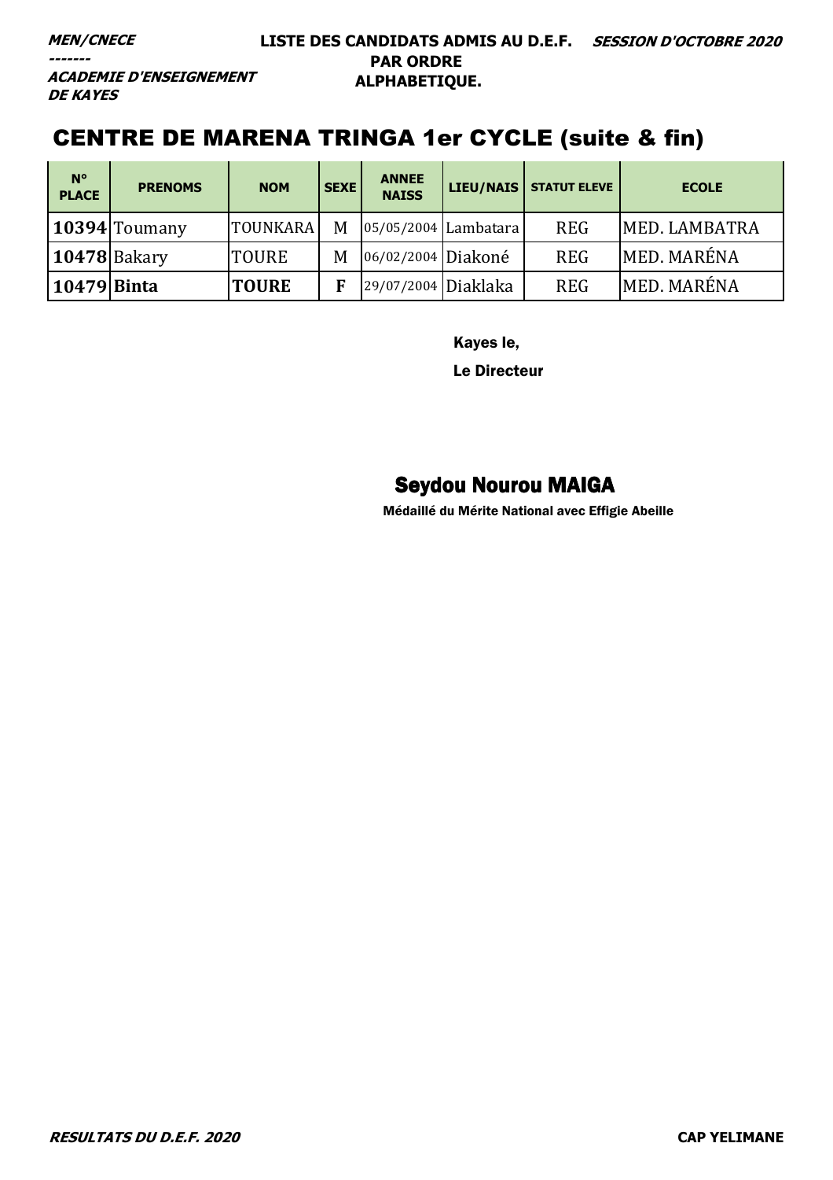***MEN/CNECE***

***-------***

***ACADEMIE D'ENSEIGNEMENT DE KAYES***

**LISTE DES CANDIDATS ADMIS AU D.E.F. PAR ORDRE ALPHABETIQUE.**

***SESSION D'OCTOBRE 2020***

## CENTRE DE MARENA TRINGA 1er CYCLE (suite & fin)

| N° PLACE | PRENOMS | NOM | SEXE | ANNEE NAISS | LIEU/NAIS | STATUT ELEVE | ECOLE |
|---|---|---|---|---|---|---|---|
| **10394** | Toumany | TOUNKARA | M | 05/05/2004 | Lambatara | REG | MED. LAMBATRA |
| **10478** | Bakary | TOURE | M | 06/02/2004 | Diakoné | REG | MED. MARÉNA |
| **10479** | **Binta** | **TOURE** | **F** | 29/07/2004 | Diaklaka | REG | MED. MARÉNA |

Kayes le,

Le Directeur

**Seydou Nourou MAIGA**

**Médaillé du Mérite National avec Effigie Abeille**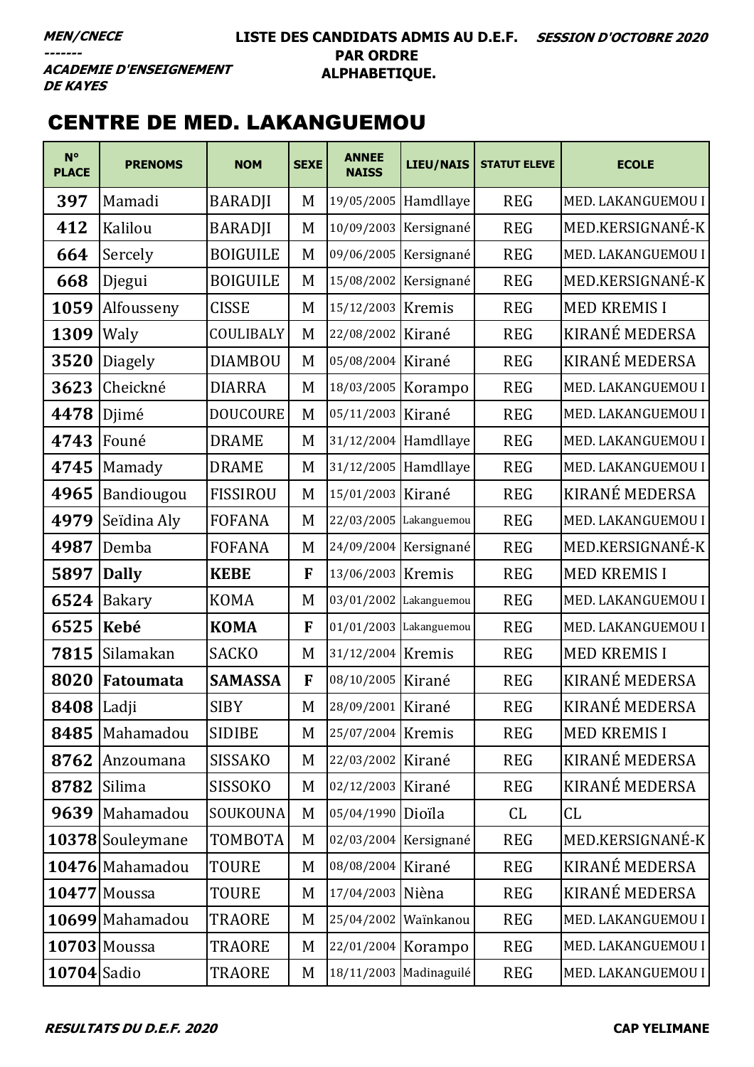**MEN/CNECE**
**-------**
**ACADEMIE D'ENSEIGNEMENT DE KAYES**

**LISTE DES CANDIDATS ADMIS AU D.E.F. PAR ORDRE ALPHABETIQUE.**

**SESSION D'OCTOBRE 2020**

## CENTRE DE MED. LAKANGUEMOU

| N° PLACE | PRENOMS | NOM | SEXE | ANNEE NAISS | LIEU/NAIS | STATUT ELEVE | ECOLE |
|---|---|---|---|---|---|---|---|
| 397 | Mamadi | BARADJI | M | 19/05/2005 | Hamdllaye | REG | MED. LAKANGUEMOU I |
| 412 | Kalilou | BARADJI | M | 10/09/2003 | Kersignané | REG | MED.KERSIGNANÉ-K |
| 664 | Sercely | BOIGUILE | M | 09/06/2005 | Kersignané | REG | MED. LAKANGUEMOU I |
| 668 | Djegui | BOIGUILE | M | 15/08/2002 | Kersignané | REG | MED.KERSIGNANÉ-K |
| 1059 | Alfousseny | CISSE | M | 15/12/2003 | Kremis | REG | MED KREMIS I |
| 1309 | Waly | COULIBALY | M | 22/08/2002 | Kirané | REG | KIRANÉ MEDERSA |
| 3520 | Diagely | DIAMBOU | M | 05/08/2004 | Kirané | REG | KIRANÉ MEDERSA |
| 3623 | Cheickné | DIARRA | M | 18/03/2005 | Korampo | REG | MED. LAKANGUEMOU I |
| 4478 | Djimé | DOUCOURE | M | 05/11/2003 | Kirané | REG | MED. LAKANGUEMOU I |
| 4743 | Founé | DRAME | M | 31/12/2004 | Hamdllaye | REG | MED. LAKANGUEMOU I |
| 4745 | Mamady | DRAME | M | 31/12/2005 | Hamdllaye | REG | MED. LAKANGUEMOU I |
| 4965 | Bandiougou | FISSIROU | M | 15/01/2003 | Kirané | REG | KIRANÉ MEDERSA |
| 4979 | Seïdina Aly | FOFANA | M | 22/03/2005 | Lakanguemou | REG | MED. LAKANGUEMOU I |
| 4987 | Demba | FOFANA | M | 24/09/2004 | Kersignané | REG | MED.KERSIGNANÉ-K |
| 5897 | **Dally** | **KEBE** | **F** | 13/06/2003 | Kremis | REG | MED KREMIS I |
| 6524 | Bakary | KOMA | M | 03/01/2002 | Lakanguemou | REG | MED. LAKANGUEMOU I |
| 6525 | **Kebé** | **KOMA** | **F** | 01/01/2003 | Lakanguemou | REG | MED. LAKANGUEMOU I |
| 7815 | Silamakan | SACKO | M | 31/12/2004 | Kremis | REG | MED KREMIS I |
| 8020 | **Fatoumata** | **SAMASSA** | **F** | 08/10/2005 | Kirané | REG | KIRANÉ MEDERSA |
| 8408 | Ladji | SIBY | M | 28/09/2001 | Kirané | REG | KIRANÉ MEDERSA |
| 8485 | Mahamadou | SIDIBE | M | 25/07/2004 | Kremis | REG | MED KREMIS I |
| 8762 | Anzoumana | SISSAKO | M | 22/03/2002 | Kirané | REG | KIRANÉ MEDERSA |
| 8782 | Silima | SISSOKO | M | 02/12/2003 | Kirané | REG | KIRANÉ MEDERSA |
| 9639 | Mahamadou | SOUKOUNA | M | 05/04/1990 | Dioïla | CL | CL |
| 10378 | Souleymane | TOMBOTA | M | 02/03/2004 | Kersignané | REG | MED.KERSIGNANÉ-K |
| 10476 | Mahamadou | TOURE | M | 08/08/2004 | Kirané | REG | KIRANÉ MEDERSA |
| 10477 | Moussa | TOURE | M | 17/04/2003 | Nièna | REG | KIRANÉ MEDERSA |
| 10699 | Mahamadou | TRAORE | M | 25/04/2002 | Waïnkanou | REG | MED. LAKANGUEMOU I |
| 10703 | Moussa | TRAORE | M | 22/01/2004 | Korampo | REG | MED. LAKANGUEMOU I |
| 10704 | Sadio | TRAORE | M | 18/11/2003 | Madinaguilé | REG | MED. LAKANGUEMOU I |

**RESULTATS DU D.E.F. 2020** — **CAP YELIMANE**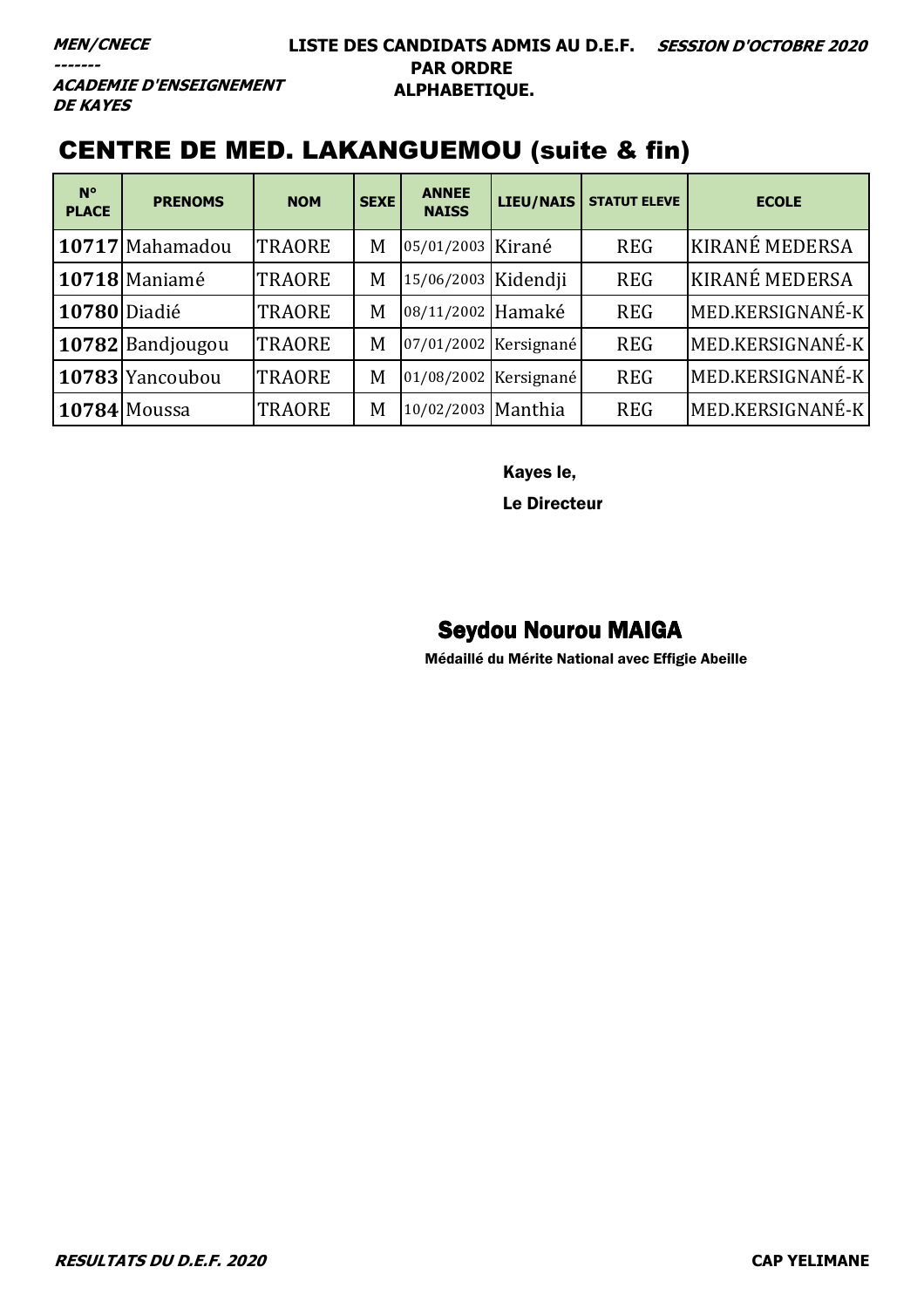***MEN/CNECE***
***-------***
***ACADEMIE D'ENSEIGNEMENT DE KAYES***

**LISTE DES CANDIDATS ADMIS AU D.E.F. PAR ORDRE ALPHABETIQUE.**

***SESSION D'OCTOBRE 2020***

# CENTRE DE MED. LAKANGUEMOU (suite & fin)

| N° PLACE | PRENOMS | NOM | SEXE | ANNEE NAISS | LIEU/NAIS | STATUT ELEVE | ECOLE |
|---|---|---|---|---|---|---|---|
| **10717** | Mahamadou | TRAORE | M | 05/01/2003 | Kirané | REG | KIRANÉ MEDERSA |
| **10718** | Maniamé | TRAORE | M | 15/06/2003 | Kidendji | REG | KIRANÉ MEDERSA |
| **10780** | Diadié | TRAORE | M | 08/11/2002 | Hamaké | REG | MED.KERSIGNANÉ-K |
| **10782** | Bandjougou | TRAORE | M | 07/01/2002 | Kersignané | REG | MED.KERSIGNANÉ-K |
| **10783** | Yancoubou | TRAORE | M | 01/08/2002 | Kersignané | REG | MED.KERSIGNANÉ-K |
| **10784** | Moussa | TRAORE | M | 10/02/2003 | Manthia | REG | MED.KERSIGNANÉ-K |

Kayes le,

Le Directeur

**Seydou Nourou MAIGA**

Médaillé du Mérite National avec Effigie Abeille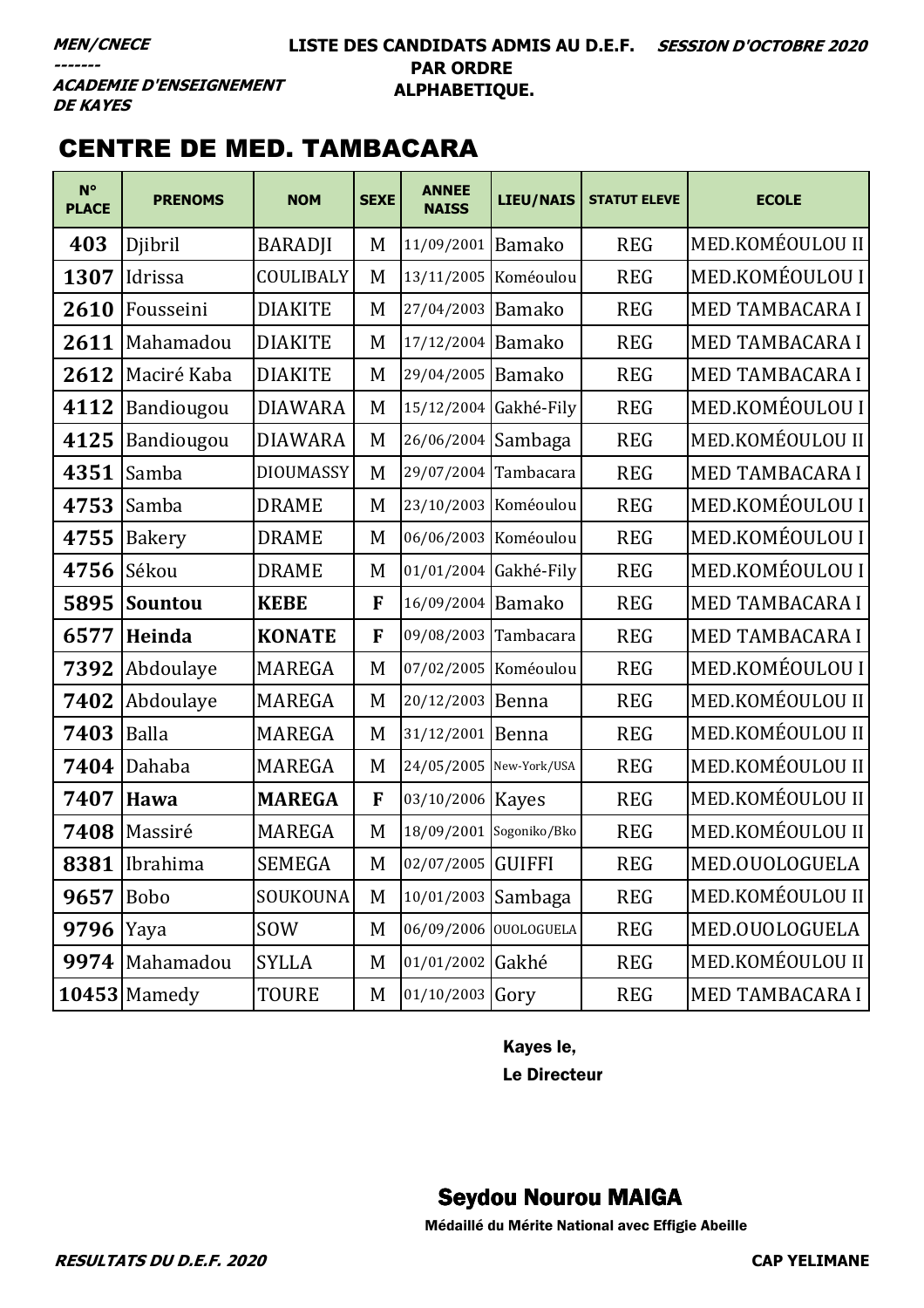***MEN/CNECE***
***-------***
***ACADEMIE D'ENSEIGNEMENT DE KAYES***

**LISTE DES CANDIDATS ADMIS AU D.E.F. PAR ORDRE ALPHABETIQUE.**

***SESSION D'OCTOBRE 2020***

## CENTRE DE MED. TAMBACARA

| N° PLACE | PRENOMS | NOM | SEXE | ANNEE NAISS | LIEU/NAIS | STATUT ELEVE | ECOLE |
|---|---|---|---|---|---|---|---|
| 403 | Djibril | BARADJI | M | 11/09/2001 | Bamako | REG | MED.KOMÉOULOU II |
| 1307 | Idrissa | COULIBALY | M | 13/11/2005 | Koméoulou | REG | MED.KOMÉOULOU I |
| 2610 | Fousseini | DIAKITE | M | 27/04/2003 | Bamako | REG | MED TAMBACARA I |
| 2611 | Mahamadou | DIAKITE | M | 17/12/2004 | Bamako | REG | MED TAMBACARA I |
| 2612 | Maciré Kaba | DIAKITE | M | 29/04/2005 | Bamako | REG | MED TAMBACARA I |
| 4112 | Bandiougou | DIAWARA | M | 15/12/2004 | Gakhé-Fily | REG | MED.KOMÉOULOU I |
| 4125 | Bandiougou | DIAWARA | M | 26/06/2004 | Sambaga | REG | MED.KOMÉOULOU II |
| 4351 | Samba | DIOUMASSY | M | 29/07/2004 | Tambacara | REG | MED TAMBACARA I |
| 4753 | Samba | DRAME | M | 23/10/2003 | Koméoulou | REG | MED.KOMÉOULOU I |
| 4755 | Bakery | DRAME | M | 06/06/2003 | Koméoulou | REG | MED.KOMÉOULOU I |
| 4756 | Sékou | DRAME | M | 01/01/2004 | Gakhé-Fily | REG | MED.KOMÉOULOU I |
| 5895 | **Sountou** | **KEBE** | **F** | 16/09/2004 | Bamako | REG | MED TAMBACARA I |
| 6577 | **Heinda** | **KONATE** | **F** | 09/08/2003 | Tambacara | REG | MED TAMBACARA I |
| 7392 | Abdoulaye | MAREGA | M | 07/02/2005 | Koméoulou | REG | MED.KOMÉOULOU I |
| 7402 | Abdoulaye | MAREGA | M | 20/12/2003 | Benna | REG | MED.KOMÉOULOU II |
| 7403 | Balla | MAREGA | M | 31/12/2001 | Benna | REG | MED.KOMÉOULOU II |
| 7404 | Dahaba | MAREGA | M | 24/05/2005 | New-York/USA | REG | MED.KOMÉOULOU II |
| 7407 | **Hawa** | **MAREGA** | **F** | 03/10/2006 | Kayes | REG | MED.KOMÉOULOU II |
| 7408 | Massiré | MAREGA | M | 18/09/2001 | Sogoniko/Bko | REG | MED.KOMÉOULOU II |
| 8381 | Ibrahima | SEMEGA | M | 02/07/2005 | GUIFFI | REG | MED.OUOLOGUELA |
| 9657 | Bobo | SOUKOUNA | M | 10/01/2003 | Sambaga | REG | MED.KOMÉOULOU II |
| 9796 | Yaya | SOW | M | 06/09/2006 | OUOLOGUELA | REG | MED.OUOLOGUELA |
| 9974 | Mahamadou | SYLLA | M | 01/01/2002 | Gakhé | REG | MED.KOMÉOULOU II |
| 10453 | Mamedy | TOURE | M | 01/10/2003 | Gory | REG | MED TAMBACARA I |

Kayes le,
Le Directeur

**Seydou Nourou MAIGA**
**Médaillé du Mérite National avec Effigie Abeille**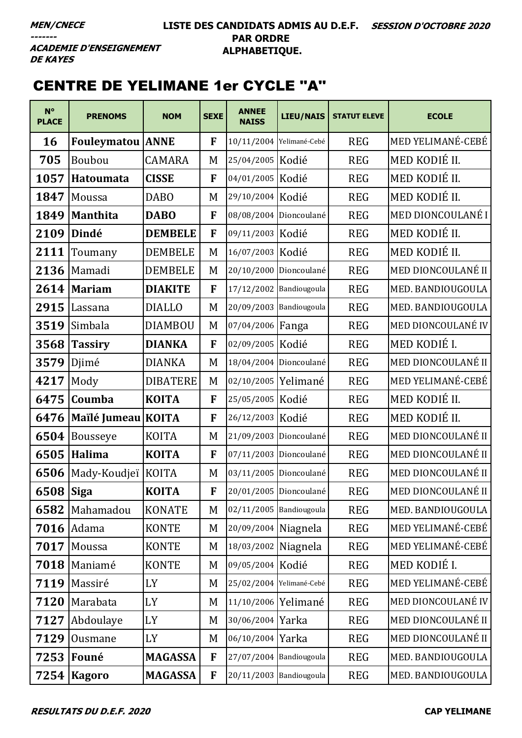**MEN/CNECE**
**-------**
**ACADEMIE D'ENSEIGNEMENT DE KAYES**

**LISTE DES CANDIDATS ADMIS AU D.E.F. PAR ORDRE ALPHABETIQUE.**

**SESSION D'OCTOBRE 2020**

## CENTRE DE YELIMANE 1er CYCLE "A"

| N° PLACE | PRENOMS | NOM | SEXE | ANNEE NAISS | LIEU/NAIS | STATUT ELEVE | ECOLE |
|---|---|---|---|---|---|---|---|
| 16 | **Fouleymatou** | **ANNE** | **F** | 10/11/2004 | Yelimané-Cebé | REG | MED YELIMANÉ-CEBÉ |
| 705 | Boubou | CAMARA | M | 25/04/2005 | Kodié | REG | MED KODIÉ II. |
| 1057 | **Hatoumata** | **CISSE** | **F** | 04/01/2005 | Kodié | REG | MED KODIÉ II. |
| 1847 | Moussa | DABO | M | 29/10/2004 | Kodié | REG | MED KODIÉ II. |
| 1849 | **Manthita** | **DABO** | **F** | 08/08/2004 | Dioncoulané | REG | MED DIONCOULANÉ I |
| 2109 | **Dindé** | **DEMBELE** | **F** | 09/11/2003 | Kodié | REG | MED KODIÉ II. |
| 2111 | Toumany | DEMBELE | M | 16/07/2003 | Kodié | REG | MED KODIÉ II. |
| 2136 | Mamadi | DEMBELE | M | 20/10/2000 | Dioncoulané | REG | MED DIONCOULANÉ II |
| 2614 | **Mariam** | **DIAKITE** | **F** | 17/12/2002 | Bandiougoula | REG | MED. BANDIOUGOULA |
| 2915 | Lassana | DIALLO | M | 20/09/2003 | Bandiougoula | REG | MED. BANDIOUGOULA |
| 3519 | Simbala | DIAMBOU | M | 07/04/2006 | Fanga | REG | MED DIONCOULANÉ IV |
| 3568 | **Tassiry** | **DIANKA** | **F** | 02/09/2005 | Kodié | REG | MED KODIÉ I. |
| 3579 | Djimé | DIANKA | M | 18/04/2004 | Dioncoulané | REG | MED DIONCOULANÉ II |
| 4217 | Mody | DIBATERE | M | 02/10/2005 | Yelimané | REG | MED YELIMANÉ-CEBÉ |
| 6475 | **Coumba** | **KOITA** | **F** | 25/05/2005 | Kodié | REG | MED KODIÉ II. |
| 6476 | **Maïlé Jumeau** | **KOITA** | **F** | 26/12/2003 | Kodié | REG | MED KODIÉ II. |
| 6504 | Bousseye | KOITA | M | 21/09/2003 | Dioncoulané | REG | MED DIONCOULANÉ II |
| 6505 | **Halima** | **KOITA** | **F** | 07/11/2003 | Dioncoulané | REG | MED DIONCOULANÉ II |
| 6506 | Mady-Koudjeï | KOITA | M | 03/11/2005 | Dioncoulané | REG | MED DIONCOULANÉ II |
| 6508 | **Siga** | **KOITA** | **F** | 20/01/2005 | Dioncoulané | REG | MED DIONCOULANÉ II |
| 6582 | Mahamadou | KONATE | M | 02/11/2005 | Bandiougoula | REG | MED. BANDIOUGOULA |
| 7016 | Adama | KONTE | M | 20/09/2004 | Niagnela | REG | MED YELIMANÉ-CEBÉ |
| 7017 | Moussa | KONTE | M | 18/03/2002 | Niagnela | REG | MED YELIMANÉ-CEBÉ |
| 7018 | Maniamé | KONTE | M | 09/05/2004 | Kodié | REG | MED KODIÉ I. |
| 7119 | Massiré | LY | M | 25/02/2004 | Yelimané-Cebé | REG | MED YELIMANÉ-CEBÉ |
| 7120 | Marabata | LY | M | 11/10/2006 | Yelimané | REG | MED DIONCOULANÉ IV |
| 7127 | Abdoulaye | LY | M | 30/06/2004 | Yarka | REG | MED DIONCOULANÉ II |
| 7129 | Ousmane | LY | M | 06/10/2004 | Yarka | REG | MED DIONCOULANÉ II |
| 7253 | **Founé** | **MAGASSA** | **F** | 27/07/2004 | Bandiougoula | REG | MED. BANDIOUGOULA |
| 7254 | **Kagoro** | **MAGASSA** | **F** | 20/11/2003 | Bandiougoula | REG | MED. BANDIOUGOULA |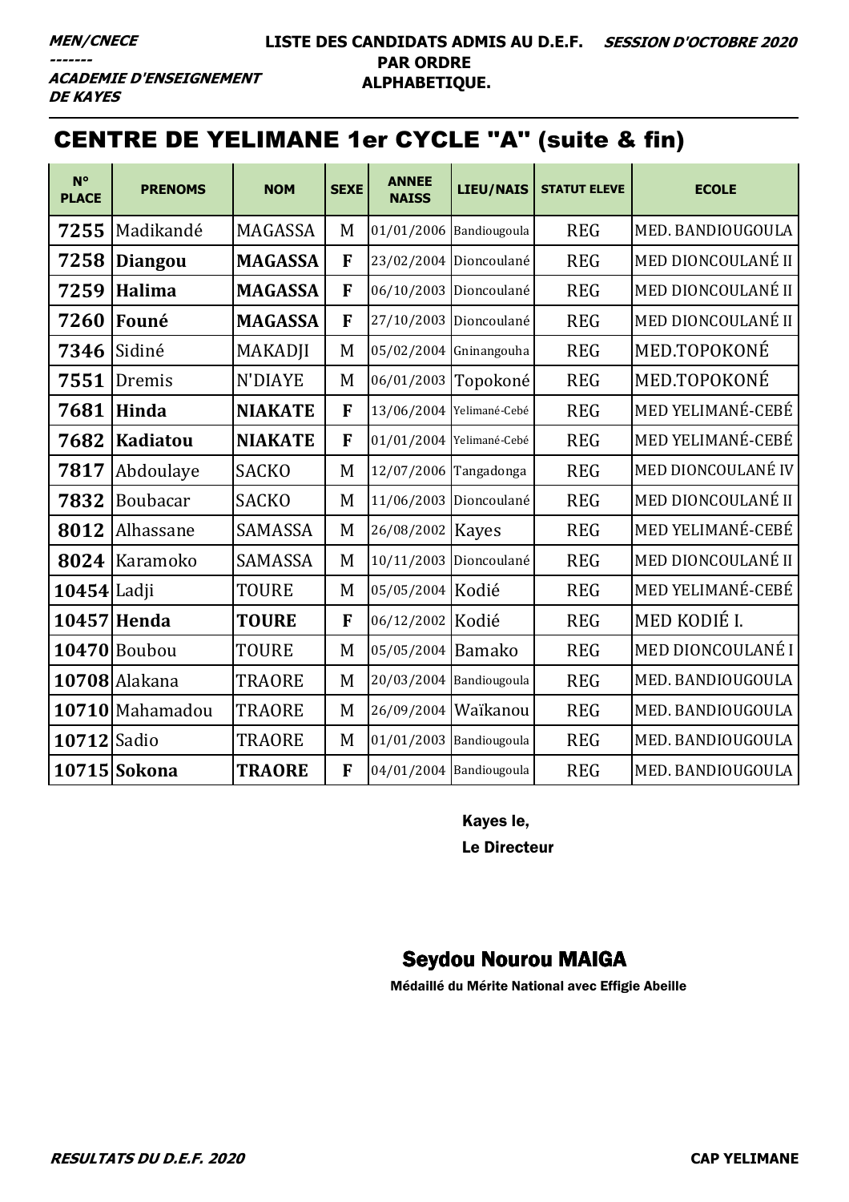*MEN/CNECE*
*-------*
*ACADEMIE D'ENSEIGNEMENT DE KAYES*

**LISTE DES CANDIDATS ADMIS AU D.E.F. PAR ORDRE ALPHABETIQUE.**

***SESSION D'OCTOBRE 2020***

## CENTRE DE YELIMANE 1er CYCLE "A" (suite & fin)

| N° PLACE | PRENOMS | NOM | SEXE | ANNEE NAISS | LIEU/NAIS | STATUT ELEVE | ECOLE |
|---|---|---|---|---|---|---|---|
| 7255 | Madikandé | MAGASSA | M | 01/01/2006 | Bandiougoula | REG | MED. BANDIOUGOULA |
| 7258 | **Diangou** | **MAGASSA** | **F** | 23/02/2004 | Dioncoulané | REG | MED DIONCOULANÉ II |
| 7259 | **Halima** | **MAGASSA** | **F** | 06/10/2003 | Dioncoulané | REG | MED DIONCOULANÉ II |
| 7260 | **Founé** | **MAGASSA** | **F** | 27/10/2003 | Dioncoulané | REG | MED DIONCOULANÉ II |
| 7346 | Sidiné | MAKADJI | M | 05/02/2004 | Gninangouha | REG | MED.TOPOKONÉ |
| 7551 | Dremis | N'DIAYE | M | 06/01/2003 | Topokoné | REG | MED.TOPOKONÉ |
| 7681 | **Hinda** | **NIAKATE** | **F** | 13/06/2004 | Yelimané-Cebé | REG | MED YELIMANÉ-CEBÉ |
| 7682 | **Kadiatou** | **NIAKATE** | **F** | 01/01/2004 | Yelimané-Cebé | REG | MED YELIMANÉ-CEBÉ |
| 7817 | Abdoulaye | SACKO | M | 12/07/2006 | Tangadonga | REG | MED DIONCOULANÉ IV |
| 7832 | Boubacar | SACKO | M | 11/06/2003 | Dioncoulané | REG | MED DIONCOULANÉ II |
| 8012 | Alhassane | SAMASSA | M | 26/08/2002 | Kayes | REG | MED YELIMANÉ-CEBÉ |
| 8024 | Karamoko | SAMASSA | M | 10/11/2003 | Dioncoulané | REG | MED DIONCOULANÉ II |
| 10454 | Ladji | TOURE | M | 05/05/2004 | Kodié | REG | MED YELIMANÉ-CEBÉ |
| 10457 | **Henda** | **TOURE** | **F** | 06/12/2002 | Kodié | REG | MED KODIÉ I. |
| 10470 | Boubou | TOURE | M | 05/05/2004 | Bamako | REG | MED DIONCOULANÉ I |
| 10708 | Alakana | TRAORE | M | 20/03/2004 | Bandiougoula | REG | MED. BANDIOUGOULA |
| 10710 | Mahamadou | TRAORE | M | 26/09/2004 | Waïkanou | REG | MED. BANDIOUGOULA |
| 10712 | Sadio | TRAORE | M | 01/01/2003 | Bandiougoula | REG | MED. BANDIOUGOULA |
| 10715 | **Sokona** | **TRAORE** | **F** | 04/01/2004 | Bandiougoula | REG | MED. BANDIOUGOULA |

Kayes le,
Le Directeur

**Seydou Nourou MAIGA**
Médaillé du Mérite National avec Effigie Abeille

***RESULTATS DU D.E.F. 2020*** **CAP YELIMANE**